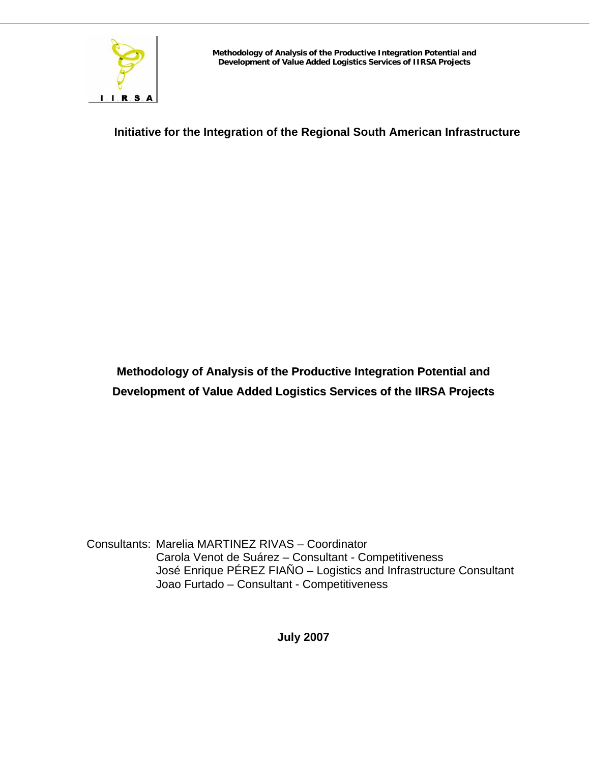# Initiative for the Integration of the Regional South American Infrastructure

## Methodology of Analysis of the Productive Integration Potential and Development of Value Added Logistics Services of the IIRSA Projects

Consultants: Marelia MARTINEZ RIVAS – Coordinator
Carola Venot de Suárez – Consultant - Competitiveness
José Enrique PÉREZ FIAÑO – Logistics and Infrastructure Consultant
Joao Furtado – Consultant - Competitiveness

**July 2007**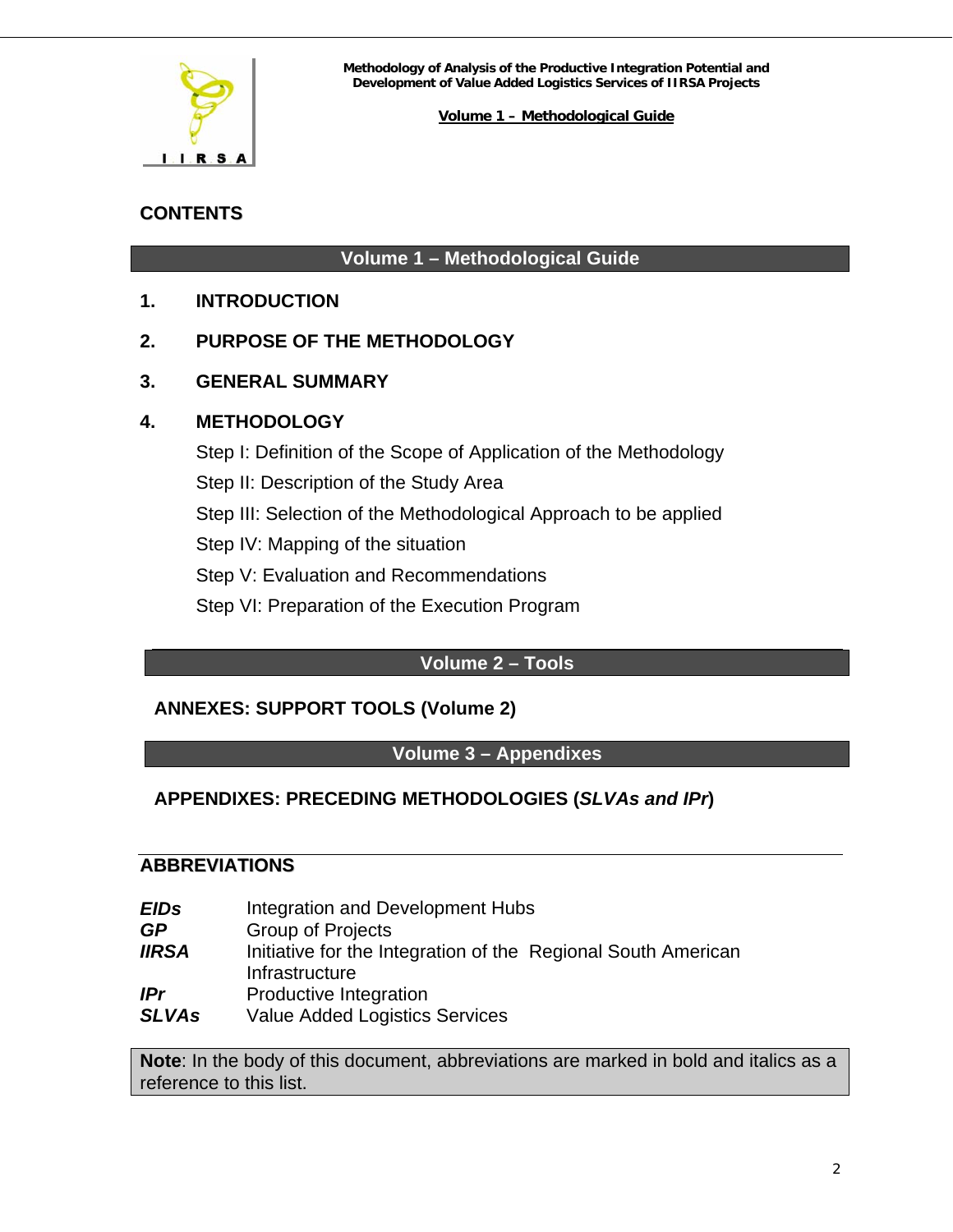## CONTENTS

**Volume 1 – Methodological Guide**

**1. INTRODUCTION**

**2. PURPOSE OF THE METHODOLOGY**

**3. GENERAL SUMMARY**

**4. METHODOLOGY**

Step I: Definition of the Scope of Application of the Methodology

Step II: Description of the Study Area

Step III: Selection of the Methodological Approach to be applied

Step IV: Mapping of the situation

Step V: Evaluation and Recommendations

Step VI: Preparation of the Execution Program

**Volume 2 – Tools**

**ANNEXES: SUPPORT TOOLS (Volume 2)**

**Volume 3 – Appendixes**

**APPENDIXES: PRECEDING METHODOLOGIES (*SLVAs and IPr*)**

## ABBREVIATIONS

| | |
|---|---|
| ***EIDs*** | Integration and Development Hubs |
| ***GP*** | Group of Projects |
| ***IIRSA*** | Initiative for the Integration of the Regional South American Infrastructure |
| ***IPr*** | Productive Integration |
| ***SLVAs*** | Value Added Logistics Services |

**Note**: In the body of this document, abbreviations are marked in bold and italics as a reference to this list.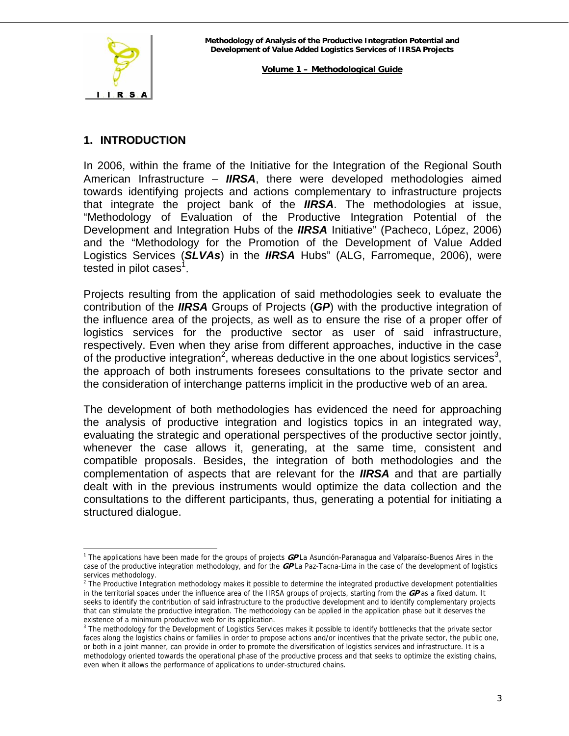## 1. INTRODUCTION

In 2006, within the frame of the Initiative for the Integration of the Regional South American Infrastructure – ***IIRSA***, there were developed methodologies aimed towards identifying projects and actions complementary to infrastructure projects that integrate the project bank of the ***IIRSA***. The methodologies at issue, "Methodology of Evaluation of the Productive Integration Potential of the Development and Integration Hubs of the ***IIRSA*** Initiative" (Pacheco, López, 2006) and the "Methodology for the Promotion of the Development of Value Added Logistics Services (***SLVAs***) in the ***IIRSA*** Hubs" (ALG, Farromeque, 2006), were tested in pilot cases[1].

Projects resulting from the application of said methodologies seek to evaluate the contribution of the ***IIRSA*** Groups of Projects (***GP***) with the productive integration of the influence area of the projects, as well as to ensure the rise of a proper offer of logistics services for the productive sector as user of said infrastructure, respectively. Even when they arise from different approaches, inductive in the case of the productive integration[2], whereas deductive in the one about logistics services[3], the approach of both instruments foresees consultations to the private sector and the consideration of interchange patterns implicit in the productive web of an area.

The development of both methodologies has evidenced the need for approaching the analysis of productive integration and logistics topics in an integrated way, evaluating the strategic and operational perspectives of the productive sector jointly, whenever the case allows it, generating, at the same time, consistent and compatible proposals. Besides, the integration of both methodologies and the complementation of aspects that are relevant for the ***IIRSA*** and that are partially dealt with in the previous instruments would optimize the data collection and the consultations to the different participants, thus, generating a potential for initiating a structured dialogue.

---

[1] The applications have been made for the groups of projects ***GP*** La Asunción-Paranagua and Valparaíso-Buenos Aires in the case of the productive integration methodology, and for the ***GP*** La Paz-Tacna-Lima in the case of the development of logistics services methodology.

[2] The Productive Integration methodology makes it possible to determine the integrated productive development potentialities in the territorial spaces under the influence area of the IIRSA groups of projects, starting from the ***GP*** as a fixed datum. It seeks to identify the contribution of said infrastructure to the productive development and to identify complementary projects that can stimulate the productive integration. The methodology can be applied in the application phase but it deserves the existence of a minimum productive web for its application.

[3] The methodology for the Development of Logistics Services makes it possible to identify bottlenecks that the private sector faces along the logistics chains or families in order to propose actions and/or incentives that the private sector, the public one, or both in a joint manner, can provide in order to promote the diversification of logistics services and infrastructure. It is a methodology oriented towards the operational phase of the productive process and that seeks to optimize the existing chains, even when it allows the performance of applications to under-structured chains.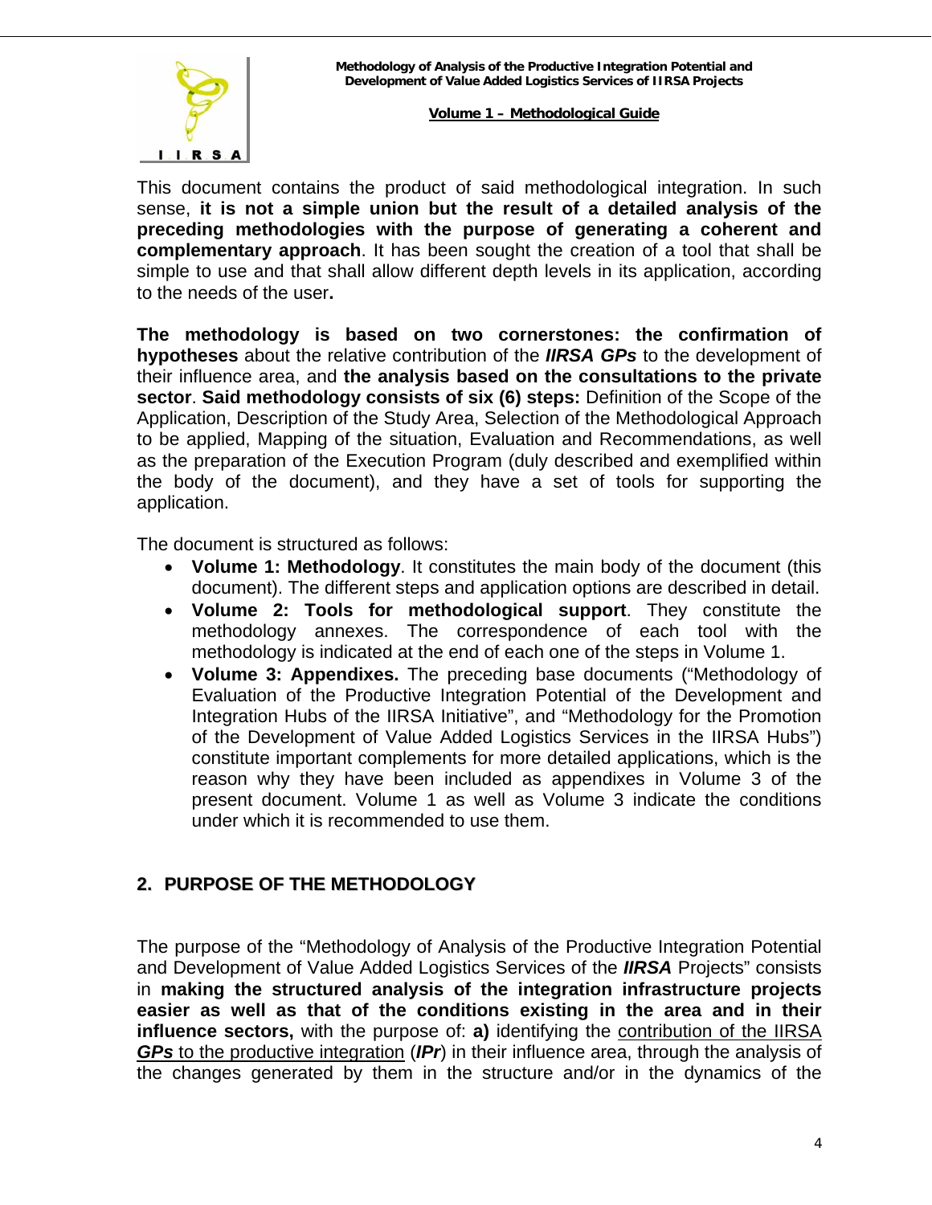This document contains the product of said methodological integration. In such sense, **it is not a simple union but the result of a detailed analysis of the preceding methodologies with the purpose of generating a coherent and complementary approach**. It has been sought the creation of a tool that shall be simple to use and that shall allow different depth levels in its application, according to the needs of the user**.**

**The methodology is based on two cornerstones: the confirmation of hypotheses** about the relative contribution of the ***IIRSA GPs*** to the development of their influence area, and **the analysis based on the consultations to the private sector**. **Said methodology consists of six (6) steps:** Definition of the Scope of the Application, Description of the Study Area, Selection of the Methodological Approach to be applied, Mapping of the situation, Evaluation and Recommendations, as well as the preparation of the Execution Program (duly described and exemplified within the body of the document), and they have a set of tools for supporting the application.

The document is structured as follows:

- **Volume 1: Methodology**. It constitutes the main body of the document (this document). The different steps and application options are described in detail.
- **Volume 2: Tools for methodological support**. They constitute the methodology annexes. The correspondence of each tool with the methodology is indicated at the end of each one of the steps in Volume 1.
- **Volume 3: Appendixes.** The preceding base documents ("Methodology of Evaluation of the Productive Integration Potential of the Development and Integration Hubs of the IIRSA Initiative", and "Methodology for the Promotion of the Development of Value Added Logistics Services in the IIRSA Hubs") constitute important complements for more detailed applications, which is the reason why they have been included as appendixes in Volume 3 of the present document. Volume 1 as well as Volume 3 indicate the conditions under which it is recommended to use them.

## 2. PURPOSE OF THE METHODOLOGY

The purpose of the "Methodology of Analysis of the Productive Integration Potential and Development of Value Added Logistics Services of the ***IIRSA*** Projects" consists in **making the structured analysis of the integration infrastructure projects easier as well as that of the conditions existing in the area and in their influence sectors,** with the purpose of: **a)** identifying the contribution of the IIRSA ***GPs*** to the productive integration (***IPr***) in their influence area, through the analysis of the changes generated by them in the structure and/or in the dynamics of the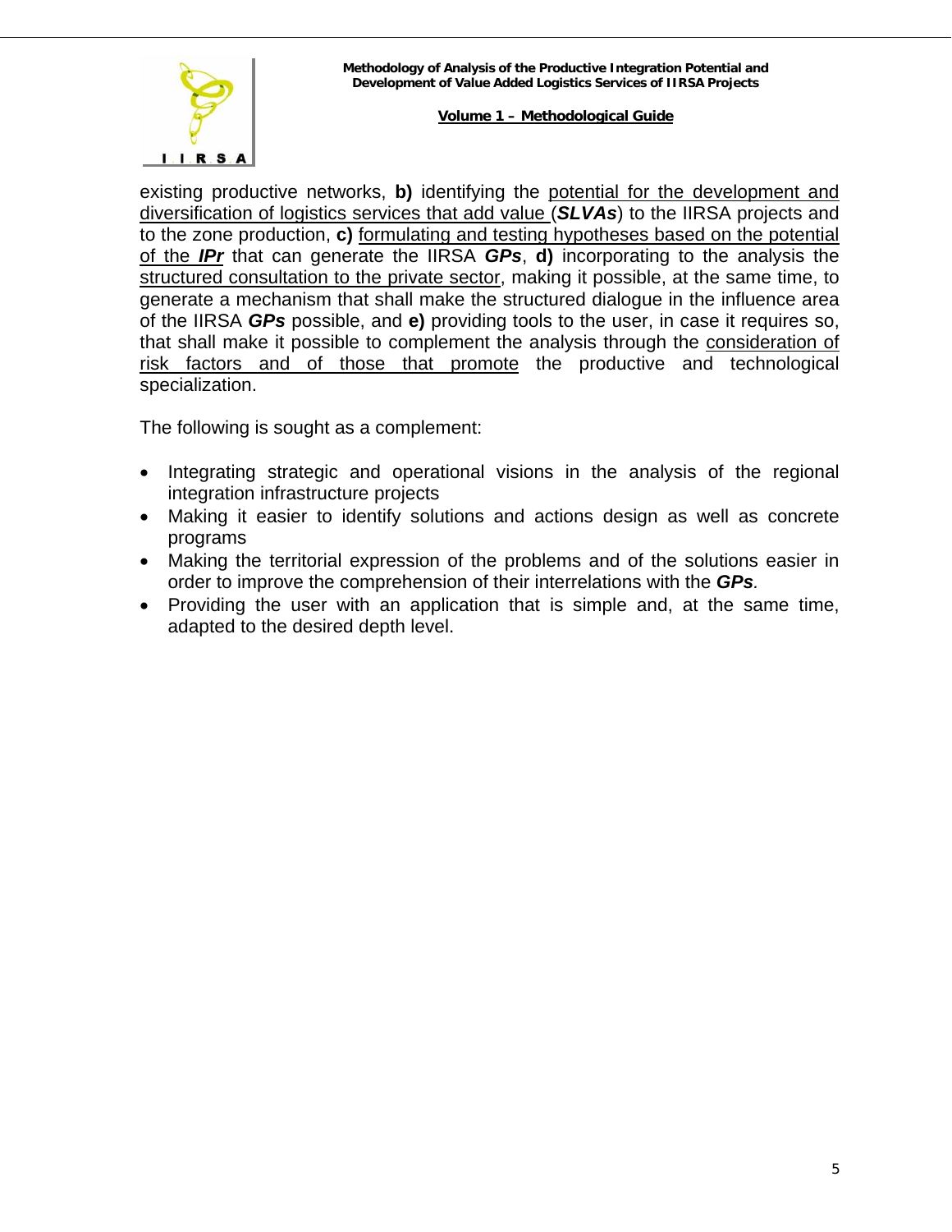existing productive networks, **b)** identifying the potential for the development and diversification of logistics services that add value (***SLVAs***) to the IIRSA projects and to the zone production, **c)** formulating and testing hypotheses based on the potential of the ***IPr*** that can generate the IIRSA ***GPs***, **d)** incorporating to the analysis the structured consultation to the private sector, making it possible, at the same time, to generate a mechanism that shall make the structured dialogue in the influence area of the IIRSA ***GPs*** possible, and **e)** providing tools to the user, in case it requires so, that shall make it possible to complement the analysis through the consideration of risk factors and of those that promote the productive and technological specialization.

The following is sought as a complement:

- Integrating strategic and operational visions in the analysis of the regional integration infrastructure projects
- Making it easier to identify solutions and actions design as well as concrete programs
- Making the territorial expression of the problems and of the solutions easier in order to improve the comprehension of their interrelations with the ***GPs***.
- Providing the user with an application that is simple and, at the same time, adapted to the desired depth level.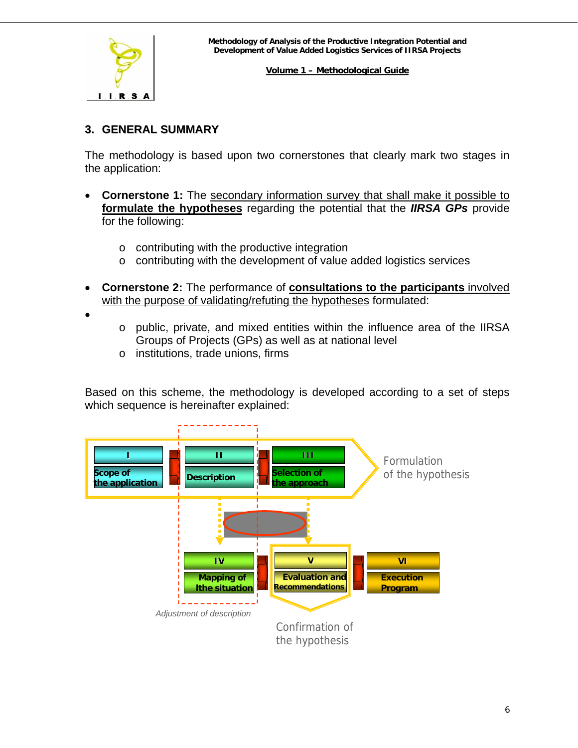## 3. GENERAL SUMMARY

The methodology is based upon two cornerstones that clearly mark two stages in the application:

- **Cornerstone 1:** The secondary information survey that shall make it possible to **formulate the hypotheses** regarding the potential that the ***IIRSA GPs*** provide for the following:
  - contributing with the productive integration
  - contributing with the development of value added logistics services

- **Cornerstone 2:** The performance of **consultations to the participants** involved with the purpose of validating/refuting the hypotheses formulated:
  - public, private, and mixed entities within the influence area of the IIRSA Groups of Projects (GPs) as well as at national level
  - institutions, trade unions, firms

Based on this scheme, the methodology is developed according to a set of steps which sequence is hereinafter explained:

I Scope of the application → II Description → III Selection of the approach — Formulation of the hypothesis

IV Mapping of lthe situation → V Evaluation and Recommendations → VI Execution Program

Adjustment of description

Confirmation of the hypothesis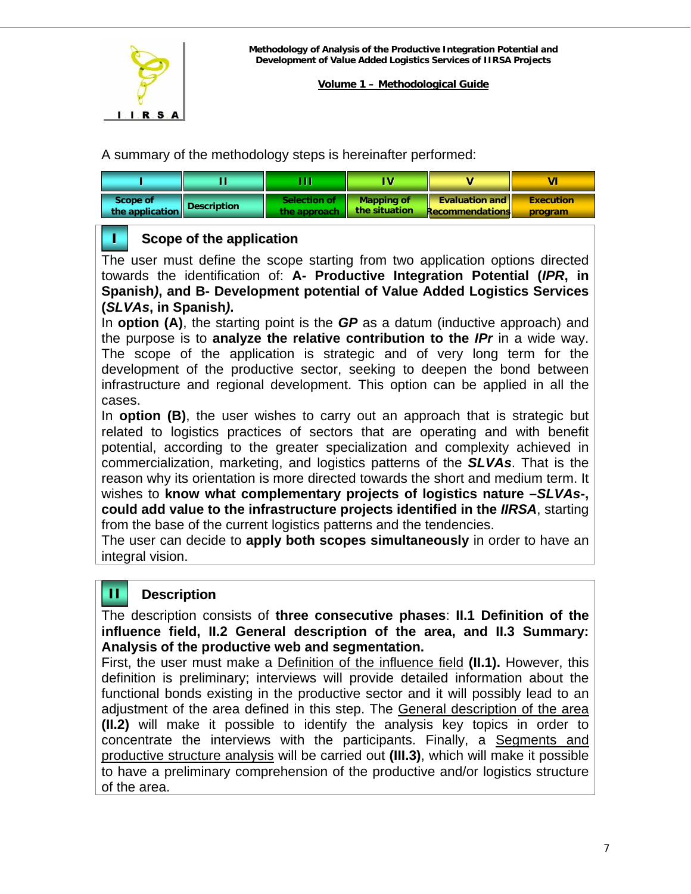A summary of the methodology steps is hereinafter performed:

| I | II | III | IV | V | VI |
|---|---|---|---|---|---|
| Scope of the application | Description | Selection of the approach | Mapping of the situation | Evaluation and Recommendations | Execution program |

## I Scope of the application

The user must define the scope starting from two application options directed towards the identification of: **A- Productive Integration Potential (*IPR*, in Spanish*)*, and B- Development potential of Value Added Logistics Services (*SLVAs*, in Spanish*)*.**

In **option (A)**, the starting point is the ***GP*** as a datum (inductive approach) and the purpose is to **analyze the relative contribution to the *IPr*** in a wide way. The scope of the application is strategic and of very long term for the development of the productive sector, seeking to deepen the bond between infrastructure and regional development. This option can be applied in all the cases.

In **option (B)**, the user wishes to carry out an approach that is strategic but related to logistics practices of sectors that are operating and with benefit potential, according to the greater specialization and complexity achieved in commercialization, marketing, and logistics patterns of the ***SLVAs***. That is the reason why its orientation is more directed towards the short and medium term. It wishes to **know what complementary projects of logistics nature –*SLVAs*-, could add value to the infrastructure projects identified in the *IIRSA***, starting from the base of the current logistics patterns and the tendencies.

The user can decide to **apply both scopes simultaneously** in order to have an integral vision.

## II Description

The description consists of **three consecutive phases**: **II.1 Definition of the influence field, II.2 General description of the area, and II.3 Summary: Analysis of the productive web and segmentation.**

First, the user must make a Definition of the influence field **(II.1).** However, this definition is preliminary; interviews will provide detailed information about the functional bonds existing in the productive sector and it will possibly lead to an adjustment of the area defined in this step. The General description of the area **(II.2)** will make it possible to identify the analysis key topics in order to concentrate the interviews with the participants. Finally, a Segments and productive structure analysis will be carried out **(III.3)**, which will make it possible to have a preliminary comprehension of the productive and/or logistics structure of the area.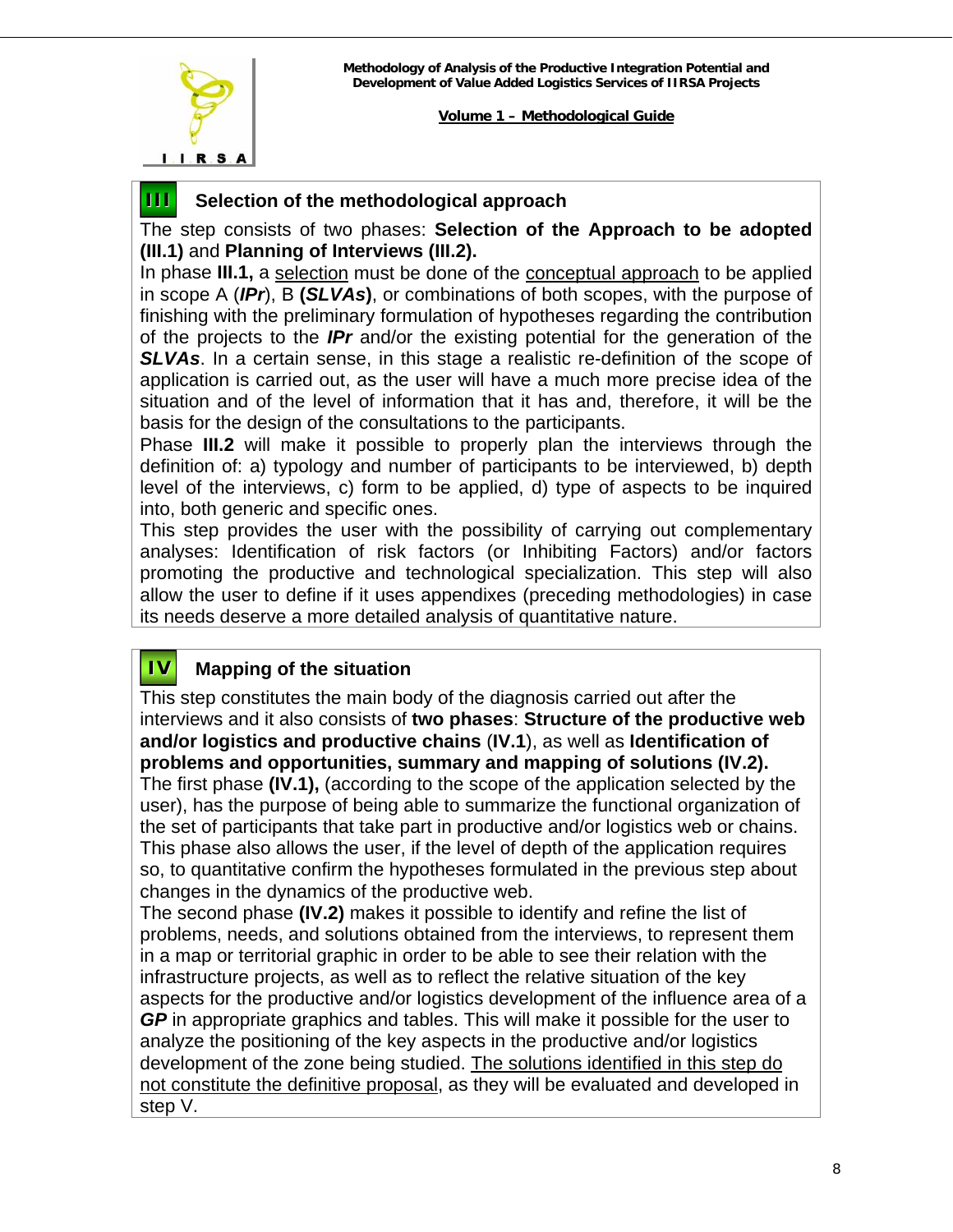## III Selection of the methodological approach

The step consists of two phases: **Selection of the Approach to be adopted (III.1)** and **Planning of Interviews (III.2).**

In phase **III.1,** a selection must be done of the conceptual approach to be applied in scope A (***IPr***), B **(*SLVAs*)**, or combinations of both scopes, with the purpose of finishing with the preliminary formulation of hypotheses regarding the contribution of the projects to the ***IPr*** and/or the existing potential for the generation of the ***SLVAs***. In a certain sense, in this stage a realistic re-definition of the scope of application is carried out, as the user will have a much more precise idea of the situation and of the level of information that it has and, therefore, it will be the basis for the design of the consultations to the participants.

Phase **III.2** will make it possible to properly plan the interviews through the definition of: a) typology and number of participants to be interviewed, b) depth level of the interviews, c) form to be applied, d) type of aspects to be inquired into, both generic and specific ones.

This step provides the user with the possibility of carrying out complementary analyses: Identification of risk factors (or Inhibiting Factors) and/or factors promoting the productive and technological specialization. This step will also allow the user to define if it uses appendixes (preceding methodologies) in case its needs deserve a more detailed analysis of quantitative nature.

## IV Mapping of the situation

This step constitutes the main body of the diagnosis carried out after the interviews and it also consists of **two phases**: **Structure of the productive web and/or logistics and productive chains** (**IV.1**), as well as **Identification of problems and opportunities, summary and mapping of solutions (IV.2).**

The first phase **(IV.1),** (according to the scope of the application selected by the user), has the purpose of being able to summarize the functional organization of the set of participants that take part in productive and/or logistics web or chains. This phase also allows the user, if the level of depth of the application requires so, to quantitative confirm the hypotheses formulated in the previous step about changes in the dynamics of the productive web.

The second phase **(IV.2)** makes it possible to identify and refine the list of problems, needs, and solutions obtained from the interviews, to represent them in a map or territorial graphic in order to be able to see their relation with the infrastructure projects, as well as to reflect the relative situation of the key aspects for the productive and/or logistics development of the influence area of a ***GP*** in appropriate graphics and tables. This will make it possible for the user to analyze the positioning of the key aspects in the productive and/or logistics development of the zone being studied. The solutions identified in this step do not constitute the definitive proposal, as they will be evaluated and developed in step V.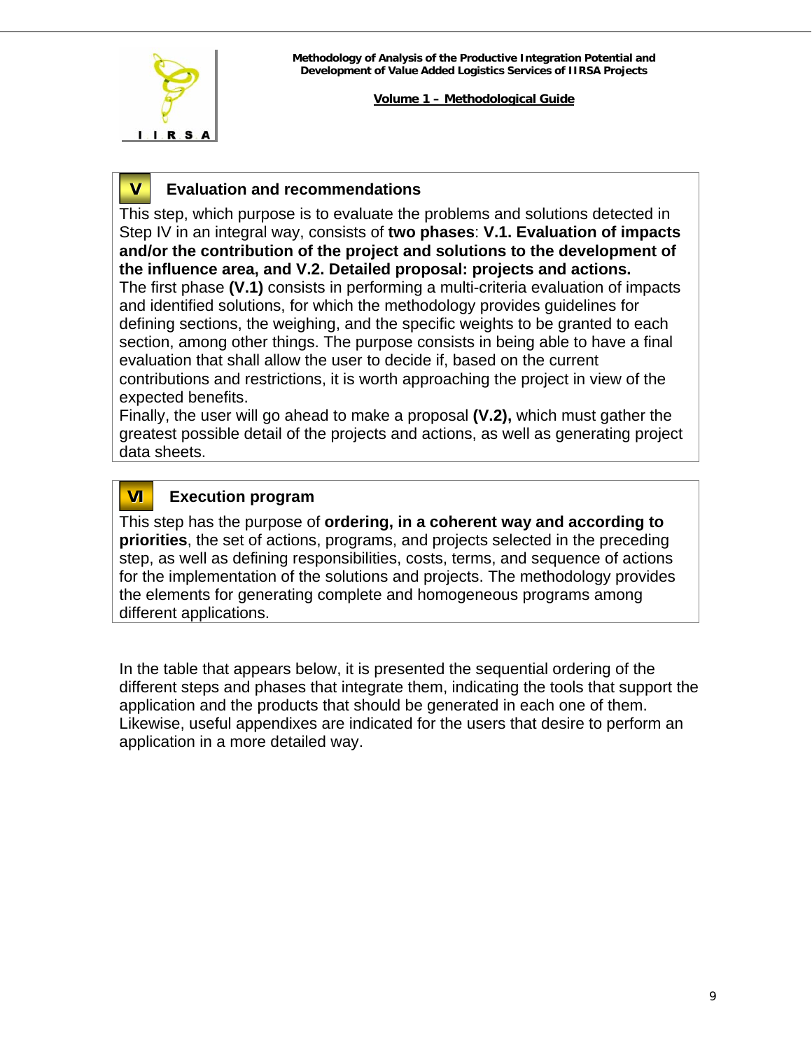## V Evaluation and recommendations

This step, which purpose is to evaluate the problems and solutions detected in Step IV in an integral way, consists of **two phases**: **V.1. Evaluation of impacts and/or the contribution of the project and solutions to the development of the influence area, and V.2. Detailed proposal: projects and actions.**

The first phase **(V.1)** consists in performing a multi-criteria evaluation of impacts and identified solutions, for which the methodology provides guidelines for defining sections, the weighing, and the specific weights to be granted to each section, among other things. The purpose consists in being able to have a final evaluation that shall allow the user to decide if, based on the current contributions and restrictions, it is worth approaching the project in view of the expected benefits.

Finally, the user will go ahead to make a proposal **(V.2),** which must gather the greatest possible detail of the projects and actions, as well as generating project data sheets.

## VI Execution program

This step has the purpose of **ordering, in a coherent way and according to priorities**, the set of actions, programs, and projects selected in the preceding step, as well as defining responsibilities, costs, terms, and sequence of actions for the implementation of the solutions and projects. The methodology provides the elements for generating complete and homogeneous programs among different applications.

In the table that appears below, it is presented the sequential ordering of the different steps and phases that integrate them, indicating the tools that support the application and the products that should be generated in each one of them. Likewise, useful appendixes are indicated for the users that desire to perform an application in a more detailed way.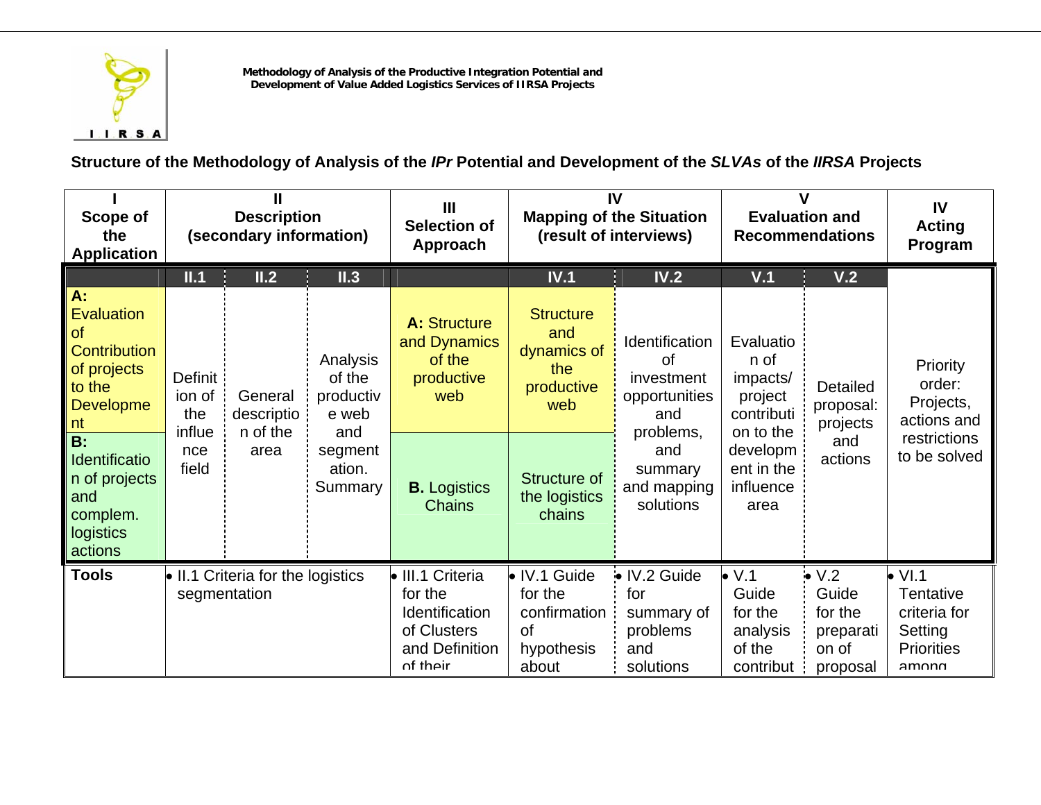Methodology of Analysis of the Productive Integration Potential and Development of Value Added Logistics Services of IIRSA Projects

## Structure of the Methodology of Analysis of the *IPr* Potential and Development of the *SLVAs* of the *IIRSA* Projects

| I Scope of the Application | II Description (secondary information) | | | III Selection of Approach | IV Mapping of the Situation (result of interviews) | | V Evaluation and Recommendations | | IV Acting Program |
|---|---|---|---|---|---|---|---|---|---|
| | II.1 | II.2 | II.3 | | IV.1 | IV.2 | V.1 | V.2 | |
| **A:** Evaluation of Contribution of projects to the Development | Definition of the influence field | General description of the area | Analysis of the productive web and segmentation. Summary | **A:** Structure and Dynamics of the productive web | Structure and dynamics of the productive web | Identification of investment opportunities and problems, and summary and mapping solutions | Evaluation of impacts/ project contribution to the development in the influence area | Detailed proposal: projects and actions | Priority order: Projects, actions and restrictions to be solved |
| **B:** Identification of projects and complem. logistics actions | | | | **B.** Logistics Chains | Structure of the logistics chains | | | | |
| **Tools** | • II.1 Criteria for the logistics segmentation | | | • III.1 Criteria for the Identification of Clusters and Definition of their | • IV.1 Guide for the confirmation of hypothesis about | • IV.2 Guide for summary of problems and solutions | • V.1 Guide for the analysis of the contribut | • V.2 Guide for the preparation of proposal | • VI.1 Tentative criteria for Setting Priorities among |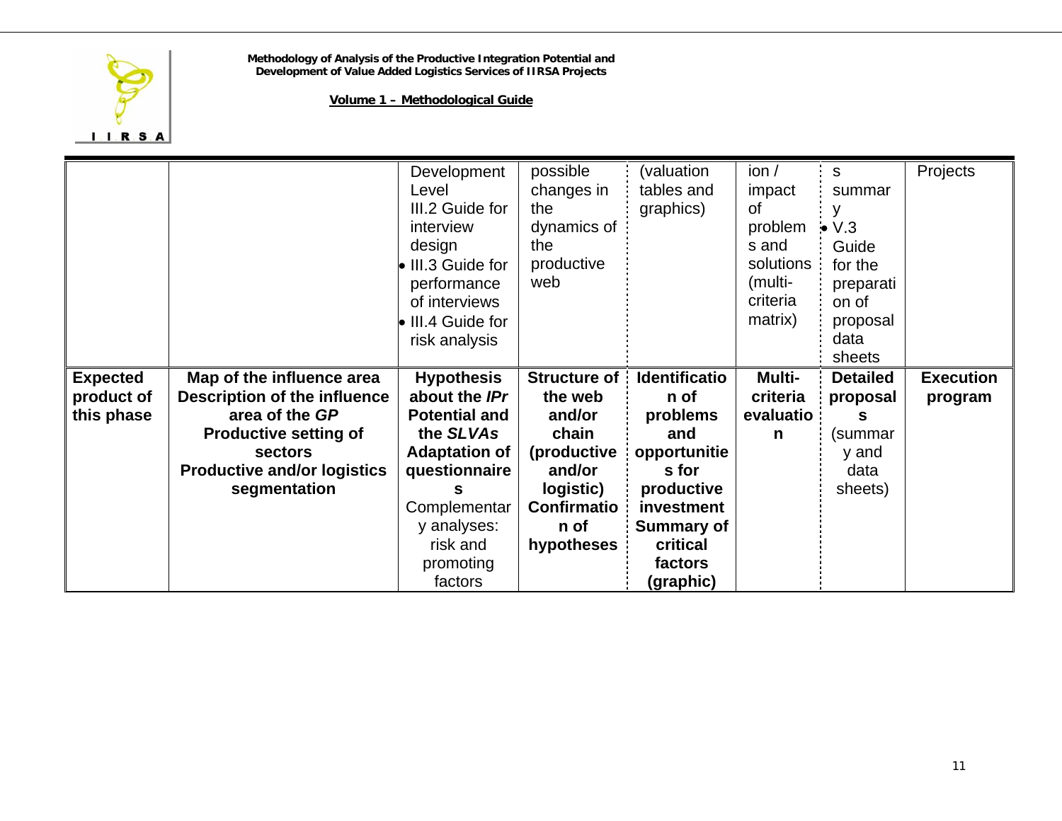|  |  | Development Level<br>III.2 Guide for interview design<br>• III.3 Guide for performance of interviews<br>• III.4 Guide for risk analysis | possible changes in the dynamics of the productive web | (valuation tables and graphics) | ion / impact of problems and solutions (multi-criteria matrix) | s summary<br>• V.3 Guide for the preparation of proposal data sheets | Projects |
|---|---|---|---|---|---|---|---|
| **Expected product of this phase** | **Map of the influence area**<br>**Description of the influence area of the *GP***<br>**Productive setting of sectors**<br>**Productive and/or logistics segmentation** | **Hypothesis about the *IPr* Potential and the *SLVAs***<br>**Adaptation of questionnaires**<br>Complementary analyses: risk and promoting factors | **Structure of the web and/or chain (productive and/or logistic)**<br>**Confirmation of hypotheses** | **Identification of problems and opportunities for productive investment**<br>**Summary of critical factors (graphic)** | **Multi-criteria evaluation** | **Detailed proposals** (summary and data sheets) | **Execution program** |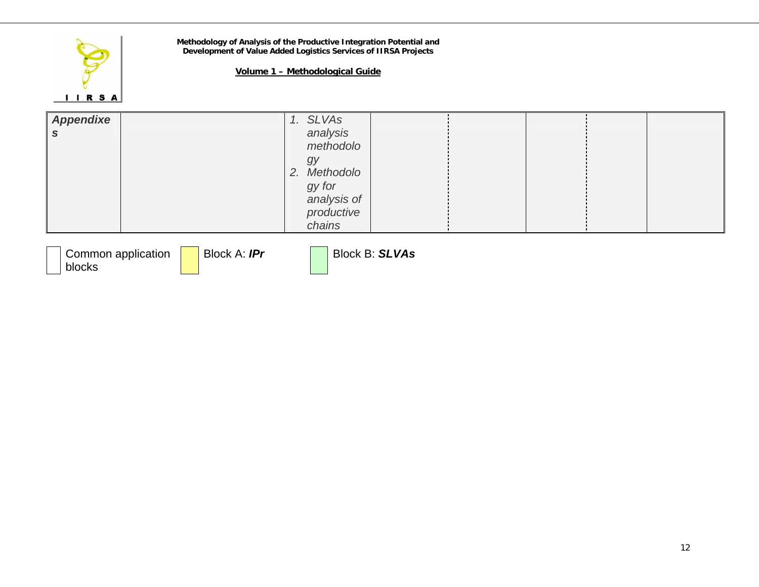| *Appendixes* | | 1. *SLVAs analysis methodology*<br>2. *Methodology for analysis of productive chains* | | | | | |
|---|---|---|---|---|---|---|---|

Common application blocks | Block A: ***IPr*** | Block B: ***SLVAs***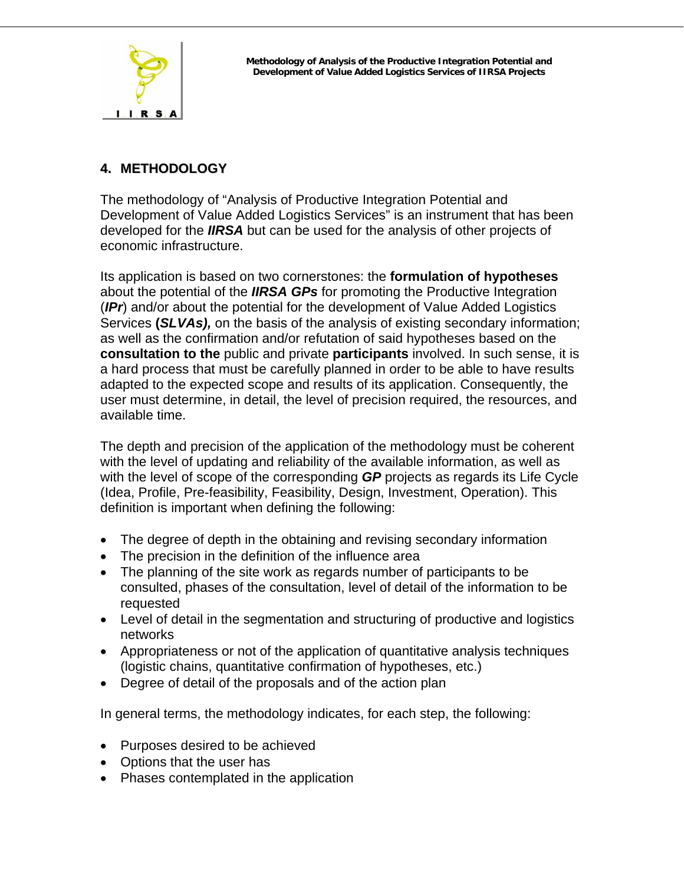## 4. METHODOLOGY

The methodology of "Analysis of Productive Integration Potential and Development of Value Added Logistics Services" is an instrument that has been developed for the ***IIRSA*** but can be used for the analysis of other projects of economic infrastructure.

Its application is based on two cornerstones: the **formulation of hypotheses** about the potential of the ***IIRSA GPs*** for promoting the Productive Integration (***IPr***) and/or about the potential for the development of Value Added Logistics Services **(*SLVAs),*** on the basis of the analysis of existing secondary information; as well as the confirmation and/or refutation of said hypotheses based on the **consultation to the** public and private **participants** involved. In such sense, it is a hard process that must be carefully planned in order to be able to have results adapted to the expected scope and results of its application. Consequently, the user must determine, in detail, the level of precision required, the resources, and available time.

The depth and precision of the application of the methodology must be coherent with the level of updating and reliability of the available information, as well as with the level of scope of the corresponding ***GP*** projects as regards its Life Cycle (Idea, Profile, Pre-feasibility, Feasibility, Design, Investment, Operation). This definition is important when defining the following:

- The degree of depth in the obtaining and revising secondary information
- The precision in the definition of the influence area
- The planning of the site work as regards number of participants to be consulted, phases of the consultation, level of detail of the information to be requested
- Level of detail in the segmentation and structuring of productive and logistics networks
- Appropriateness or not of the application of quantitative analysis techniques (logistic chains, quantitative confirmation of hypotheses, etc.)
- Degree of detail of the proposals and of the action plan

In general terms, the methodology indicates, for each step, the following:

- Purposes desired to be achieved
- Options that the user has
- Phases contemplated in the application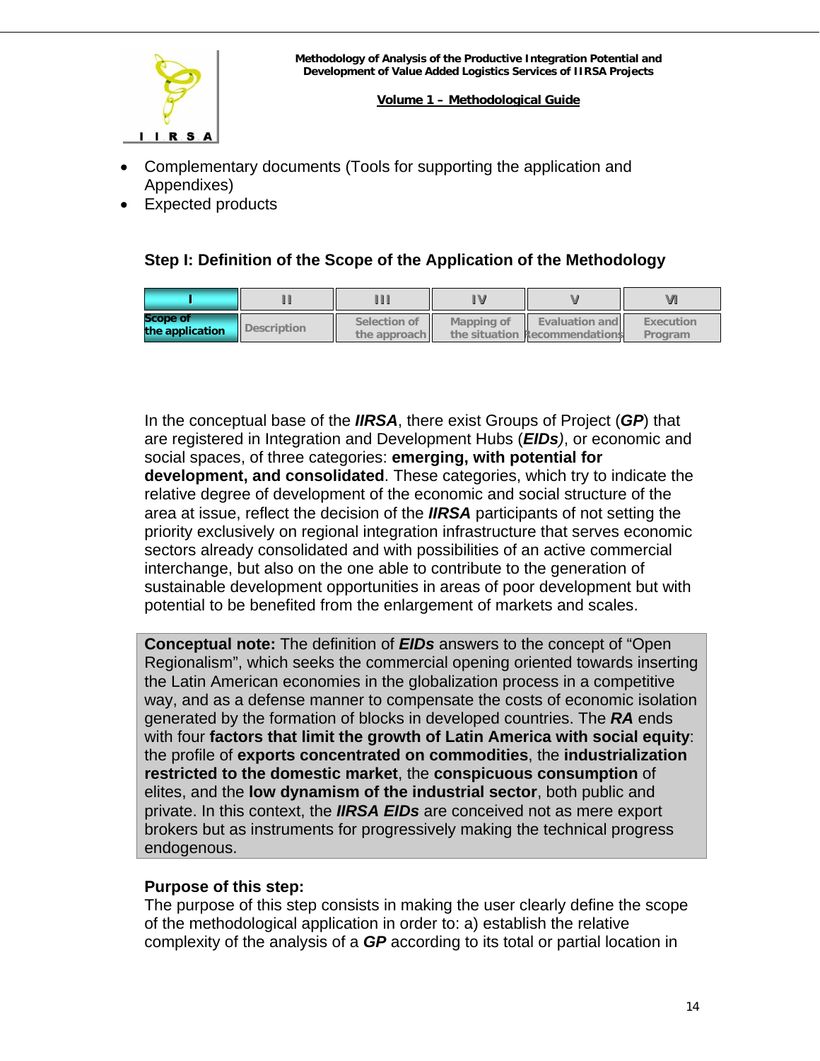- Complementary documents (Tools for supporting the application and Appendixes)
- Expected products

### Step I: Definition of the Scope of the Application of the Methodology

| I | II | III | IV | V | VI |
|---|---|---|---|---|---|
| Scope of the application | Description | Selection of the approach | Mapping of the situation | Evaluation and Recommendations | Execution Program |

In the conceptual base of the ***IIRSA***, there exist Groups of Project (***GP***) that are registered in Integration and Development Hubs (***EIDs)***, or economic and social spaces, of three categories: **emerging, with potential for development, and consolidated**. These categories, which try to indicate the relative degree of development of the economic and social structure of the area at issue, reflect the decision of the ***IIRSA*** participants of not setting the priority exclusively on regional integration infrastructure that serves economic sectors already consolidated and with possibilities of an active commercial interchange, but also on the one able to contribute to the generation of sustainable development opportunities in areas of poor development but with potential to be benefited from the enlargement of markets and scales.

> **Conceptual note:** The definition of ***EIDs*** answers to the concept of "Open Regionalism", which seeks the commercial opening oriented towards inserting the Latin American economies in the globalization process in a competitive way, and as a defense manner to compensate the costs of economic isolation generated by the formation of blocks in developed countries. The ***RA*** ends with four **factors that limit the growth of Latin America with social equity**: the profile of **exports concentrated on commodities**, the **industrialization restricted to the domestic market**, the **conspicuous consumption** of elites, and the **low dynamism of the industrial sector**, both public and private. In this context, the ***IIRSA EIDs*** are conceived not as mere export brokers but as instruments for progressively making the technical progress endogenous.

**Purpose of this step:**

The purpose of this step consists in making the user clearly define the scope of the methodological application in order to: a) establish the relative complexity of the analysis of a ***GP*** according to its total or partial location in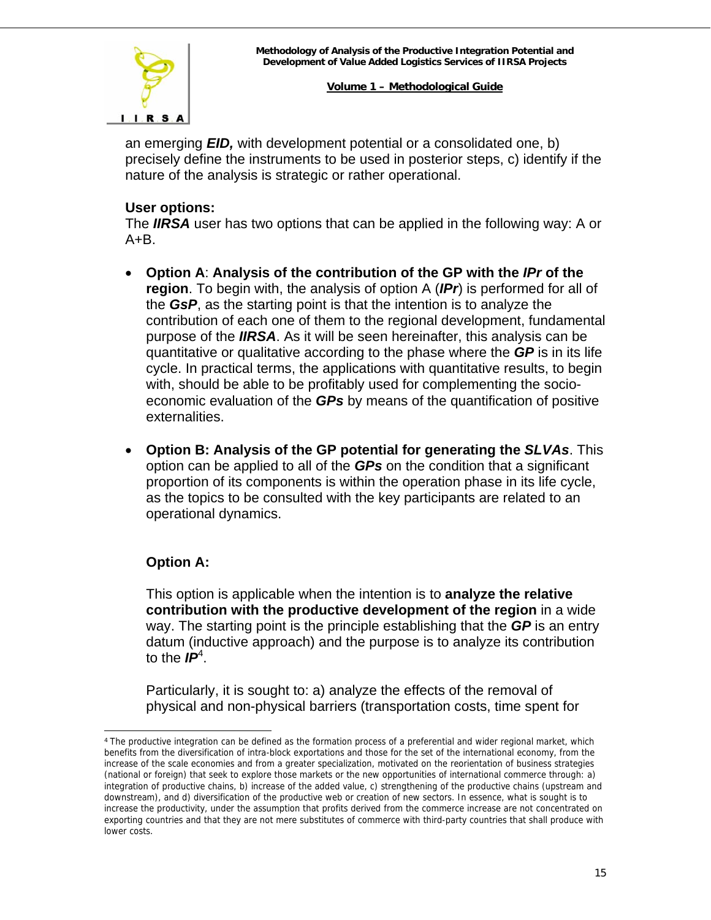an emerging ***EID,*** with development potential or a consolidated one, b) precisely define the instruments to be used in posterior steps, c) identify if the nature of the analysis is strategic or rather operational.

**User options:**
The ***IIRSA*** user has two options that can be applied in the following way: A or A+B.

- **Option A**: **Analysis of the contribution of the GP with the *IPr* of the region**. To begin with, the analysis of option A (***IPr***) is performed for all of the ***GsP***, as the starting point is that the intention is to analyze the contribution of each one of them to the regional development, fundamental purpose of the ***IIRSA***. As it will be seen hereinafter, this analysis can be quantitative or qualitative according to the phase where the ***GP*** is in its life cycle. In practical terms, the applications with quantitative results, to begin with, should be able to be profitably used for complementing the socio-economic evaluation of the ***GPs*** by means of the quantification of positive externalities.

- **Option B: Analysis of the GP potential for generating the *SLVAs***. This option can be applied to all of the ***GPs*** on the condition that a significant proportion of its components is within the operation phase in its life cycle, as the topics to be consulted with the key participants are related to an operational dynamics.

**Option A:**

This option is applicable when the intention is to **analyze the relative contribution with the productive development of the region** in a wide way. The starting point is the principle establishing that the ***GP*** is an entry datum (inductive approach) and the purpose is to analyze its contribution to the ***IP***[4].

Particularly, it is sought to: a) analyze the effects of the removal of physical and non-physical barriers (transportation costs, time spent for

---

[4] The productive integration can be defined as the formation process of a preferential and wider regional market, which benefits from the diversification of intra-block exportations and those for the set of the international economy, from the increase of the scale economies and from a greater specialization, motivated on the reorientation of business strategies (national or foreign) that seek to explore those markets or the new opportunities of international commerce through: a) integration of productive chains, b) increase of the added value, c) strengthening of the productive chains (upstream and downstream), and d) diversification of the productive web or creation of new sectors. In essence, what is sought is to increase the productivity, under the assumption that profits derived from the commerce increase are not concentrated on exporting countries and that they are not mere substitutes of commerce with third-party countries that shall produce with lower costs.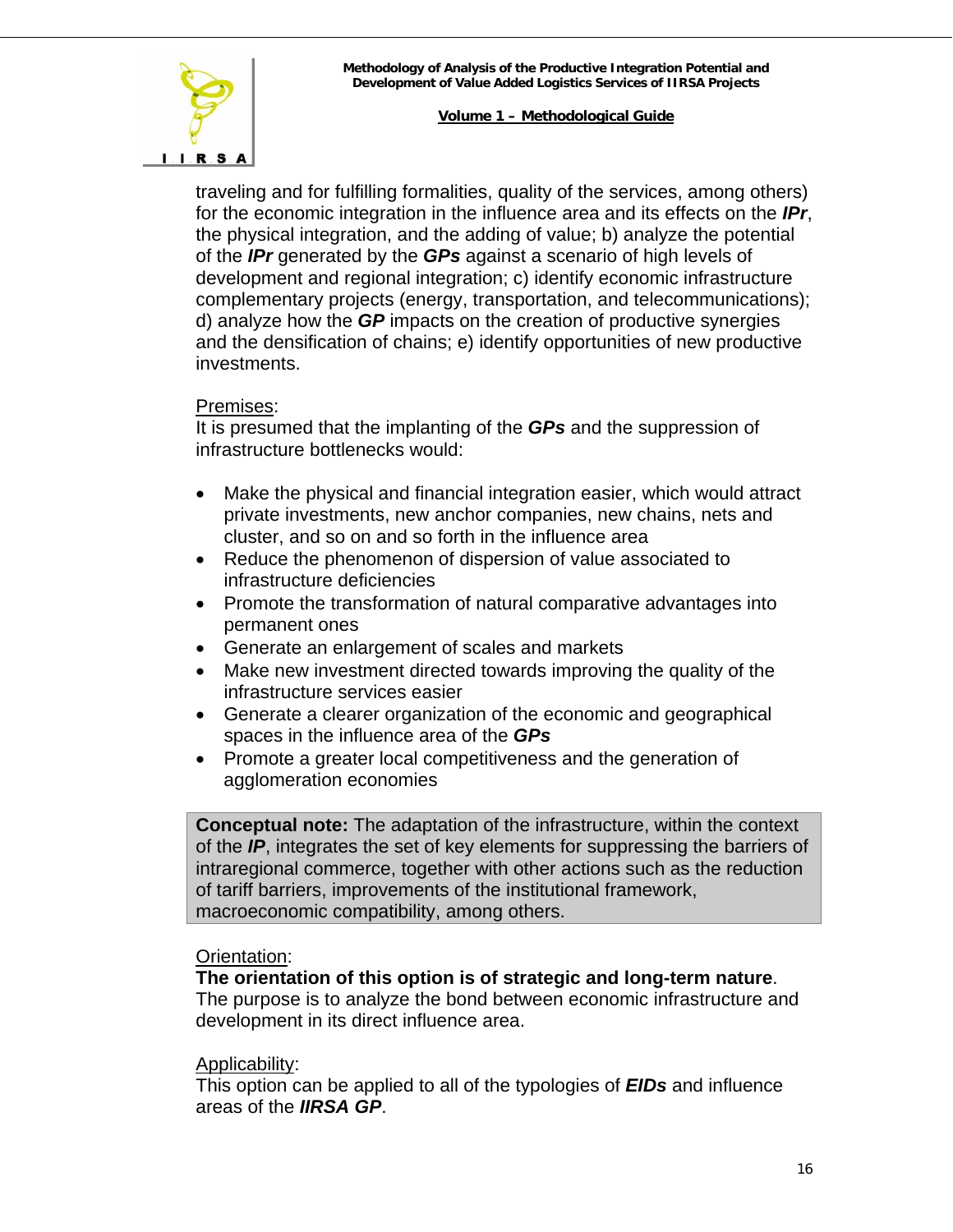traveling and for fulfilling formalities, quality of the services, among others) for the economic integration in the influence area and its effects on the ***IPr***, the physical integration, and the adding of value; b) analyze the potential of the ***IPr*** generated by the ***GPs*** against a scenario of high levels of development and regional integration; c) identify economic infrastructure complementary projects (energy, transportation, and telecommunications); d) analyze how the ***GP*** impacts on the creation of productive synergies and the densification of chains; e) identify opportunities of new productive investments.

Premises:
It is presumed that the implanting of the ***GPs*** and the suppression of infrastructure bottlenecks would:

- Make the physical and financial integration easier, which would attract private investments, new anchor companies, new chains, nets and cluster, and so on and so forth in the influence area
- Reduce the phenomenon of dispersion of value associated to infrastructure deficiencies
- Promote the transformation of natural comparative advantages into permanent ones
- Generate an enlargement of scales and markets
- Make new investment directed towards improving the quality of the infrastructure services easier
- Generate a clearer organization of the economic and geographical spaces in the influence area of the ***GPs***
- Promote a greater local competitiveness and the generation of agglomeration economies

> **Conceptual note:** The adaptation of the infrastructure, within the context of the ***IP***, integrates the set of key elements for suppressing the barriers of intraregional commerce, together with other actions such as the reduction of tariff barriers, improvements of the institutional framework, macroeconomic compatibility, among others.

Orientation:
**The orientation of this option is of strategic and long-term nature**. The purpose is to analyze the bond between economic infrastructure and development in its direct influence area.

Applicability:
This option can be applied to all of the typologies of ***EIDs*** and influence areas of the ***IIRSA GP***.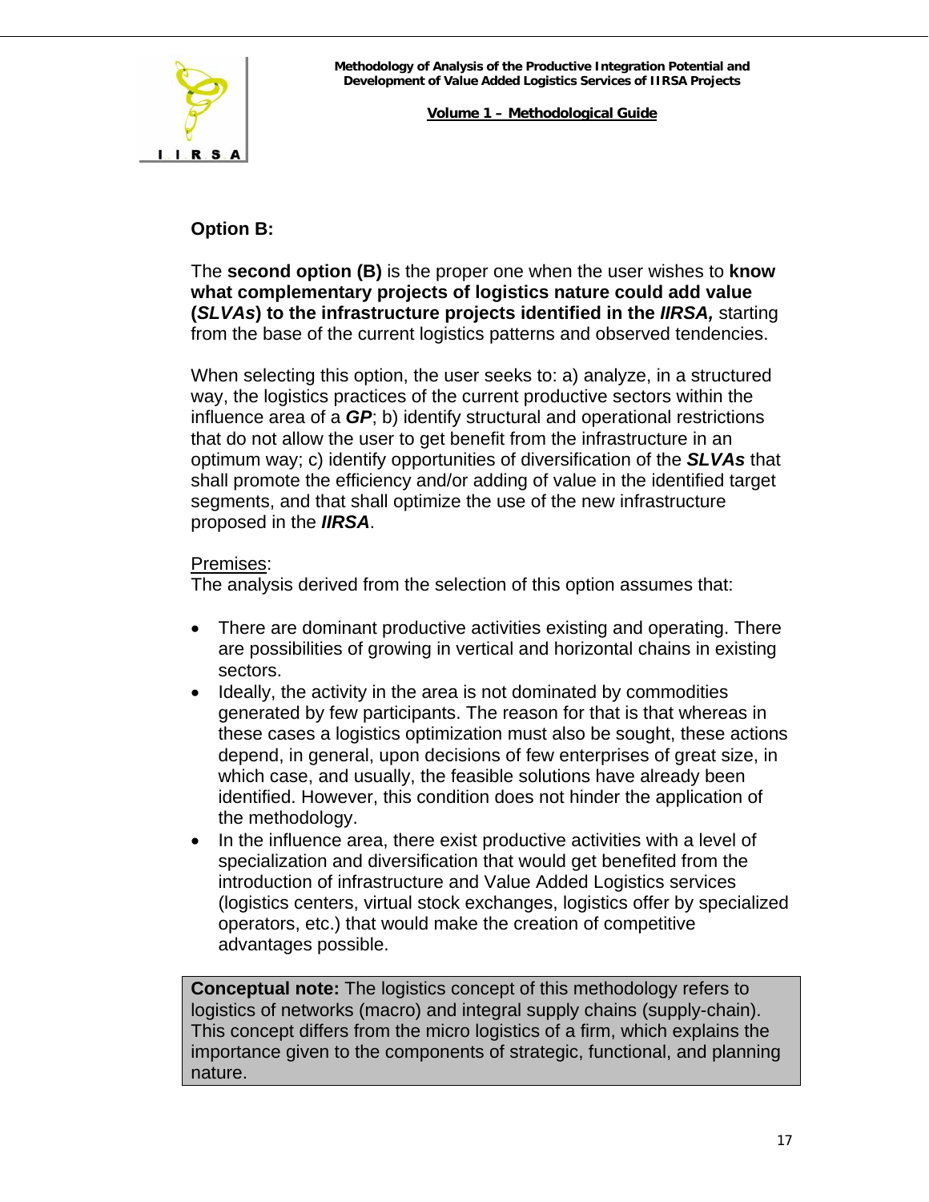**Option B:**

The **second option (B)** is the proper one when the user wishes to **know what complementary projects of logistics nature could add value (*SLVAs*) to the infrastructure projects identified in the *IIRSA,*** starting from the base of the current logistics patterns and observed tendencies.

When selecting this option, the user seeks to: a) analyze, in a structured way, the logistics practices of the current productive sectors within the influence area of a ***GP***; b) identify structural and operational restrictions that do not allow the user to get benefit from the infrastructure in an optimum way; c) identify opportunities of diversification of the ***SLVAs*** that shall promote the efficiency and/or adding of value in the identified target segments, and that shall optimize the use of the new infrastructure proposed in the ***IIRSA***.

Premises:
The analysis derived from the selection of this option assumes that:

- There are dominant productive activities existing and operating. There are possibilities of growing in vertical and horizontal chains in existing sectors.
- Ideally, the activity in the area is not dominated by commodities generated by few participants. The reason for that is that whereas in these cases a logistics optimization must also be sought, these actions depend, in general, upon decisions of few enterprises of great size, in which case, and usually, the feasible solutions have already been identified. However, this condition does not hinder the application of the methodology.
- In the influence area, there exist productive activities with a level of specialization and diversification that would get benefited from the introduction of infrastructure and Value Added Logistics services (logistics centers, virtual stock exchanges, logistics offer by specialized operators, etc.) that would make the creation of competitive advantages possible.

**Conceptual note:** The logistics concept of this methodology refers to logistics of networks (macro) and integral supply chains (supply-chain). This concept differs from the micro logistics of a firm, which explains the importance given to the components of strategic, functional, and planning nature.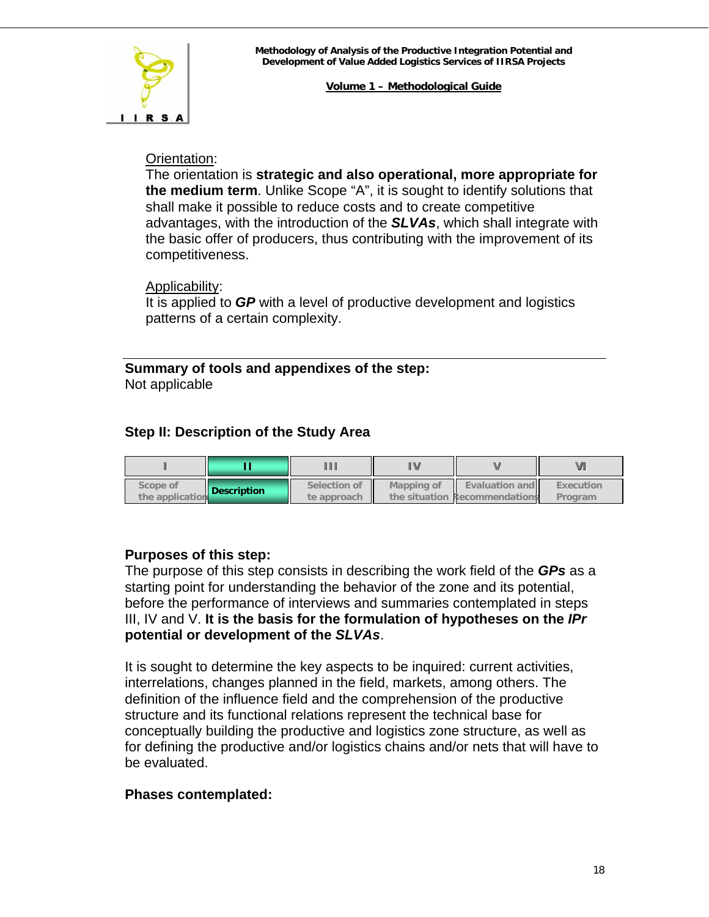Orientation:

The orientation is **strategic and also operational, more appropriate for the medium term**. Unlike Scope "A", it is sought to identify solutions that shall make it possible to reduce costs and to create competitive advantages, with the introduction of the ***SLVAs***, which shall integrate with the basic offer of producers, thus contributing with the improvement of its competitiveness.

Applicability:

It is applied to ***GP*** with a level of productive development and logistics patterns of a certain complexity.

---

**Summary of tools and appendixes of the step:**

Not applicable

**Step II: Description of the Study Area**

| I | II | III | IV | V | VI |
|---|---|---|---|---|---|
| Scope of the application | **Description** | Selection of te approach | Mapping of the situation | Evaluation and Recommendations | Execution Program |

**Purposes of this step:**

The purpose of this step consists in describing the work field of the ***GPs*** as a starting point for understanding the behavior of the zone and its potential, before the performance of interviews and summaries contemplated in steps III, IV and V. **It is the basis for the formulation of hypotheses on the *IPr* potential or development of the *SLVAs***.

It is sought to determine the key aspects to be inquired: current activities, interrelations, changes planned in the field, markets, among others. The definition of the influence field and the comprehension of the productive structure and its functional relations represent the technical base for conceptually building the productive and logistics zone structure, as well as for defining the productive and/or logistics chains and/or nets that will have to be evaluated.

**Phases contemplated:**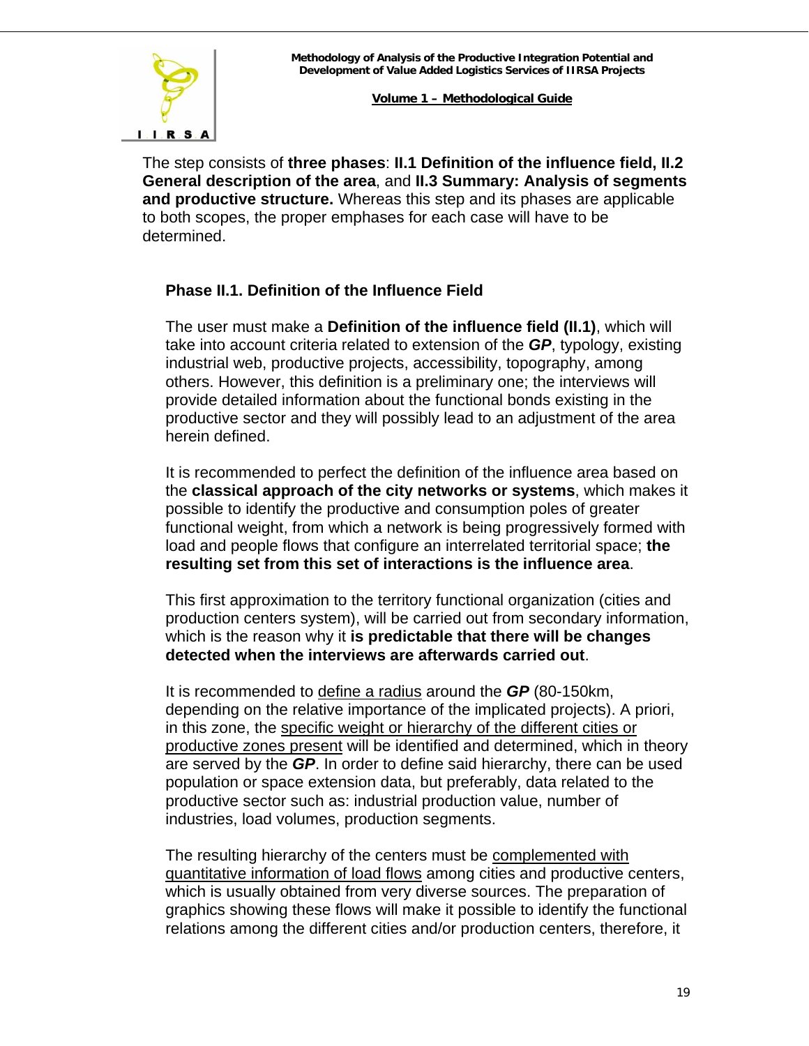The step consists of **three phases**: **II.1 Definition of the influence field, II.2 General description of the area**, and **II.3 Summary: Analysis of segments and productive structure.** Whereas this step and its phases are applicable to both scopes, the proper emphases for each case will have to be determined.

### Phase II.1. Definition of the Influence Field

The user must make a **Definition of the influence field (II.1)**, which will take into account criteria related to extension of the ***GP***, typology, existing industrial web, productive projects, accessibility, topography, among others. However, this definition is a preliminary one; the interviews will provide detailed information about the functional bonds existing in the productive sector and they will possibly lead to an adjustment of the area herein defined.

It is recommended to perfect the definition of the influence area based on the **classical approach of the city networks or systems**, which makes it possible to identify the productive and consumption poles of greater functional weight, from which a network is being progressively formed with load and people flows that configure an interrelated territorial space; **the resulting set from this set of interactions is the influence area**.

This first approximation to the territory functional organization (cities and production centers system), will be carried out from secondary information, which is the reason why it **is predictable that there will be changes detected when the interviews are afterwards carried out**.

It is recommended to define a radius around the ***GP*** (80-150km, depending on the relative importance of the implicated projects). A priori, in this zone, the specific weight or hierarchy of the different cities or productive zones present will be identified and determined, which in theory are served by the ***GP***. In order to define said hierarchy, there can be used population or space extension data, but preferably, data related to the productive sector such as: industrial production value, number of industries, load volumes, production segments.

The resulting hierarchy of the centers must be complemented with quantitative information of load flows among cities and productive centers, which is usually obtained from very diverse sources. The preparation of graphics showing these flows will make it possible to identify the functional relations among the different cities and/or production centers, therefore, it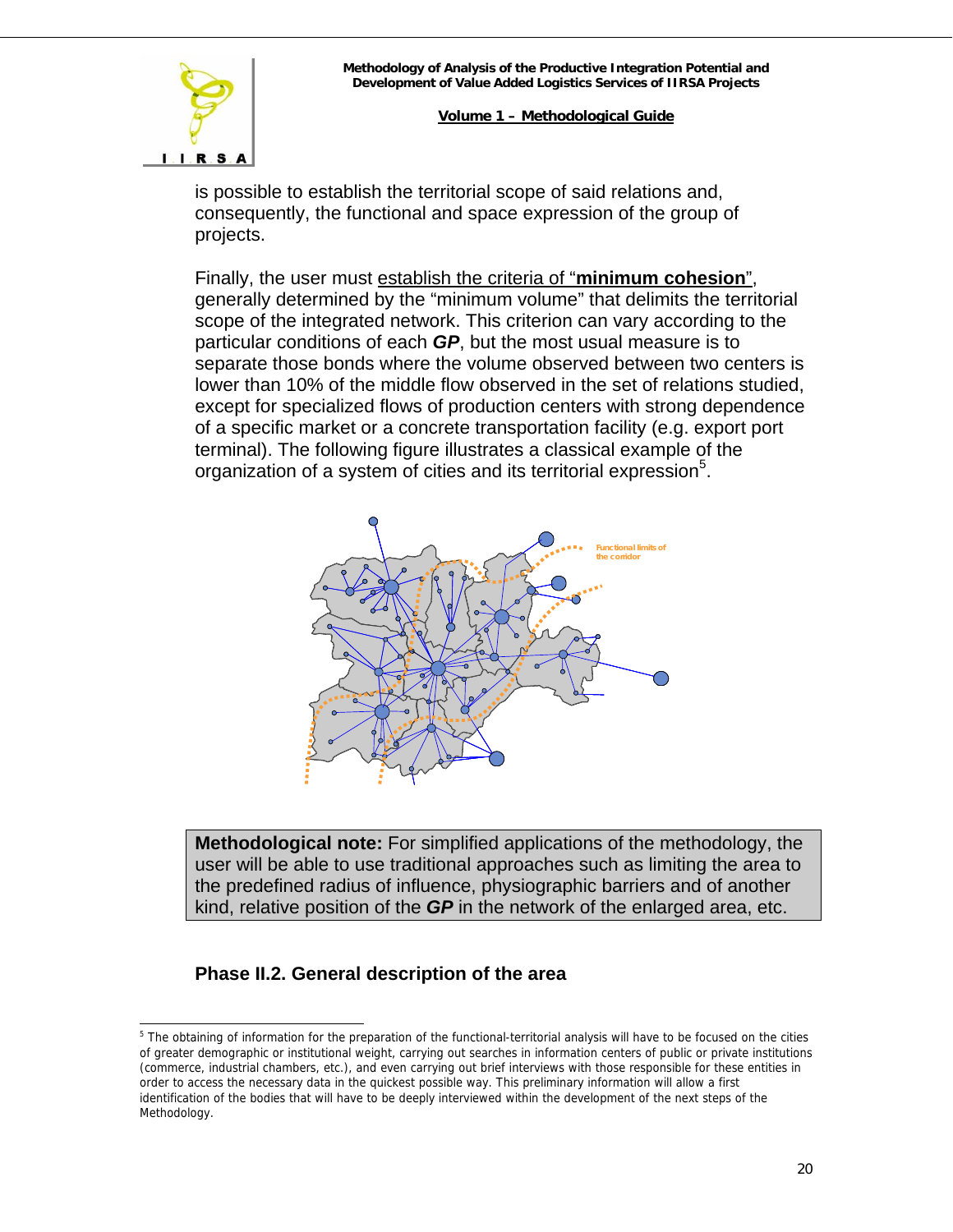is possible to establish the territorial scope of said relations and, consequently, the functional and space expression of the group of projects.

Finally, the user must establish the criteria of "**minimum cohesion**", generally determined by the "minimum volume" that delimits the territorial scope of the integrated network. This criterion can vary according to the particular conditions of each ***GP***, but the most usual measure is to separate those bonds where the volume observed between two centers is lower than 10% of the middle flow observed in the set of relations studied, except for specialized flows of production centers with strong dependence of a specific market or a concrete transportation facility (e.g. export port terminal). The following figure illustrates a classical example of the organization of a system of cities and its territorial expression[5].

**Methodological note:** For simplified applications of the methodology, the user will be able to use traditional approaches such as limiting the area to the predefined radius of influence, physiographic barriers and of another kind, relative position of the ***GP*** in the network of the enlarged area, etc.

### Phase II.2. General description of the area

[5] The obtaining of information for the preparation of the functional-territorial analysis will have to be focused on the cities of greater demographic or institutional weight, carrying out searches in information centers of public or private institutions (commerce, industrial chambers, etc.), and even carrying out brief interviews with those responsible for these entities in order to access the necessary data in the quickest possible way. This preliminary information will allow a first identification of the bodies that will have to be deeply interviewed within the development of the next steps of the Methodology.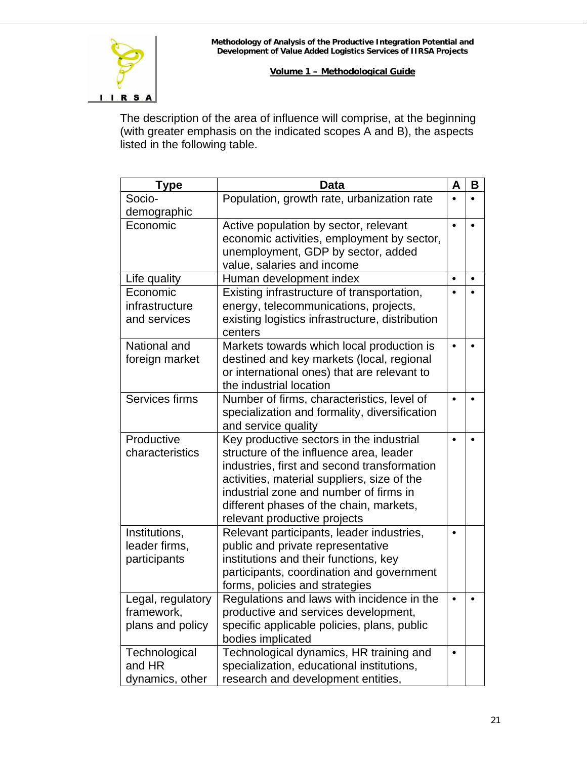The description of the area of influence will comprise, at the beginning (with greater emphasis on the indicated scopes A and B), the aspects listed in the following table.

| Type | Data | A | B |
|---|---|---|---|
| Socio-demographic | Population, growth rate, urbanization rate | • | • |
| Economic | Active population by sector, relevant economic activities, employment by sector, unemployment, GDP by sector, added value, salaries and income | • | • |
| Life quality | Human development index | • | • |
| Economic infrastructure and services | Existing infrastructure of transportation, energy, telecommunications, projects, existing logistics infrastructure, distribution centers | • | • |
| National and foreign market | Markets towards which local production is destined and key markets (local, regional or international ones) that are relevant to the industrial location | • | • |
| Services firms | Number of firms, characteristics, level of specialization and formality, diversification and service quality | • | • |
| Productive characteristics | Key productive sectors in the industrial structure of the influence area, leader industries, first and second transformation activities, material suppliers, size of the industrial zone and number of firms in different phases of the chain, markets, relevant productive projects | • | • |
| Institutions, leader firms, participants | Relevant participants, leader industries, public and private representative institutions and their functions, key participants, coordination and government forms, policies and strategies | • | |
| Legal, regulatory framework, plans and policy | Regulations and laws with incidence in the productive and services development, specific applicable policies, plans, public bodies implicated | • | • |
| Technological and HR dynamics, other | Technological dynamics, HR training and specialization, educational institutions, research and development entities, | • | |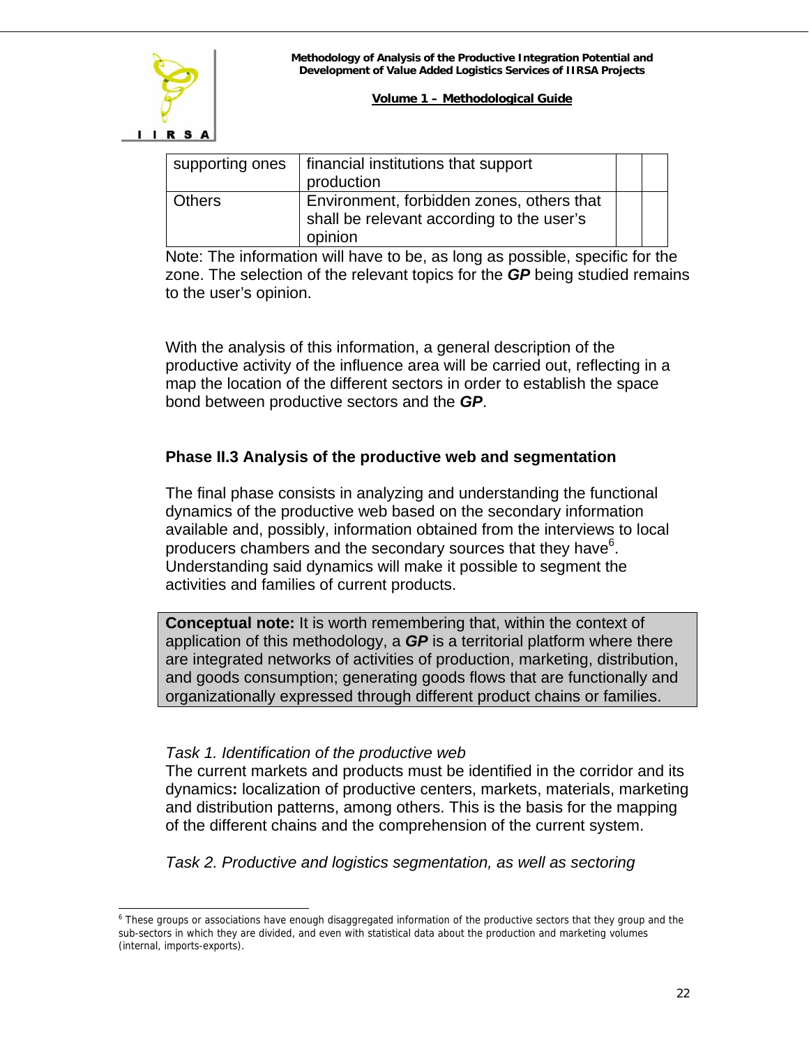| | | | |
|---|---|---|---|
| supporting ones | financial institutions that support production | | |
| Others | Environment, forbidden zones, others that shall be relevant according to the user's opinion | | |

Note: The information will have to be, as long as possible, specific for the zone. The selection of the relevant topics for the ***GP*** being studied remains to the user's opinion.

With the analysis of this information, a general description of the productive activity of the influence area will be carried out, reflecting in a map the location of the different sectors in order to establish the space bond between productive sectors and the ***GP***.

### Phase II.3 Analysis of the productive web and segmentation

The final phase consists in analyzing and understanding the functional dynamics of the productive web based on the secondary information available and, possibly, information obtained from the interviews to local producers chambers and the secondary sources that they have[6]. Understanding said dynamics will make it possible to segment the activities and families of current products.

> **Conceptual note:** It is worth remembering that, within the context of application of this methodology, a ***GP*** is a territorial platform where there are integrated networks of activities of production, marketing, distribution, and goods consumption; generating goods flows that are functionally and organizationally expressed through different product chains or families.

*Task 1. Identification of the productive web*

The current markets and products must be identified in the corridor and its dynamics**:** localization of productive centers, markets, materials, marketing and distribution patterns, among others. This is the basis for the mapping of the different chains and the comprehension of the current system.

*Task 2. Productive and logistics segmentation, as well as sectoring*

[6] These groups or associations have enough disaggregated information of the productive sectors that they group and the sub-sectors in which they are divided, and even with statistical data about the production and marketing volumes (internal, imports-exports).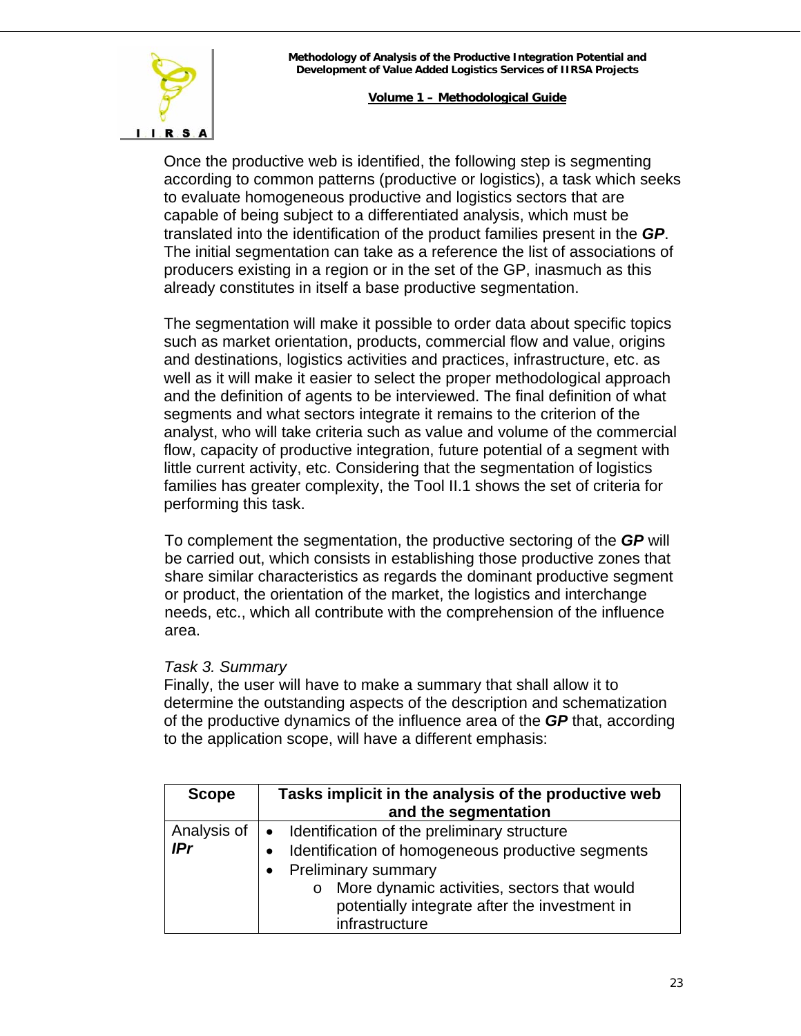Once the productive web is identified, the following step is segmenting according to common patterns (productive or logistics), a task which seeks to evaluate homogeneous productive and logistics sectors that are capable of being subject to a differentiated analysis, which must be translated into the identification of the product families present in the ***GP***. The initial segmentation can take as a reference the list of associations of producers existing in a region or in the set of the GP, inasmuch as this already constitutes in itself a base productive segmentation.

The segmentation will make it possible to order data about specific topics such as market orientation, products, commercial flow and value, origins and destinations, logistics activities and practices, infrastructure, etc. as well as it will make it easier to select the proper methodological approach and the definition of agents to be interviewed. The final definition of what segments and what sectors integrate it remains to the criterion of the analyst, who will take criteria such as value and volume of the commercial flow, capacity of productive integration, future potential of a segment with little current activity, etc. Considering that the segmentation of logistics families has greater complexity, the Tool II.1 shows the set of criteria for performing this task.

To complement the segmentation, the productive sectoring of the ***GP*** will be carried out, which consists in establishing those productive zones that share similar characteristics as regards the dominant productive segment or product, the orientation of the market, the logistics and interchange needs, etc., which all contribute with the comprehension of the influence area.

*Task 3. Summary*

Finally, the user will have to make a summary that shall allow it to determine the outstanding aspects of the description and schematization of the productive dynamics of the influence area of the ***GP*** that, according to the application scope, will have a different emphasis:

| Scope | Tasks implicit in the analysis of the productive web and the segmentation |
|---|---|
| Analysis of ***IPr*** | • Identification of the preliminary structure<br>• Identification of homogeneous productive segments<br>• Preliminary summary<br>&nbsp;&nbsp;&nbsp;&nbsp;o More dynamic activities, sectors that would potentially integrate after the investment in infrastructure |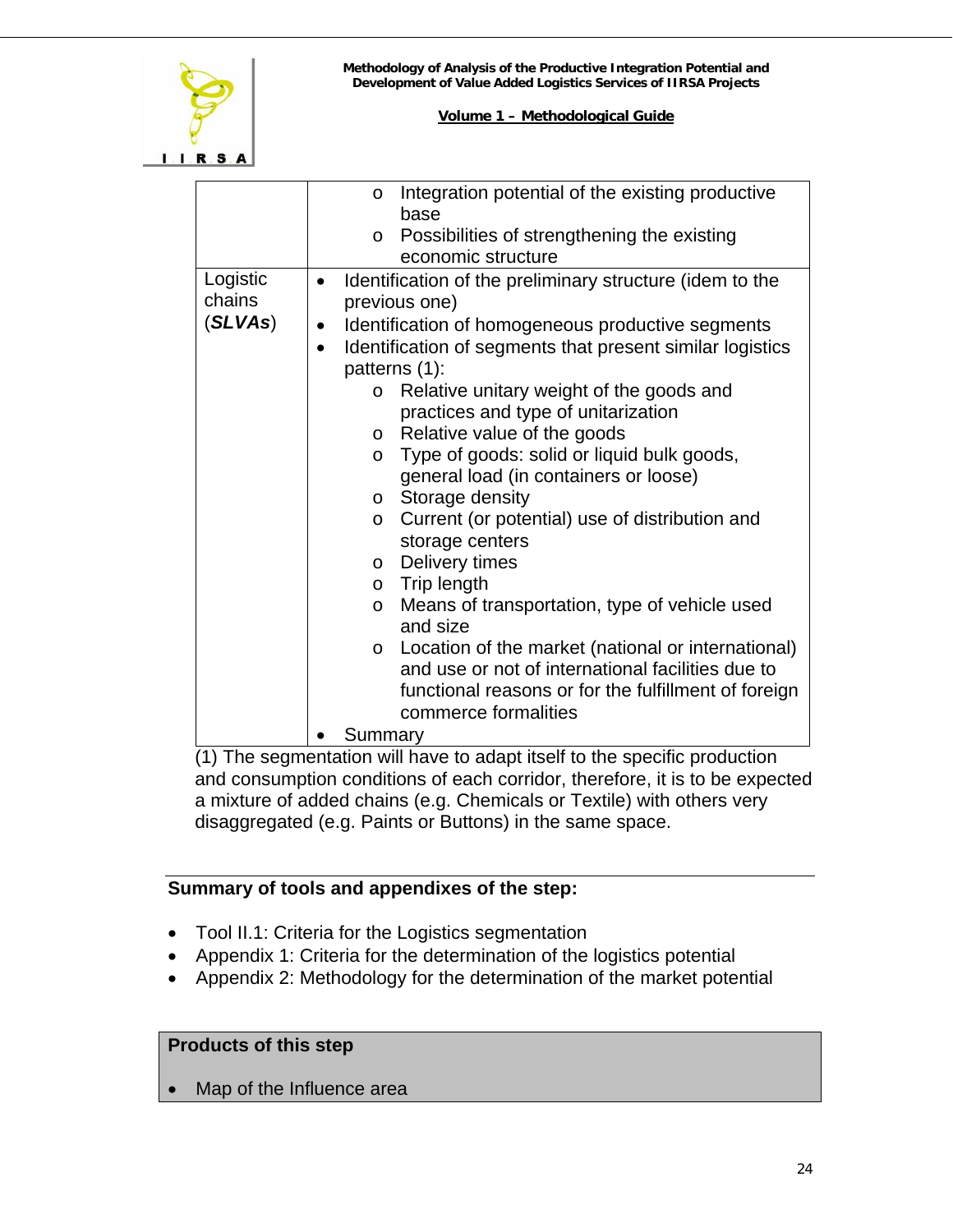|  |  |
|---|---|
|  | o Integration potential of the existing productive base<br>o Possibilities of strengthening the existing economic structure |
| Logistic chains (***SLVAs***) | • Identification of the preliminary structure (idem to the previous one)<br>• Identification of homogeneous productive segments<br>• Identification of segments that present similar logistics patterns (1):<br>o Relative unitary weight of the goods and practices and type of unitarization<br>o Relative value of the goods<br>o Type of goods: solid or liquid bulk goods, general load (in containers or loose)<br>o Storage density<br>o Current (or potential) use of distribution and storage centers<br>o Delivery times<br>o Trip length<br>o Means of transportation, type of vehicle used and size<br>o Location of the market (national or international) and use or not of international facilities due to functional reasons or for the fulfillment of foreign commerce formalities<br>• Summary |

(1) The segmentation will have to adapt itself to the specific production and consumption conditions of each corridor, therefore, it is to be expected a mixture of added chains (e.g. Chemicals or Textile) with others very disaggregated (e.g. Paints or Buttons) in the same space.

**Summary of tools and appendixes of the step:**

- Tool II.1: Criteria for the Logistics segmentation
- Appendix 1: Criteria for the determination of the logistics potential
- Appendix 2: Methodology for the determination of the market potential

**Products of this step**

- Map of the Influence area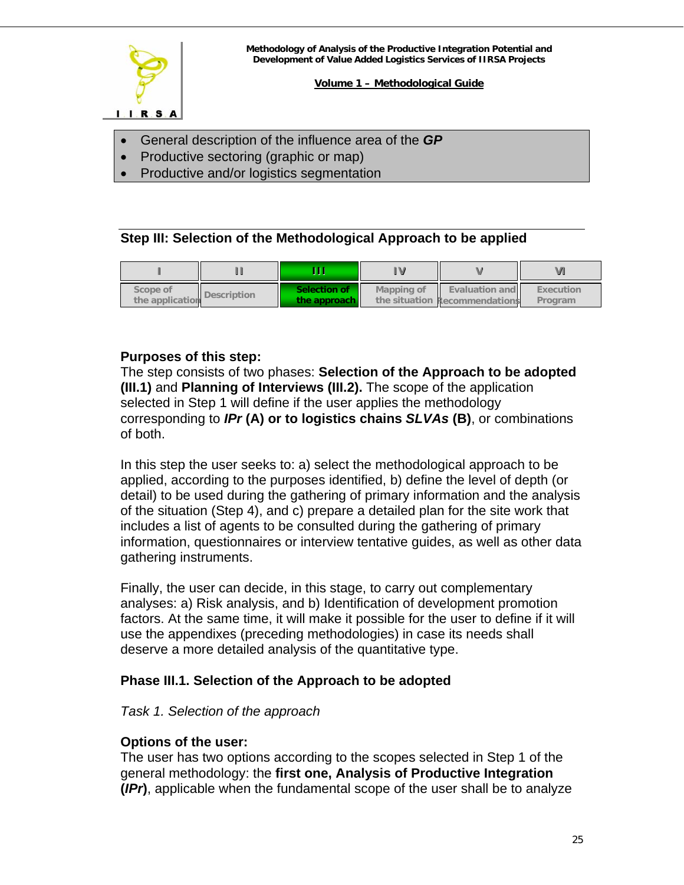- General description of the influence area of the ***GP***
- Productive sectoring (graphic or map)
- Productive and/or logistics segmentation

## Step III: Selection of the Methodological Approach to be applied

| I | II | III | IV | V | VI |
|---|---|---|---|---|---|
| Scope of the application | Description | Selection of the approach | Mapping of the situation | Evaluation and Recommendations | Execution Program |

**Purposes of this step:**
The step consists of two phases: **Selection of the Approach to be adopted (III.1)** and **Planning of Interviews (III.2).** The scope of the application selected in Step 1 will define if the user applies the methodology corresponding to ***IPr*** **(A) or to logistics chains *SLVAs* (B)**, or combinations of both.

In this step the user seeks to: a) select the methodological approach to be applied, according to the purposes identified, b) define the level of depth (or detail) to be used during the gathering of primary information and the analysis of the situation (Step 4), and c) prepare a detailed plan for the site work that includes a list of agents to be consulted during the gathering of primary information, questionnaires or interview tentative guides, as well as other data gathering instruments.

Finally, the user can decide, in this stage, to carry out complementary analyses: a) Risk analysis, and b) Identification of development promotion factors. At the same time, it will make it possible for the user to define if it will use the appendixes (preceding methodologies) in case its needs shall deserve a more detailed analysis of the quantitative type.

### Phase III.1. Selection of the Approach to be adopted

*Task 1. Selection of the approach*

**Options of the user:**
The user has two options according to the scopes selected in Step 1 of the general methodology: the **first one, Analysis of Productive Integration (*IPr*)**, applicable when the fundamental scope of the user shall be to analyze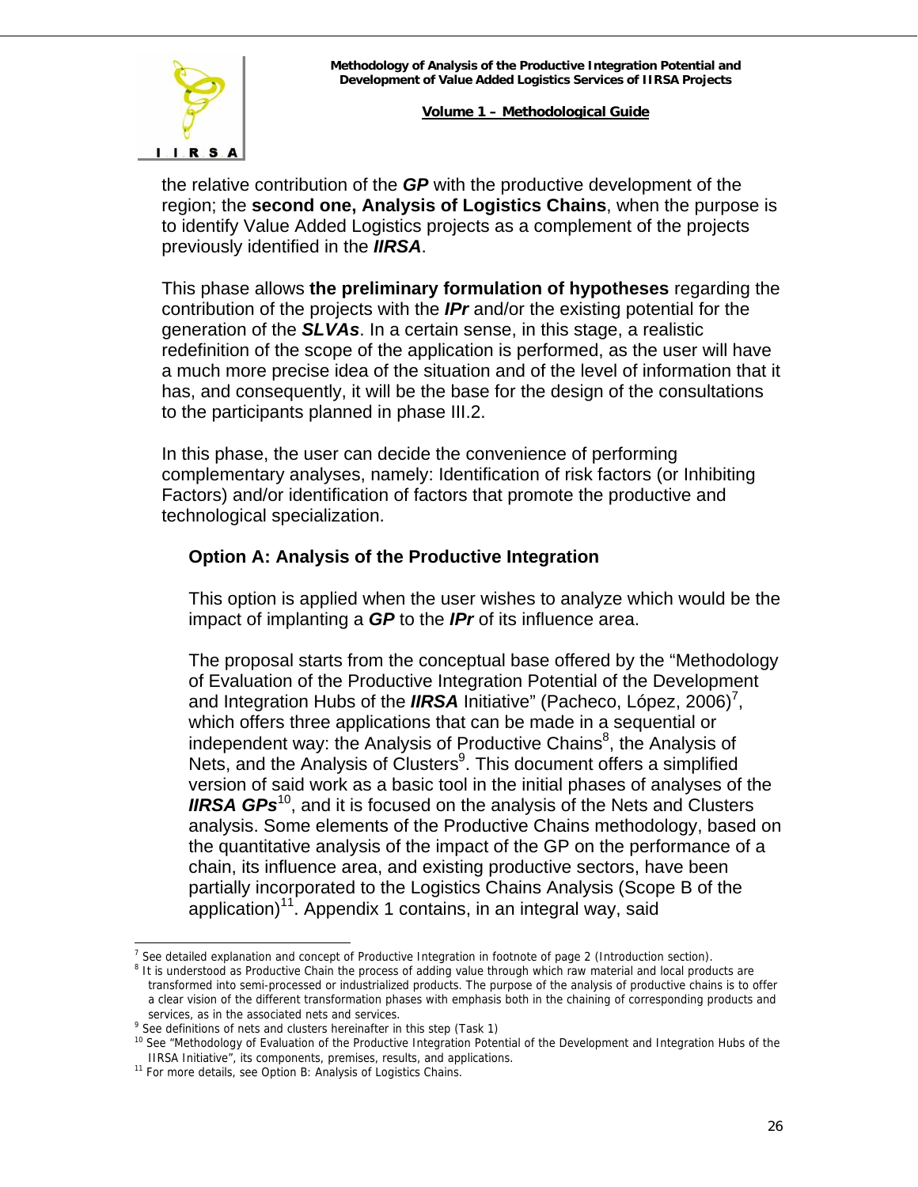the relative contribution of the ***GP*** with the productive development of the region; the **second one, Analysis of Logistics Chains**, when the purpose is to identify Value Added Logistics projects as a complement of the projects previously identified in the ***IIRSA***.

This phase allows **the preliminary formulation of hypotheses** regarding the contribution of the projects with the ***IPr*** and/or the existing potential for the generation of the ***SLVAs***. In a certain sense, in this stage, a realistic redefinition of the scope of the application is performed, as the user will have a much more precise idea of the situation and of the level of information that it has, and consequently, it will be the base for the design of the consultations to the participants planned in phase III.2.

In this phase, the user can decide the convenience of performing complementary analyses, namely: Identification of risk factors (or Inhibiting Factors) and/or identification of factors that promote the productive and technological specialization.

### Option A: Analysis of the Productive Integration

This option is applied when the user wishes to analyze which would be the impact of implanting a ***GP*** to the ***IPr*** of its influence area.

The proposal starts from the conceptual base offered by the "Methodology of Evaluation of the Productive Integration Potential of the Development and Integration Hubs of the ***IIRSA*** Initiative" (Pacheco, López, 2006)[7], which offers three applications that can be made in a sequential or independent way: the Analysis of Productive Chains[8], the Analysis of Nets, and the Analysis of Clusters[9]. This document offers a simplified version of said work as a basic tool in the initial phases of analyses of the ***IIRSA GPs***[10], and it is focused on the analysis of the Nets and Clusters analysis. Some elements of the Productive Chains methodology, based on the quantitative analysis of the impact of the GP on the performance of a chain, its influence area, and existing productive sectors, have been partially incorporated to the Logistics Chains Analysis (Scope B of the application)[11]. Appendix 1 contains, in an integral way, said

---

[7] See detailed explanation and concept of Productive Integration in footnote of page 2 (Introduction section).

[8] It is understood as Productive Chain the process of adding value through which raw material and local products are transformed into semi-processed or industrialized products. The purpose of the analysis of productive chains is to offer a clear vision of the different transformation phases with emphasis both in the chaining of corresponding products and services, as in the associated nets and services.

[9] See definitions of nets and clusters hereinafter in this step (Task 1)

[10] See "Methodology of Evaluation of the Productive Integration Potential of the Development and Integration Hubs of the IIRSA Initiative", its components, premises, results, and applications.

[11] For more details, see Option B: Analysis of Logistics Chains.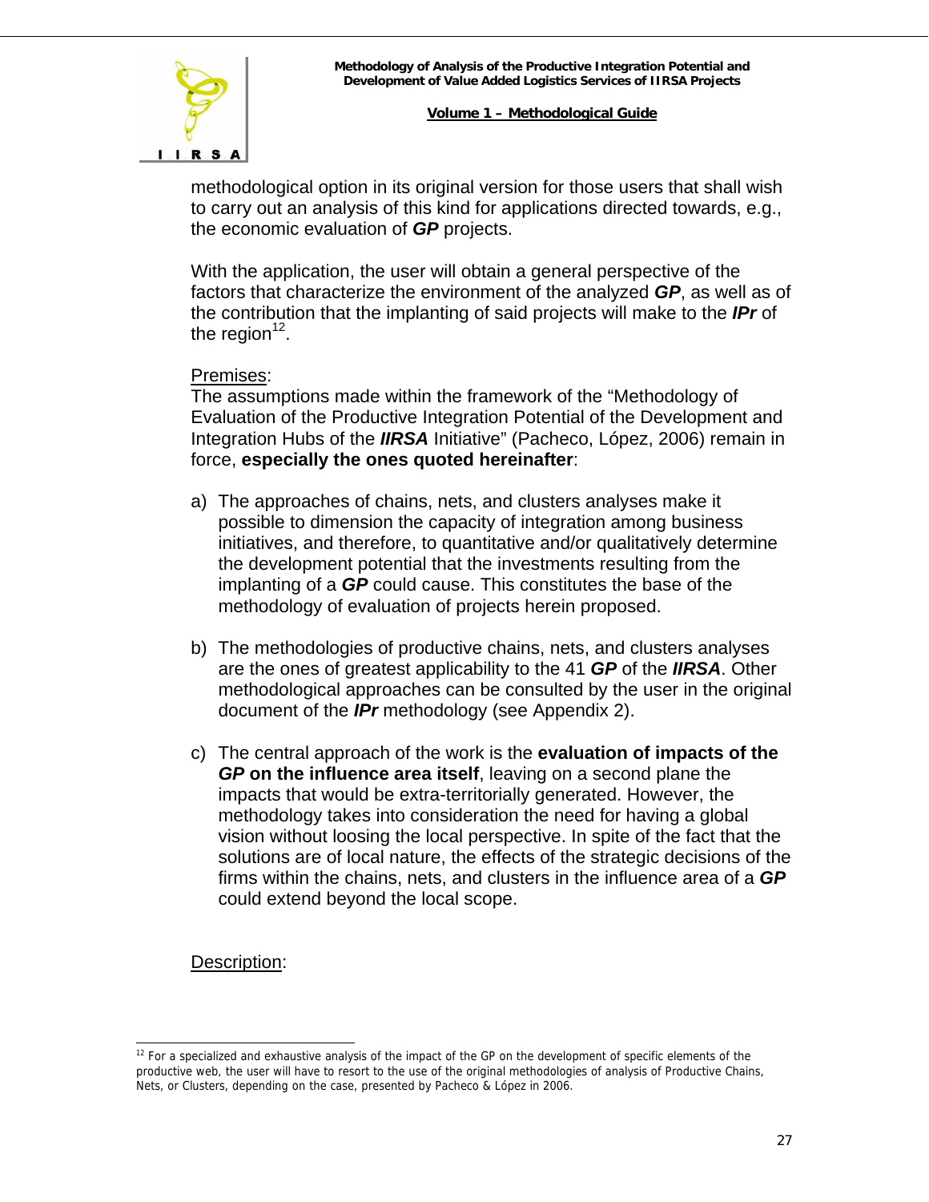methodological option in its original version for those users that shall wish to carry out an analysis of this kind for applications directed towards, e.g., the economic evaluation of ***GP*** projects.

With the application, the user will obtain a general perspective of the factors that characterize the environment of the analyzed ***GP***, as well as of the contribution that the implanting of said projects will make to the ***IPr*** of the region[12].

Premises:
The assumptions made within the framework of the "Methodology of Evaluation of the Productive Integration Potential of the Development and Integration Hubs of the ***IIRSA*** Initiative" (Pacheco, López, 2006) remain in force, **especially the ones quoted hereinafter**:

a) The approaches of chains, nets, and clusters analyses make it possible to dimension the capacity of integration among business initiatives, and therefore, to quantitative and/or qualitatively determine the development potential that the investments resulting from the implanting of a ***GP*** could cause. This constitutes the base of the methodology of evaluation of projects herein proposed.

b) The methodologies of productive chains, nets, and clusters analyses are the ones of greatest applicability to the 41 ***GP*** of the ***IIRSA***. Other methodological approaches can be consulted by the user in the original document of the ***IPr*** methodology (see Appendix 2).

c) The central approach of the work is the **evaluation of impacts of the *GP* on the influence area itself**, leaving on a second plane the impacts that would be extra-territorially generated. However, the methodology takes into consideration the need for having a global vision without loosing the local perspective. In spite of the fact that the solutions are of local nature, the effects of the strategic decisions of the firms within the chains, nets, and clusters in the influence area of a ***GP*** could extend beyond the local scope.

Description:

[12] For a specialized and exhaustive analysis of the impact of the GP on the development of specific elements of the productive web, the user will have to resort to the use of the original methodologies of analysis of Productive Chains, Nets, or Clusters, depending on the case, presented by Pacheco & López in 2006.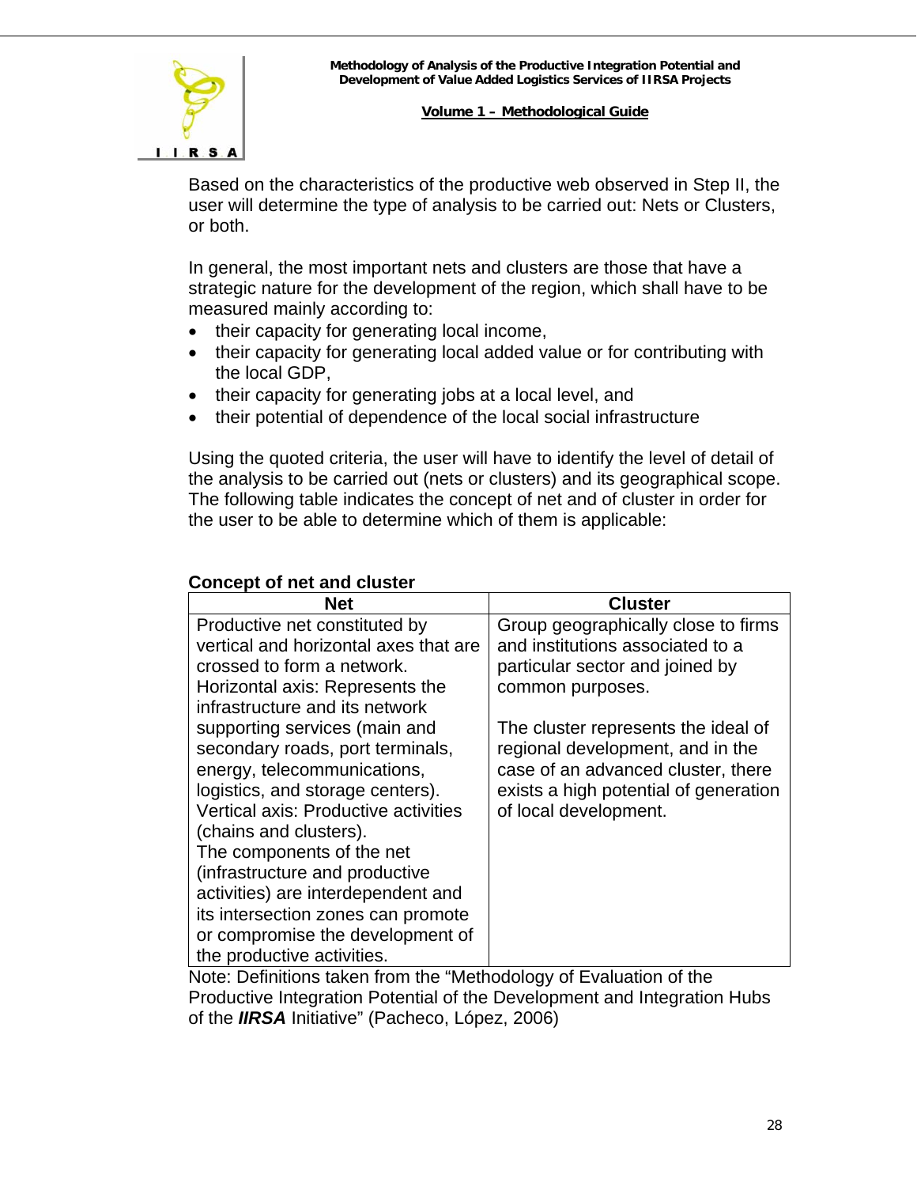Based on the characteristics of the productive web observed in Step II, the user will determine the type of analysis to be carried out: Nets or Clusters, or both.

In general, the most important nets and clusters are those that have a strategic nature for the development of the region, which shall have to be measured mainly according to:

- their capacity for generating local income,
- their capacity for generating local added value or for contributing with the local GDP,
- their capacity for generating jobs at a local level, and
- their potential of dependence of the local social infrastructure

Using the quoted criteria, the user will have to identify the level of detail of the analysis to be carried out (nets or clusters) and its geographical scope. The following table indicates the concept of net and of cluster in order for the user to be able to determine which of them is applicable:

**Concept of net and cluster**

| Net | Cluster |
|---|---|
| Productive net constituted by vertical and horizontal axes that are crossed to form a network. Horizontal axis: Represents the infrastructure and its network supporting services (main and secondary roads, port terminals, energy, telecommunications, logistics, and storage centers). Vertical axis: Productive activities (chains and clusters). The components of the net (infrastructure and productive activities) are interdependent and its intersection zones can promote or compromise the development of the productive activities. | Group geographically close to firms and institutions associated to a particular sector and joined by common purposes. The cluster represents the ideal of regional development, and in the case of an advanced cluster, there exists a high potential of generation of local development. |

Note: Definitions taken from the "Methodology of Evaluation of the Productive Integration Potential of the Development and Integration Hubs of the ***IIRSA*** Initiative" (Pacheco, López, 2006)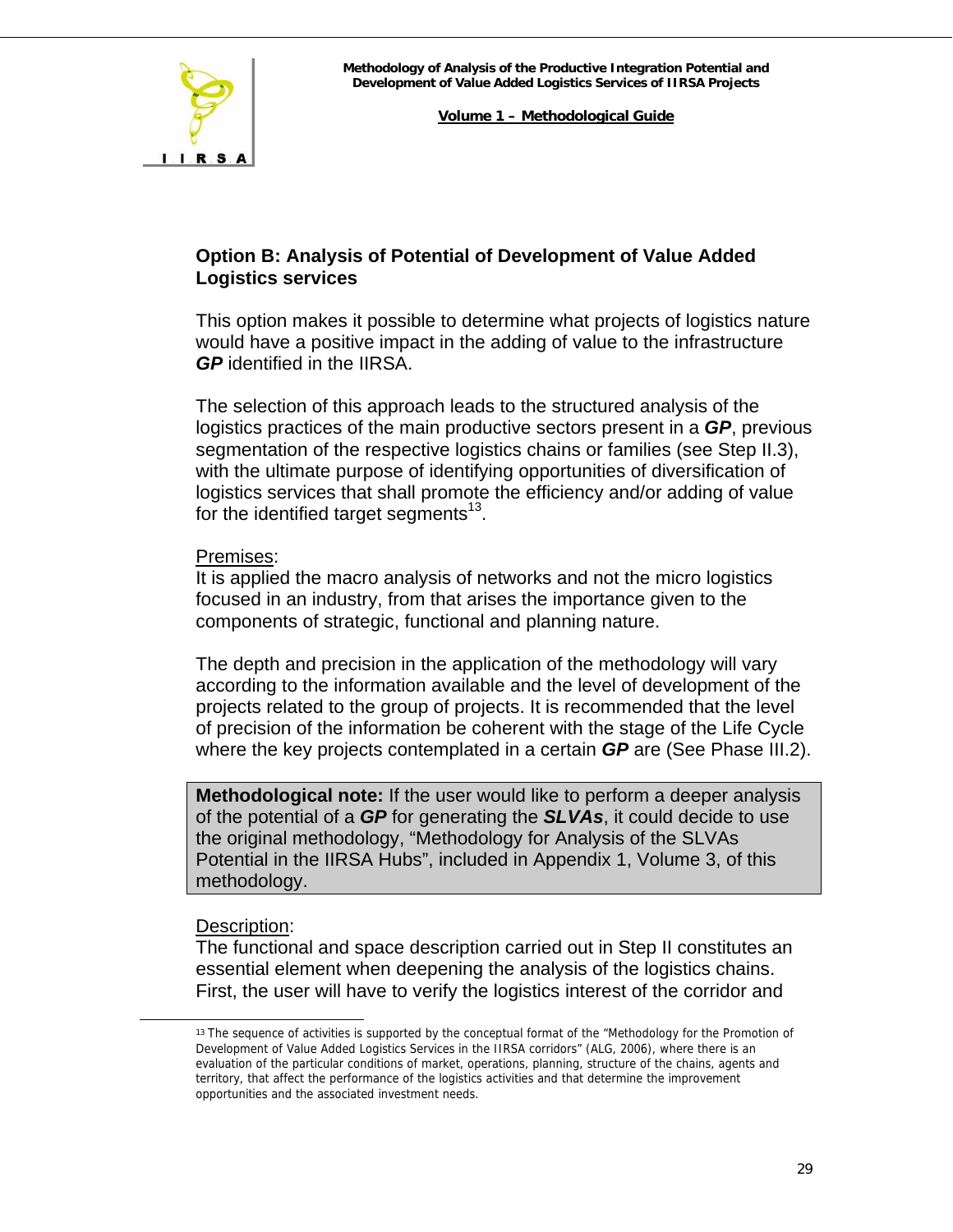## Option B: Analysis of Potential of Development of Value Added Logistics services

This option makes it possible to determine what projects of logistics nature would have a positive impact in the adding of value to the infrastructure ***GP*** identified in the IIRSA.

The selection of this approach leads to the structured analysis of the logistics practices of the main productive sectors present in a ***GP***, previous segmentation of the respective logistics chains or families (see Step II.3), with the ultimate purpose of identifying opportunities of diversification of logistics services that shall promote the efficiency and/or adding of value for the identified target segments[13].

Premises:

It is applied the macro analysis of networks and not the micro logistics focused in an industry, from that arises the importance given to the components of strategic, functional and planning nature.

The depth and precision in the application of the methodology will vary according to the information available and the level of development of the projects related to the group of projects. It is recommended that the level of precision of the information be coherent with the stage of the Life Cycle where the key projects contemplated in a certain ***GP*** are (See Phase III.2).

> **Methodological note:** If the user would like to perform a deeper analysis of the potential of a ***GP*** for generating the ***SLVAs***, it could decide to use the original methodology, "Methodology for Analysis of the SLVAs Potential in the IIRSA Hubs", included in Appendix 1, Volume 3, of this methodology.

Description:

The functional and space description carried out in Step II constitutes an essential element when deepening the analysis of the logistics chains. First, the user will have to verify the logistics interest of the corridor and

---

[13] The sequence of activities is supported by the conceptual format of the "Methodology for the Promotion of Development of Value Added Logistics Services in the IIRSA corridors" (ALG, 2006), where there is an evaluation of the particular conditions of market, operations, planning, structure of the chains, agents and territory, that affect the performance of the logistics activities and that determine the improvement opportunities and the associated investment needs.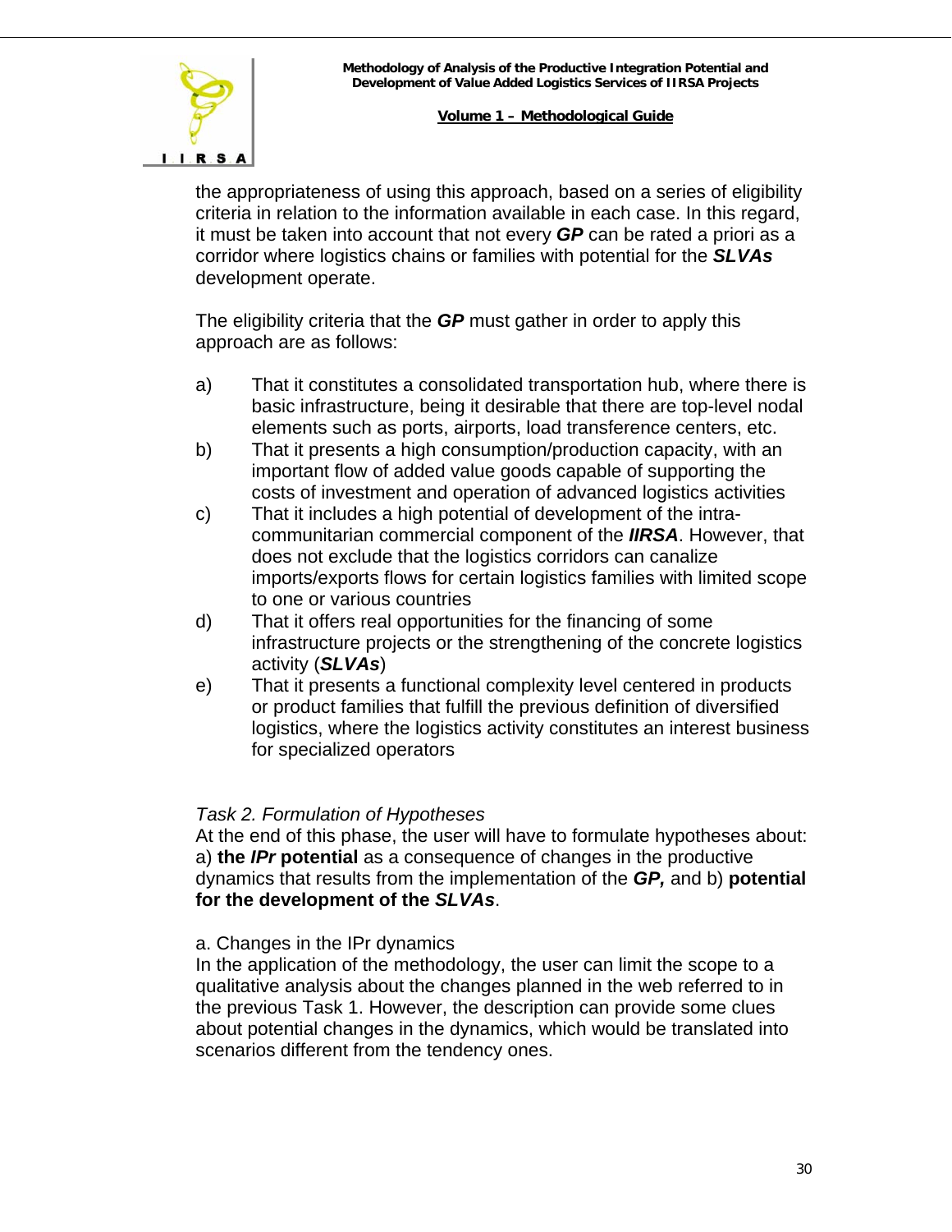the appropriateness of using this approach, based on a series of eligibility criteria in relation to the information available in each case. In this regard, it must be taken into account that not every ***GP*** can be rated a priori as a corridor where logistics chains or families with potential for the ***SLVAs*** development operate.

The eligibility criteria that the ***GP*** must gather in order to apply this approach are as follows:

a) That it constitutes a consolidated transportation hub, where there is basic infrastructure, being it desirable that there are top-level nodal elements such as ports, airports, load transference centers, etc.
b) That it presents a high consumption/production capacity, with an important flow of added value goods capable of supporting the costs of investment and operation of advanced logistics activities
c) That it includes a high potential of development of the intra-communitarian commercial component of the ***IIRSA***. However, that does not exclude that the logistics corridors can canalize imports/exports flows for certain logistics families with limited scope to one or various countries
d) That it offers real opportunities for the financing of some infrastructure projects or the strengthening of the concrete logistics activity (***SLVAs***)
e) That it presents a functional complexity level centered in products or product families that fulfill the previous definition of diversified logistics, where the logistics activity constitutes an interest business for specialized operators

*Task 2. Formulation of Hypotheses*

At the end of this phase, the user will have to formulate hypotheses about: a) **the *IPr* potential** as a consequence of changes in the productive dynamics that results from the implementation of the ***GP,*** and b) **potential for the development of the *SLVAs***.

a. Changes in the IPr dynamics

In the application of the methodology, the user can limit the scope to a qualitative analysis about the changes planned in the web referred to in the previous Task 1. However, the description can provide some clues about potential changes in the dynamics, which would be translated into scenarios different from the tendency ones.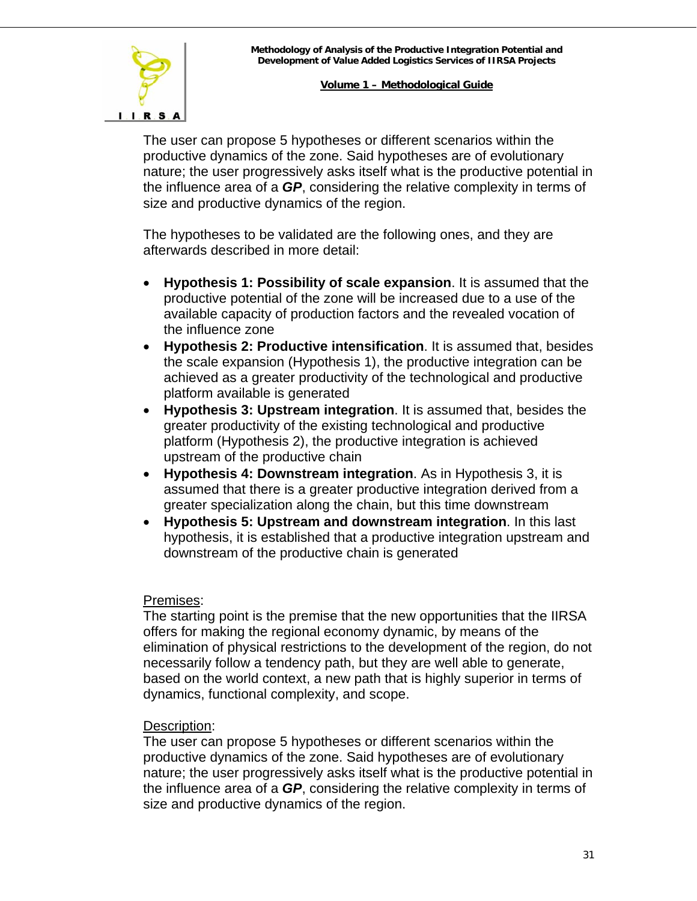The user can propose 5 hypotheses or different scenarios within the productive dynamics of the zone. Said hypotheses are of evolutionary nature; the user progressively asks itself what is the productive potential in the influence area of a ***GP***, considering the relative complexity in terms of size and productive dynamics of the region.

The hypotheses to be validated are the following ones, and they are afterwards described in more detail:

- **Hypothesis 1: Possibility of scale expansion**. It is assumed that the productive potential of the zone will be increased due to a use of the available capacity of production factors and the revealed vocation of the influence zone
- **Hypothesis 2: Productive intensification**. It is assumed that, besides the scale expansion (Hypothesis 1), the productive integration can be achieved as a greater productivity of the technological and productive platform available is generated
- **Hypothesis 3: Upstream integration**. It is assumed that, besides the greater productivity of the existing technological and productive platform (Hypothesis 2), the productive integration is achieved upstream of the productive chain
- **Hypothesis 4: Downstream integration**. As in Hypothesis 3, it is assumed that there is a greater productive integration derived from a greater specialization along the chain, but this time downstream
- **Hypothesis 5: Upstream and downstream integration**. In this last hypothesis, it is established that a productive integration upstream and downstream of the productive chain is generated

<u>Premises</u>:
The starting point is the premise that the new opportunities that the IIRSA offers for making the regional economy dynamic, by means of the elimination of physical restrictions to the development of the region, do not necessarily follow a tendency path, but they are well able to generate, based on the world context, a new path that is highly superior in terms of dynamics, functional complexity, and scope.

<u>Description</u>:
The user can propose 5 hypotheses or different scenarios within the productive dynamics of the zone. Said hypotheses are of evolutionary nature; the user progressively asks itself what is the productive potential in the influence area of a ***GP***, considering the relative complexity in terms of size and productive dynamics of the region.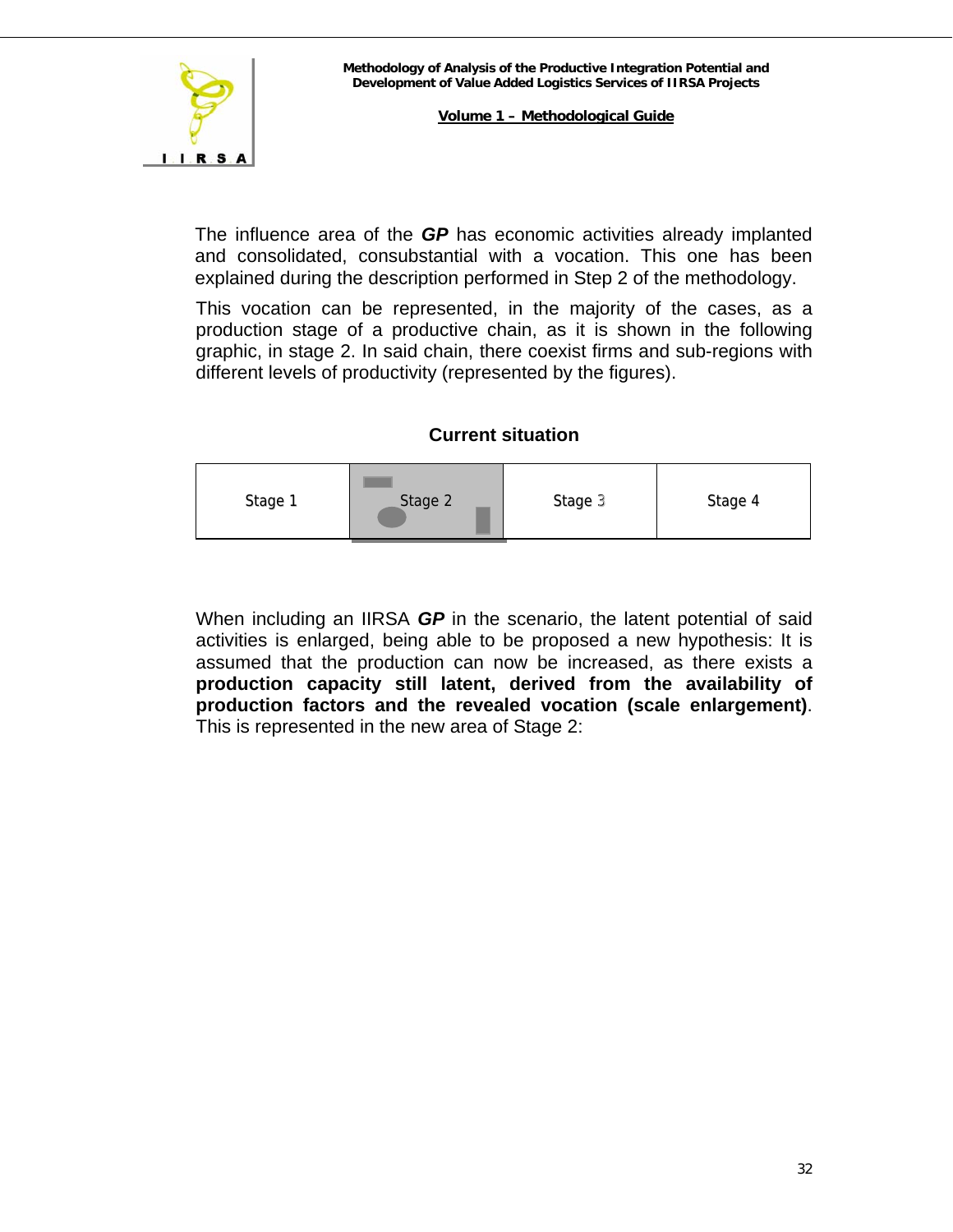The influence area of the ***GP*** has economic activities already implanted and consolidated, consubstantial with a vocation. This one has been explained during the description performed in Step 2 of the methodology.

This vocation can be represented, in the majority of the cases, as a production stage of a productive chain, as it is shown in the following graphic, in stage 2. In said chain, there coexist firms and sub-regions with different levels of productivity (represented by the figures).

**Current situation**

| Stage 1 | Stage 2 | Stage 3 | Stage 4 |
|---|---|---|---|

When including an IIRSA ***GP*** in the scenario, the latent potential of said activities is enlarged, being able to be proposed a new hypothesis: It is assumed that the production can now be increased, as there exists a **production capacity still latent, derived from the availability of production factors and the revealed vocation (scale enlargement)**. This is represented in the new area of Stage 2: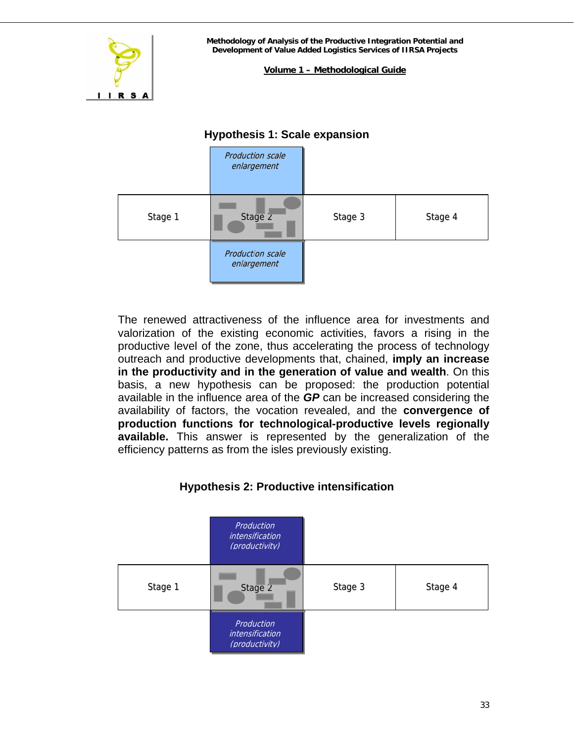### Hypothesis 1: Scale expansion

| | *Production scale enlargement* | | |
|---|---|---|---|
| Stage 1 | Stage 2 | Stage 3 | Stage 4 |
| | *Production scale enlargement* | | |

The renewed attractiveness of the influence area for investments and valorization of the existing economic activities, favors a rising in the productive level of the zone, thus accelerating the process of technology outreach and productive developments that, chained, **imply an increase in the productivity and in the generation of value and wealth**. On this basis, a new hypothesis can be proposed: the production potential available in the influence area of the ***GP*** can be increased considering the availability of factors, the vocation revealed, and the **convergence of production functions for technological-productive levels regionally available.** This answer is represented by the generalization of the efficiency patterns as from the isles previously existing.

### Hypothesis 2: Productive intensification

| | *Production intensification (productivity)* | | |
|---|---|---|---|
| Stage 1 | Stage 2 | Stage 3 | Stage 4 |
| | *Production intensification (productivity)* | | |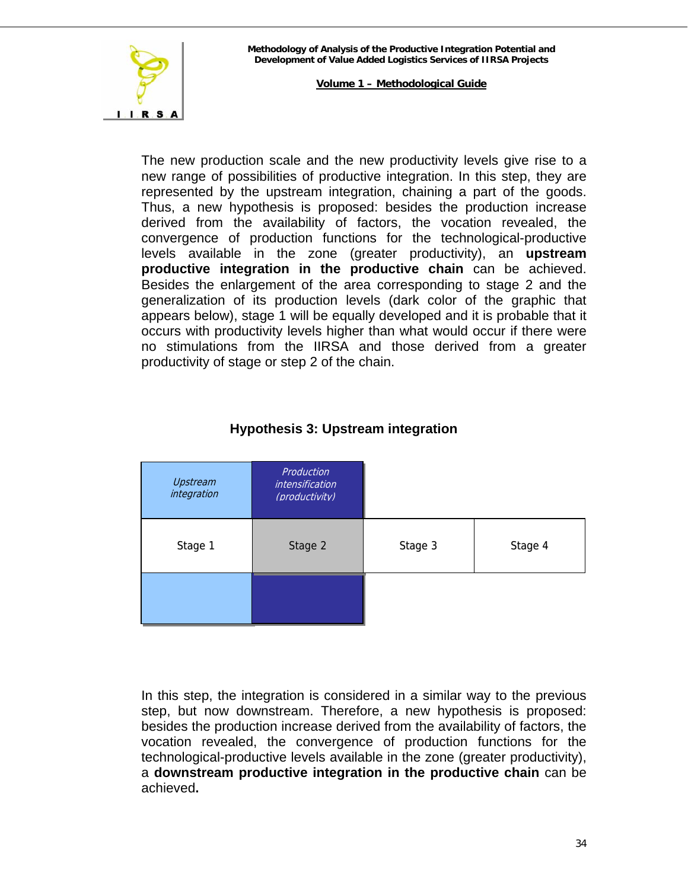The new production scale and the new productivity levels give rise to a new range of possibilities of productive integration. In this step, they are represented by the upstream integration, chaining a part of the goods. Thus, a new hypothesis is proposed: besides the production increase derived from the availability of factors, the vocation revealed, the convergence of production functions for the technological-productive levels available in the zone (greater productivity), an **upstream productive integration in the productive chain** can be achieved. Besides the enlargement of the area corresponding to stage 2 and the generalization of its production levels (dark color of the graphic that appears below), stage 1 will be equally developed and it is probable that it occurs with productivity levels higher than what would occur if there were no stimulations from the IIRSA and those derived from a greater productivity of stage or step 2 of the chain.

**Hypothesis 3: Upstream integration**

| *Upstream integration* | *Production intensification (productivity)* | | |
|---|---|---|---|
| Stage 1 | Stage 2 | Stage 3 | Stage 4 |
| | | | |

In this step, the integration is considered in a similar way to the previous step, but now downstream. Therefore, a new hypothesis is proposed: besides the production increase derived from the availability of factors, the vocation revealed, the convergence of production functions for the technological-productive levels available in the zone (greater productivity), a **downstream productive integration in the productive chain** can be achieved**.**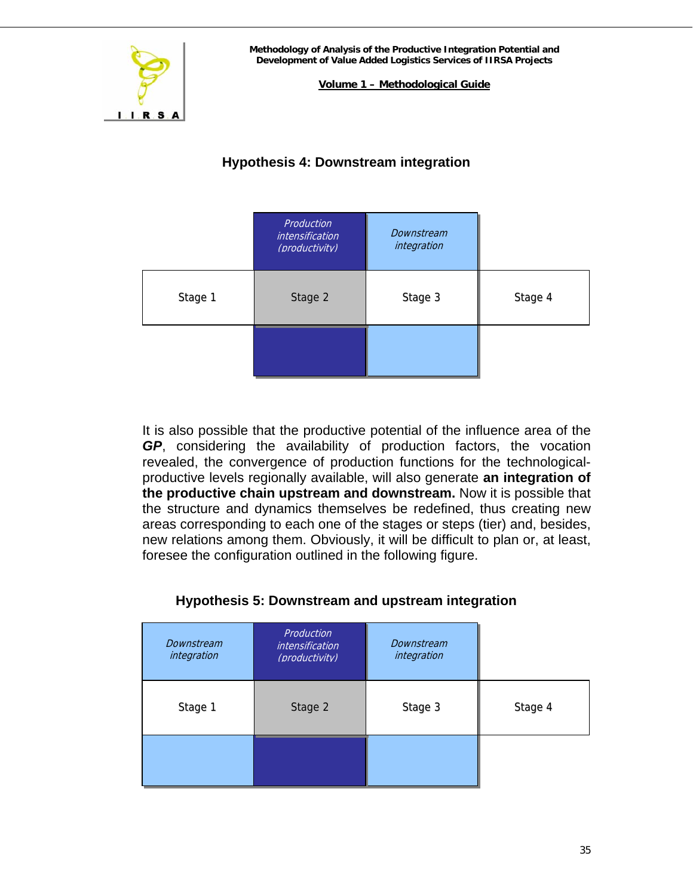### Hypothesis 4: Downstream integration

| | *Production intensification (productivity)* | *Downstream integration* | |
|---|---|---|---|
| Stage 1 | Stage 2 | Stage 3 | Stage 4 |

It is also possible that the productive potential of the influence area of the ***GP***, considering the availability of production factors, the vocation revealed, the convergence of production functions for the technological-productive levels regionally available, will also generate **an integration of the productive chain upstream and downstream.** Now it is possible that the structure and dynamics themselves be redefined, thus creating new areas corresponding to each one of the stages or steps (tier) and, besides, new relations among them. Obviously, it will be difficult to plan or, at least, foresee the configuration outlined in the following figure.

### Hypothesis 5: Downstream and upstream integration

| *Downstream integration* | *Production intensification (productivity)* | *Downstream integration* | |
|---|---|---|---|
| Stage 1 | Stage 2 | Stage 3 | Stage 4 |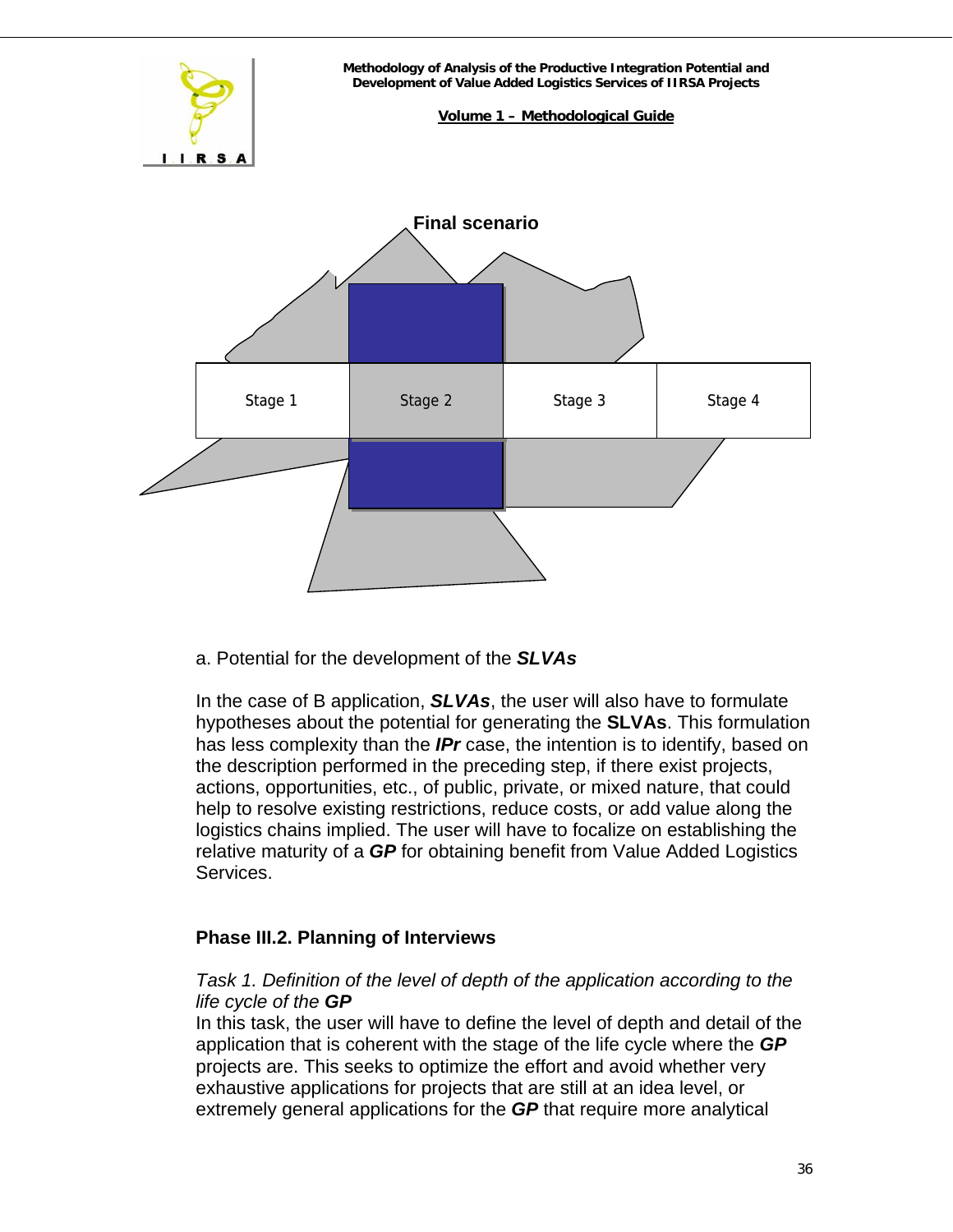**Final scenario**

| Stage 1 | Stage 2 | Stage 3 | Stage 4 |
|---|---|---|---|

a. Potential for the development of the ***SLVAs***

In the case of B application, ***SLVAs***, the user will also have to formulate hypotheses about the potential for generating the **SLVAs**. This formulation has less complexity than the ***IPr*** case, the intention is to identify, based on the description performed in the preceding step, if there exist projects, actions, opportunities, etc., of public, private, or mixed nature, that could help to resolve existing restrictions, reduce costs, or add value along the logistics chains implied. The user will have to focalize on establishing the relative maturity of a ***GP*** for obtaining benefit from Value Added Logistics Services.

### Phase III.2. Planning of Interviews

*Task 1. Definition of the level of depth of the application according to the life cycle of the **GP***

In this task, the user will have to define the level of depth and detail of the application that is coherent with the stage of the life cycle where the ***GP*** projects are. This seeks to optimize the effort and avoid whether very exhaustive applications for projects that are still at an idea level, or extremely general applications for the ***GP*** that require more analytical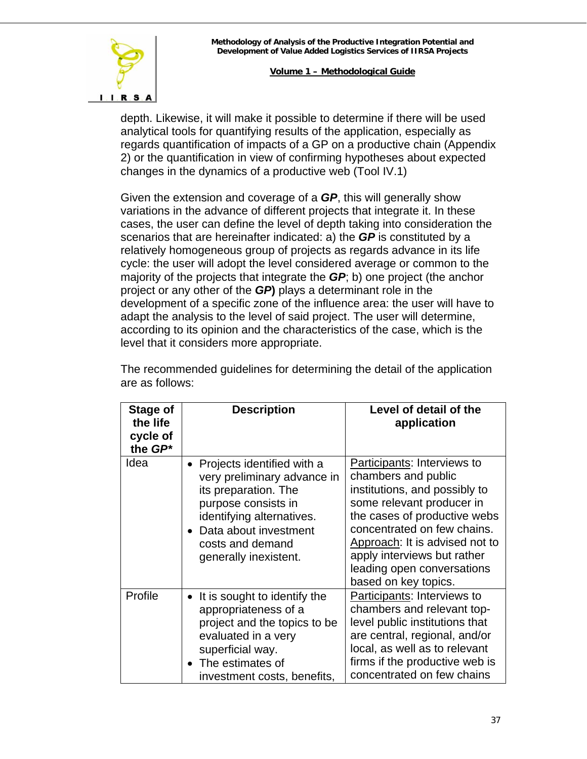depth. Likewise, it will make it possible to determine if there will be used analytical tools for quantifying results of the application, especially as regards quantification of impacts of a GP on a productive chain (Appendix 2) or the quantification in view of confirming hypotheses about expected changes in the dynamics of a productive web (Tool IV.1)

Given the extension and coverage of a ***GP***, this will generally show variations in the advance of different projects that integrate it. In these cases, the user can define the level of depth taking into consideration the scenarios that are hereinafter indicated: a) the ***GP*** is constituted by a relatively homogeneous group of projects as regards advance in its life cycle: the user will adopt the level considered average or common to the majority of the projects that integrate the ***GP***; b) one project (the anchor project or any other of the ***GP*)** plays a determinant role in the development of a specific zone of the influence area: the user will have to adapt the analysis to the level of said project. The user will determine, according to its opinion and the characteristics of the case, which is the level that it considers more appropriate.

The recommended guidelines for determining the detail of the application are as follows:

| Stage of the life cycle of the *GP** | Description | Level of detail of the application |
|---|---|---|
| Idea | • Projects identified with a very preliminary advance in its preparation. The purpose consists in identifying alternatives.<br>• Data about investment costs and demand generally inexistent. | Participants: Interviews to chambers and public institutions, and possibly to some relevant producer in the cases of productive webs concentrated on few chains.<br>Approach: It is advised not to apply interviews but rather leading open conversations based on key topics. |
| Profile | • It is sought to identify the appropriateness of a project and the topics to be evaluated in a very superficial way.<br>• The estimates of investment costs, benefits, | Participants: Interviews to chambers and relevant top-level public institutions that are central, regional, and/or local, as well as to relevant firms if the productive web is concentrated on few chains |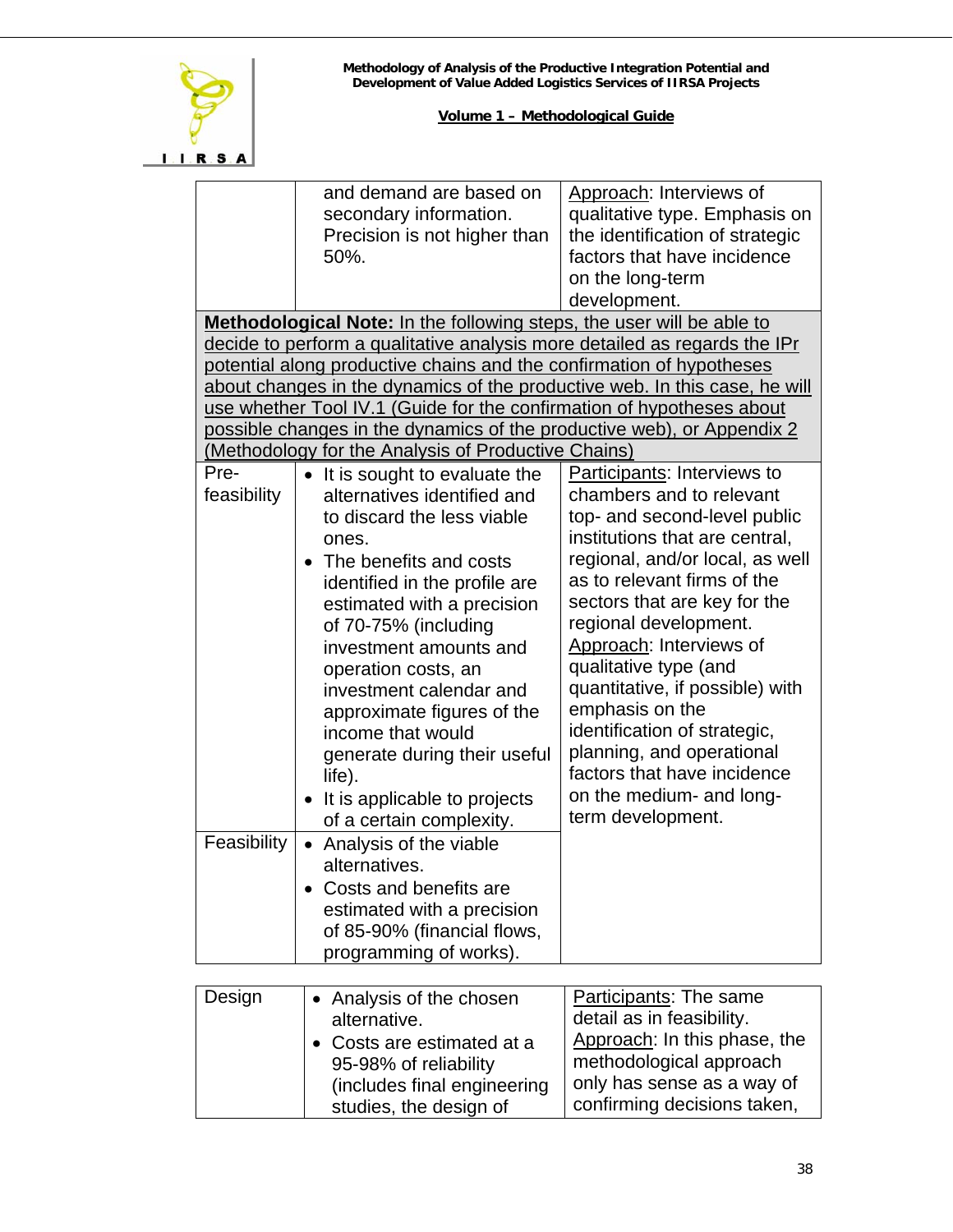| | | |
|---|---|---|
| | and demand are based on secondary information. Precision is not higher than 50%. | Approach: Interviews of qualitative type. Emphasis on the identification of strategic factors that have incidence on the long-term development. |
| **Methodological Note:** In the following steps, the user will be able to decide to perform a qualitative analysis more detailed as regards the IPr potential along productive chains and the confirmation of hypotheses about changes in the dynamics of the productive web. In this case, he will use whether Tool IV.1 (Guide for the confirmation of hypotheses about possible changes in the dynamics of the productive web), or Appendix 2 (Methodology for the Analysis of Productive Chains) | | |
| Pre-feasibility | • It is sought to evaluate the alternatives identified and to discard the less viable ones.<br>• The benefits and costs identified in the profile are estimated with a precision of 70-75% (including investment amounts and operation costs, an investment calendar and approximate figures of the income that would generate during their useful life).<br>• It is applicable to projects of a certain complexity. | Participants: Interviews to chambers and to relevant top- and second-level public institutions that are central, regional, and/or local, as well as to relevant firms of the sectors that are key for the regional development.<br>Approach: Interviews of qualitative type (and quantitative, if possible) with emphasis on the identification of strategic, planning, and operational factors that have incidence on the medium- and long-term development. |
| Feasibility | • Analysis of the viable alternatives.<br>• Costs and benefits are estimated with a precision of 85-90% (financial flows, programming of works). | |

| | | |
|---|---|---|
| Design | • Analysis of the chosen alternative.<br>• Costs are estimated at a 95-98% of reliability (includes final engineering studies, the design of | Participants: The same detail as in feasibility.<br>Approach: In this phase, the methodological approach only has sense as a way of confirming decisions taken, |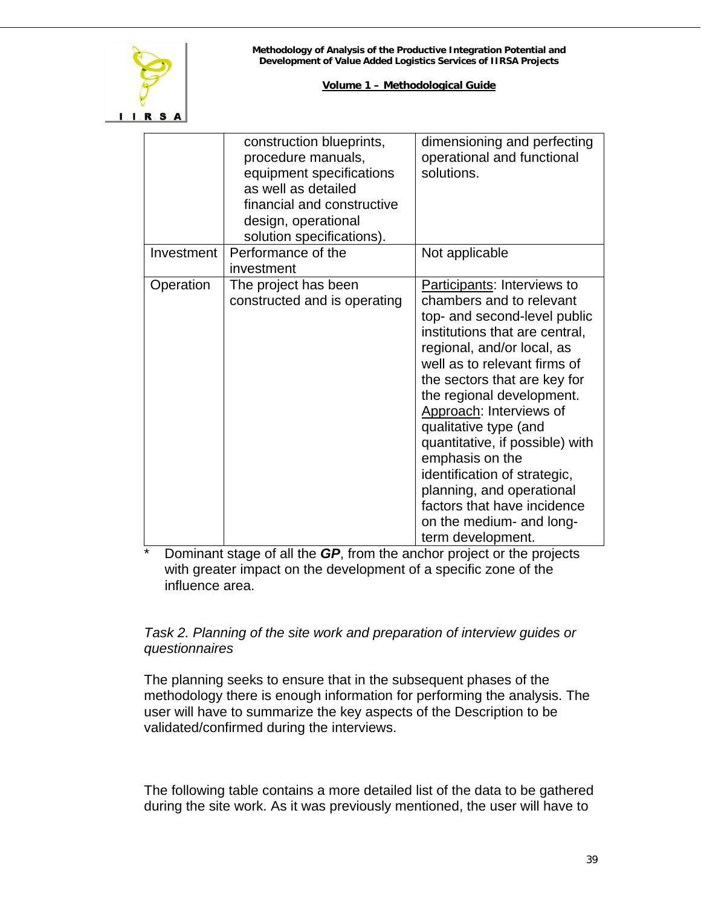| | | |
|---|---|---|
| | construction blueprints, procedure manuals, equipment specifications as well as detailed financial and constructive design, operational solution specifications). | dimensioning and perfecting operational and functional solutions. |
| Investment | Performance of the investment | Not applicable |
| Operation | The project has been constructed and is operating | Participants: Interviews to chambers and to relevant top- and second-level public institutions that are central, regional, and/or local, as well as to relevant firms of the sectors that are key for the regional development. Approach: Interviews of qualitative type (and quantitative, if possible) with emphasis on the identification of strategic, planning, and operational factors that have incidence on the medium- and long-term development. |

\* Dominant stage of all the ***GP***, from the anchor project or the projects with greater impact on the development of a specific zone of the influence area.

*Task 2. Planning of the site work and preparation of interview guides or questionnaires*

The planning seeks to ensure that in the subsequent phases of the methodology there is enough information for performing the analysis. The user will have to summarize the key aspects of the Description to be validated/confirmed during the interviews.

The following table contains a more detailed list of the data to be gathered during the site work. As it was previously mentioned, the user will have to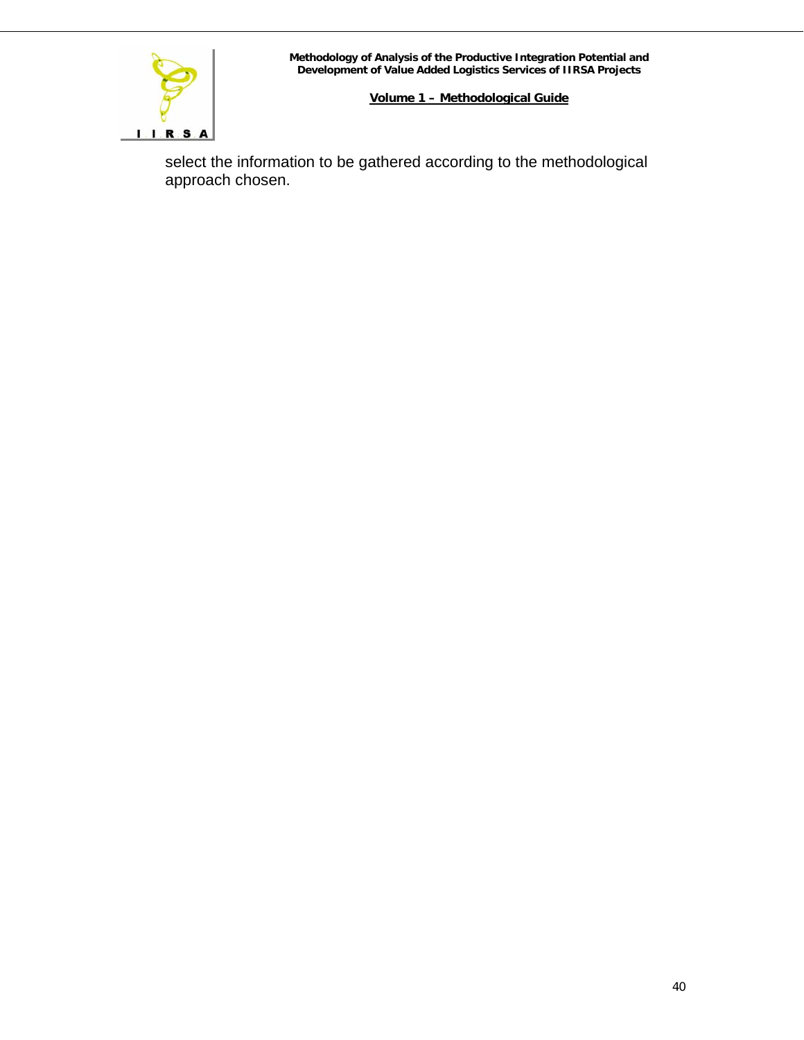select the information to be gathered according to the methodological approach chosen.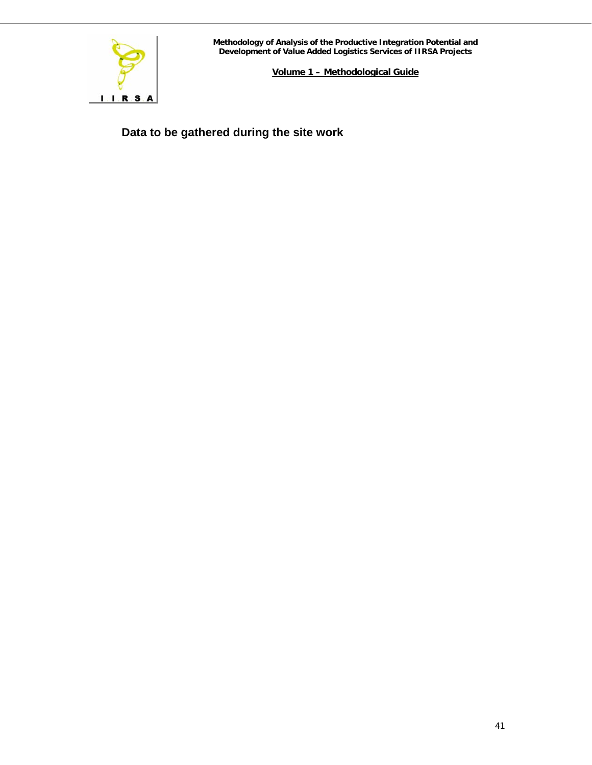### Data to be gathered during the site work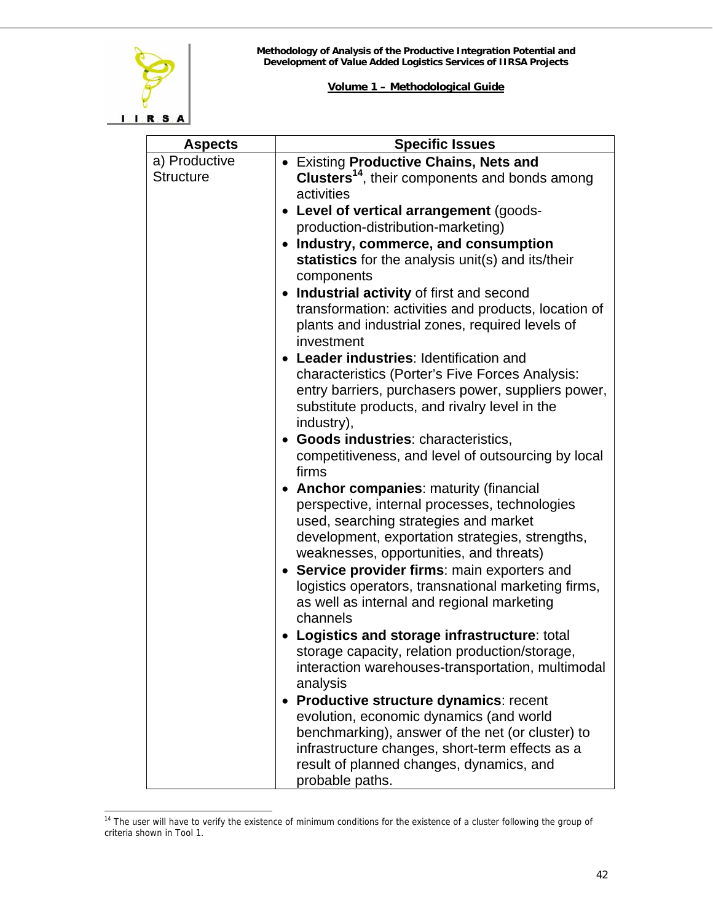| Aspects | Specific Issues |
|---|---|
| a) Productive Structure | • Existing **Productive Chains, Nets and Clusters**[14], their components and bonds among activities<br>• **Level of vertical arrangement** (goods-production-distribution-marketing)<br>• **Industry, commerce, and consumption statistics** for the analysis unit(s) and its/their components<br>• **Industrial activity** of first and second transformation: activities and products, location of plants and industrial zones, required levels of investment<br>• **Leader industries**: Identification and characteristics (Porter's Five Forces Analysis: entry barriers, purchasers power, suppliers power, substitute products, and rivalry level in the industry),<br>• **Goods industries**: characteristics, competitiveness, and level of outsourcing by local firms<br>• **Anchor companies**: maturity (financial perspective, internal processes, technologies used, searching strategies and market development, exportation strategies, strengths, weaknesses, opportunities, and threats)<br>• **Service provider firms**: main exporters and logistics operators, transnational marketing firms, as well as internal and regional marketing channels<br>• **Logistics and storage infrastructure**: total storage capacity, relation production/storage, interaction warehouses-transportation, multimodal analysis<br>• **Productive structure dynamics**: recent evolution, economic dynamics (and world benchmarking), answer of the net (or cluster) to infrastructure changes, short-term effects as a result of planned changes, dynamics, and probable paths. |

[14] The user will have to verify the existence of minimum conditions for the existence of a cluster following the group of criteria shown in Tool 1.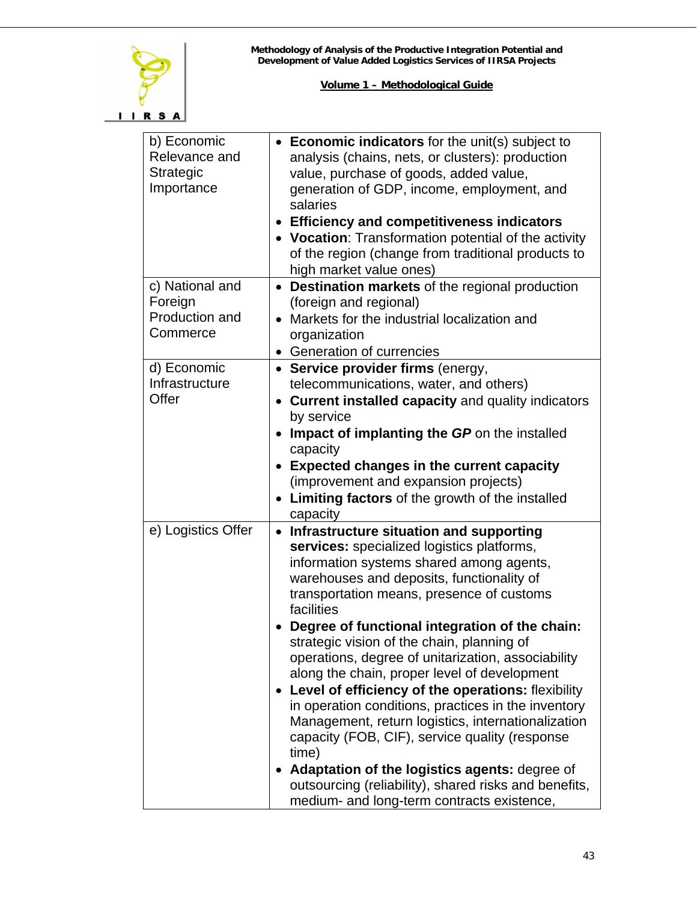| | |
|---|---|
| b) Economic Relevance and Strategic Importance | • **Economic indicators** for the unit(s) subject to analysis (chains, nets, or clusters): production value, purchase of goods, added value, generation of GDP, income, employment, and salaries<br>• **Efficiency and competitiveness indicators**<br>• **Vocation**: Transformation potential of the activity of the region (change from traditional products to high market value ones) |
| c) National and Foreign Production and Commerce | • **Destination markets** of the regional production (foreign and regional)<br>• Markets for the industrial localization and organization<br>• Generation of currencies |
| d) Economic Infrastructure Offer | • **Service provider firms** (energy, telecommunications, water, and others)<br>• **Current installed capacity** and quality indicators by service<br>• **Impact of implanting the *GP*** on the installed capacity<br>• **Expected changes in the current capacity** (improvement and expansion projects)<br>• **Limiting factors** of the growth of the installed capacity |
| e) Logistics Offer | • **Infrastructure situation and supporting services:** specialized logistics platforms, information systems shared among agents, warehouses and deposits, functionality of transportation means, presence of customs facilities<br>• **Degree of functional integration of the chain:** strategic vision of the chain, planning of operations, degree of unitarization, associability along the chain, proper level of development<br>• **Level of efficiency of the operations:** flexibility in operation conditions, practices in the inventory Management, return logistics, internationalization capacity (FOB, CIF), service quality (response time)<br>• **Adaptation of the logistics agents:** degree of outsourcing (reliability), shared risks and benefits, medium- and long-term contracts existence, |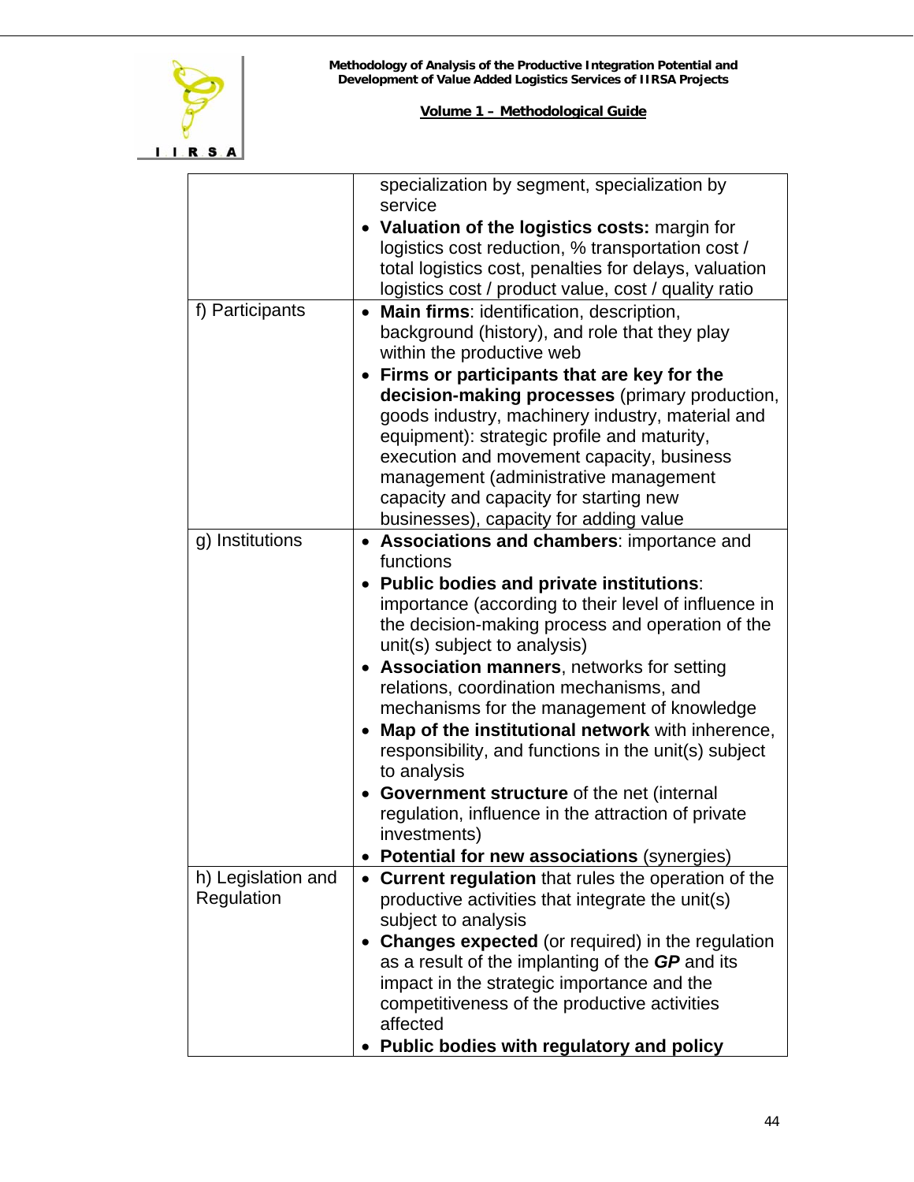| | |
|---|---|
| | specialization by segment, specialization by service<br>• **Valuation of the logistics costs:** margin for logistics cost reduction, % transportation cost / total logistics cost, penalties for delays, valuation logistics cost / product value, cost / quality ratio |
| f) Participants | • **Main firms**: identification, description, background (history), and role that they play within the productive web<br>• **Firms or participants that are key for the decision-making processes** (primary production, goods industry, machinery industry, material and equipment): strategic profile and maturity, execution and movement capacity, business management (administrative management capacity and capacity for starting new businesses), capacity for adding value |
| g) Institutions | • **Associations and chambers**: importance and functions<br>• **Public bodies and private institutions**: importance (according to their level of influence in the decision-making process and operation of the unit(s) subject to analysis)<br>• **Association manners**, networks for setting relations, coordination mechanisms, and mechanisms for the management of knowledge<br>• **Map of the institutional network** with inherence, responsibility, and functions in the unit(s) subject to analysis<br>• **Government structure** of the net (internal regulation, influence in the attraction of private investments)<br>• **Potential for new associations** (synergies) |
| h) Legislation and Regulation | • **Current regulation** that rules the operation of the productive activities that integrate the unit(s) subject to analysis<br>• **Changes expected** (or required) in the regulation as a result of the implanting of the ***GP*** and its impact in the strategic importance and the competitiveness of the productive activities affected<br>• **Public bodies with regulatory and policy** |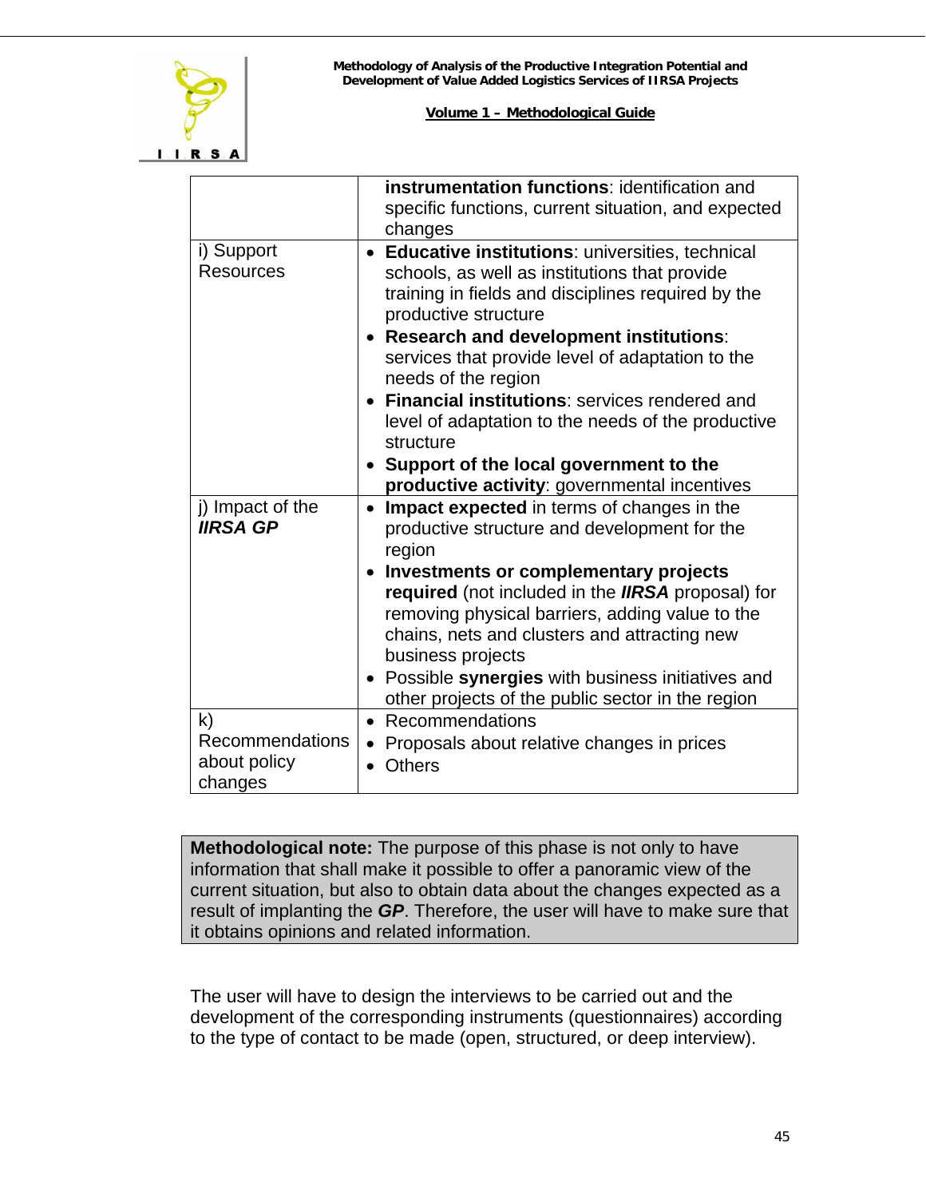| | |
|---|---|
| | **instrumentation functions**: identification and specific functions, current situation, and expected changes |
| i) Support Resources | • **Educative institutions**: universities, technical schools, as well as institutions that provide training in fields and disciplines required by the productive structure<br>• **Research and development institutions**: services that provide level of adaptation to the needs of the region<br>• **Financial institutions**: services rendered and level of adaptation to the needs of the productive structure<br>• **Support of the local government to the productive activity**: governmental incentives |
| j) Impact of the ***IIRSA GP*** | • **Impact expected** in terms of changes in the productive structure and development for the region<br>• **Investments or complementary projects required** (not included in the ***IIRSA*** proposal) for removing physical barriers, adding value to the chains, nets and clusters and attracting new business projects<br>• Possible **synergies** with business initiatives and other projects of the public sector in the region |
| k) Recommendations about policy changes | • Recommendations<br>• Proposals about relative changes in prices<br>• Others |

**Methodological note:** The purpose of this phase is not only to have information that shall make it possible to offer a panoramic view of the current situation, but also to obtain data about the changes expected as a result of implanting the ***GP***. Therefore, the user will have to make sure that it obtains opinions and related information.

The user will have to design the interviews to be carried out and the development of the corresponding instruments (questionnaires) according to the type of contact to be made (open, structured, or deep interview).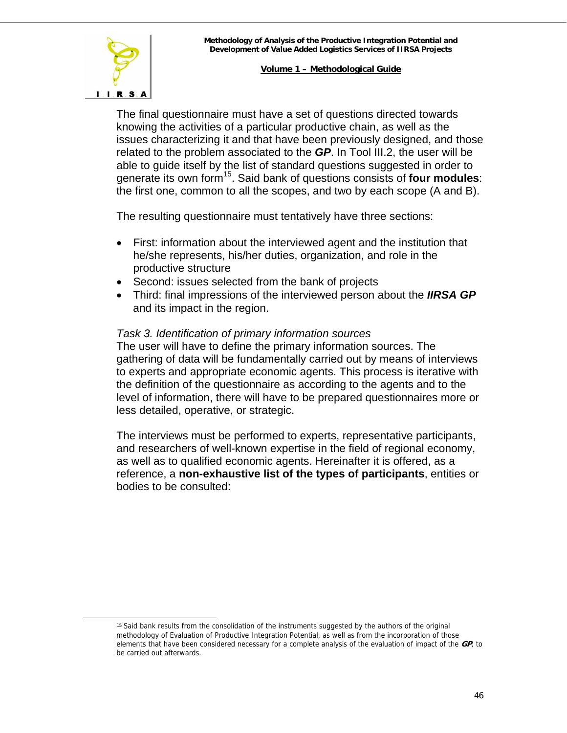The final questionnaire must have a set of questions directed towards knowing the activities of a particular productive chain, as well as the issues characterizing it and that have been previously designed, and those related to the problem associated to the ***GP***. In Tool III.2, the user will be able to guide itself by the list of standard questions suggested in order to generate its own form[15]. Said bank of questions consists of **four modules**: the first one, common to all the scopes, and two by each scope (A and B).

The resulting questionnaire must tentatively have three sections:

- First: information about the interviewed agent and the institution that he/she represents, his/her duties, organization, and role in the productive structure
- Second: issues selected from the bank of projects
- Third: final impressions of the interviewed person about the ***IIRSA GP*** and its impact in the region.

*Task 3. Identification of primary information sources*

The user will have to define the primary information sources. The gathering of data will be fundamentally carried out by means of interviews to experts and appropriate economic agents. This process is iterative with the definition of the questionnaire as according to the agents and to the level of information, there will have to be prepared questionnaires more or less detailed, operative, or strategic.

The interviews must be performed to experts, representative participants, and researchers of well-known expertise in the field of regional economy, as well as to qualified economic agents. Hereinafter it is offered, as a reference, a **non-exhaustive list of the types of participants**, entities or bodies to be consulted:

---

[15] Said bank results from the consolidation of the instruments suggested by the authors of the original methodology of Evaluation of Productive Integration Potential, as well as from the incorporation of those elements that have been considered necessary for a complete analysis of the evaluation of impact of the ***GP***, to be carried out afterwards.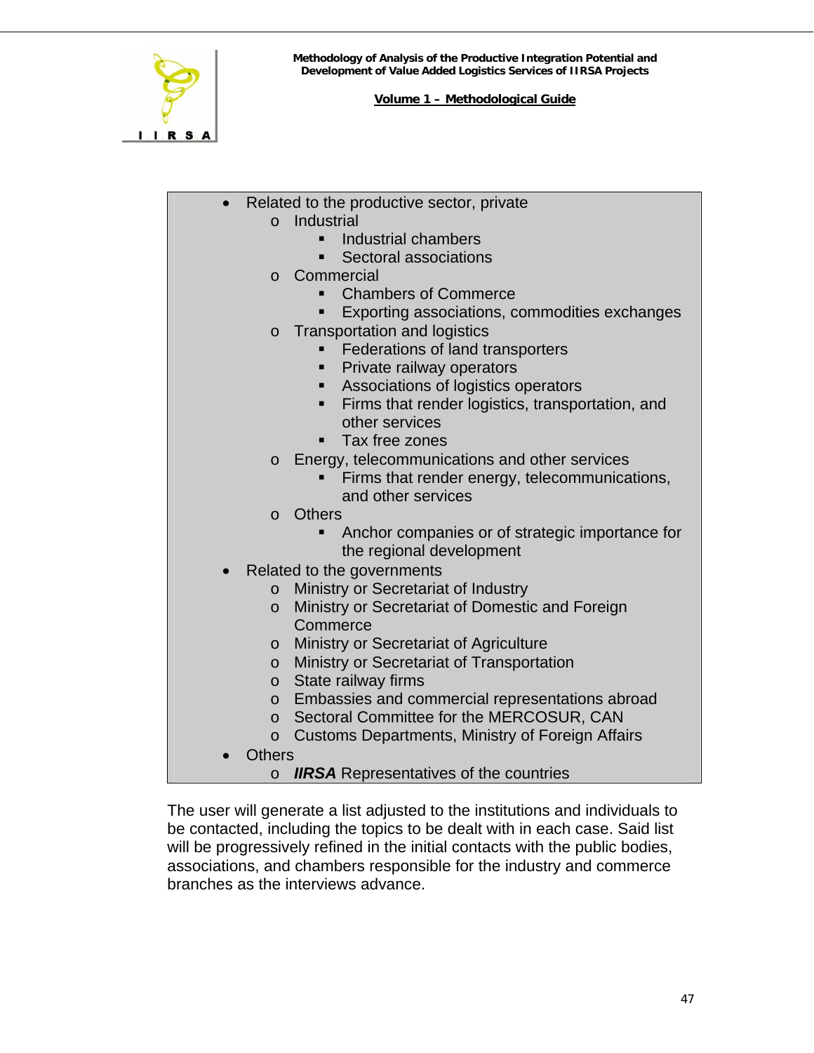- Related to the productive sector, private
  - Industrial
    - Industrial chambers
    - Sectoral associations
  - Commercial
    - Chambers of Commerce
    - Exporting associations, commodities exchanges
  - Transportation and logistics
    - Federations of land transporters
    - Private railway operators
    - Associations of logistics operators
    - Firms that render logistics, transportation, and other services
    - Tax free zones
  - Energy, telecommunications and other services
    - Firms that render energy, telecommunications, and other services
  - Others
    - Anchor companies or of strategic importance for the regional development
- Related to the governments
  - Ministry or Secretariat of Industry
  - Ministry or Secretariat of Domestic and Foreign Commerce
  - Ministry or Secretariat of Agriculture
  - Ministry or Secretariat of Transportation
  - State railway firms
  - Embassies and commercial representations abroad
  - Sectoral Committee for the MERCOSUR, CAN
  - Customs Departments, Ministry of Foreign Affairs
- Others
  - ***IIRSA*** Representatives of the countries

The user will generate a list adjusted to the institutions and individuals to be contacted, including the topics to be dealt with in each case. Said list will be progressively refined in the initial contacts with the public bodies, associations, and chambers responsible for the industry and commerce branches as the interviews advance.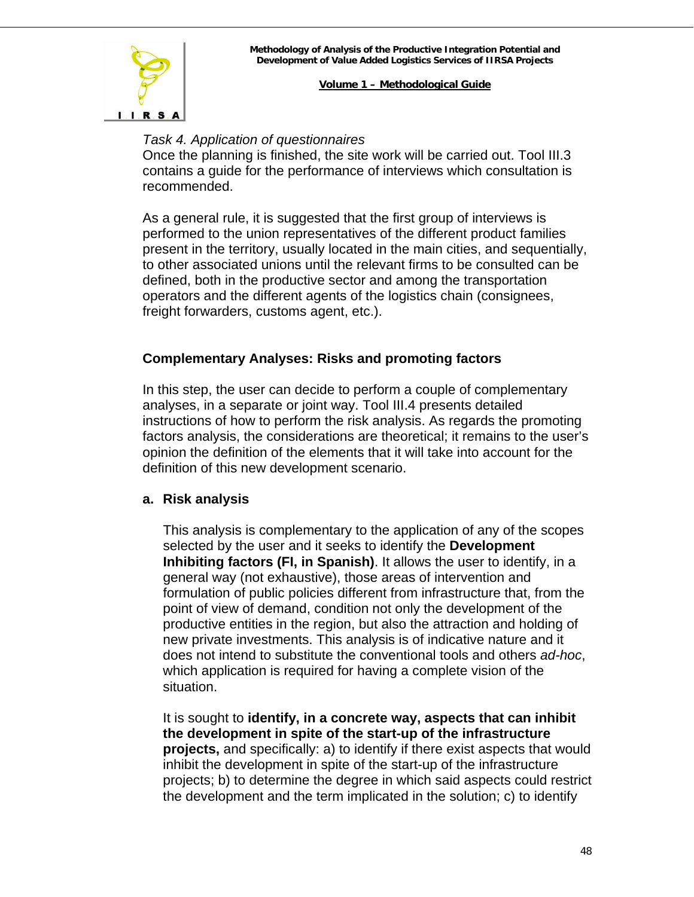*Task 4. Application of questionnaires*

Once the planning is finished, the site work will be carried out. Tool III.3 contains a guide for the performance of interviews which consultation is recommended.

As a general rule, it is suggested that the first group of interviews is performed to the union representatives of the different product families present in the territory, usually located in the main cities, and sequentially, to other associated unions until the relevant firms to be consulted can be defined, both in the productive sector and among the transportation operators and the different agents of the logistics chain (consignees, freight forwarders, customs agent, etc.).

### Complementary Analyses: Risks and promoting factors

In this step, the user can decide to perform a couple of complementary analyses, in a separate or joint way. Tool III.4 presents detailed instructions of how to perform the risk analysis. As regards the promoting factors analysis, the considerations are theoretical; it remains to the user's opinion the definition of the elements that it will take into account for the definition of this new development scenario.

#### a. Risk analysis

This analysis is complementary to the application of any of the scopes selected by the user and it seeks to identify the **Development Inhibiting factors (FI, in Spanish)**. It allows the user to identify, in a general way (not exhaustive), those areas of intervention and formulation of public policies different from infrastructure that, from the point of view of demand, condition not only the development of the productive entities in the region, but also the attraction and holding of new private investments. This analysis is of indicative nature and it does not intend to substitute the conventional tools and others *ad-hoc*, which application is required for having a complete vision of the situation.

It is sought to **identify, in a concrete way, aspects that can inhibit the development in spite of the start-up of the infrastructure projects,** and specifically: a) to identify if there exist aspects that would inhibit the development in spite of the start-up of the infrastructure projects; b) to determine the degree in which said aspects could restrict the development and the term implicated in the solution; c) to identify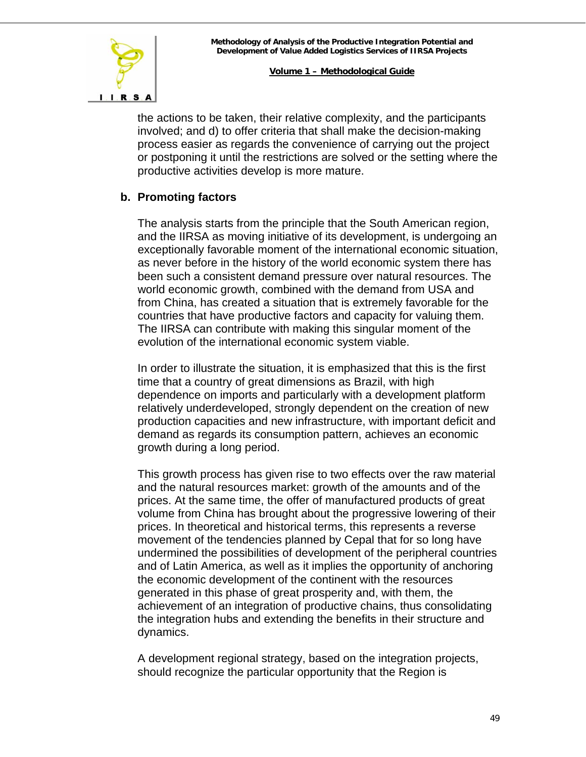the actions to be taken, their relative complexity, and the participants involved; and d) to offer criteria that shall make the decision-making process easier as regards the convenience of carrying out the project or postponing it until the restrictions are solved or the setting where the productive activities develop is more mature.

**b. Promoting factors**

The analysis starts from the principle that the South American region, and the IIRSA as moving initiative of its development, is undergoing an exceptionally favorable moment of the international economic situation, as never before in the history of the world economic system there has been such a consistent demand pressure over natural resources. The world economic growth, combined with the demand from USA and from China, has created a situation that is extremely favorable for the countries that have productive factors and capacity for valuing them. The IIRSA can contribute with making this singular moment of the evolution of the international economic system viable.

In order to illustrate the situation, it is emphasized that this is the first time that a country of great dimensions as Brazil, with high dependence on imports and particularly with a development platform relatively underdeveloped, strongly dependent on the creation of new production capacities and new infrastructure, with important deficit and demand as regards its consumption pattern, achieves an economic growth during a long period.

This growth process has given rise to two effects over the raw material and the natural resources market: growth of the amounts and of the prices. At the same time, the offer of manufactured products of great volume from China has brought about the progressive lowering of their prices. In theoretical and historical terms, this represents a reverse movement of the tendencies planned by Cepal that for so long have undermined the possibilities of development of the peripheral countries and of Latin America, as well as it implies the opportunity of anchoring the economic development of the continent with the resources generated in this phase of great prosperity and, with them, the achievement of an integration of productive chains, thus consolidating the integration hubs and extending the benefits in their structure and dynamics.

A development regional strategy, based on the integration projects, should recognize the particular opportunity that the Region is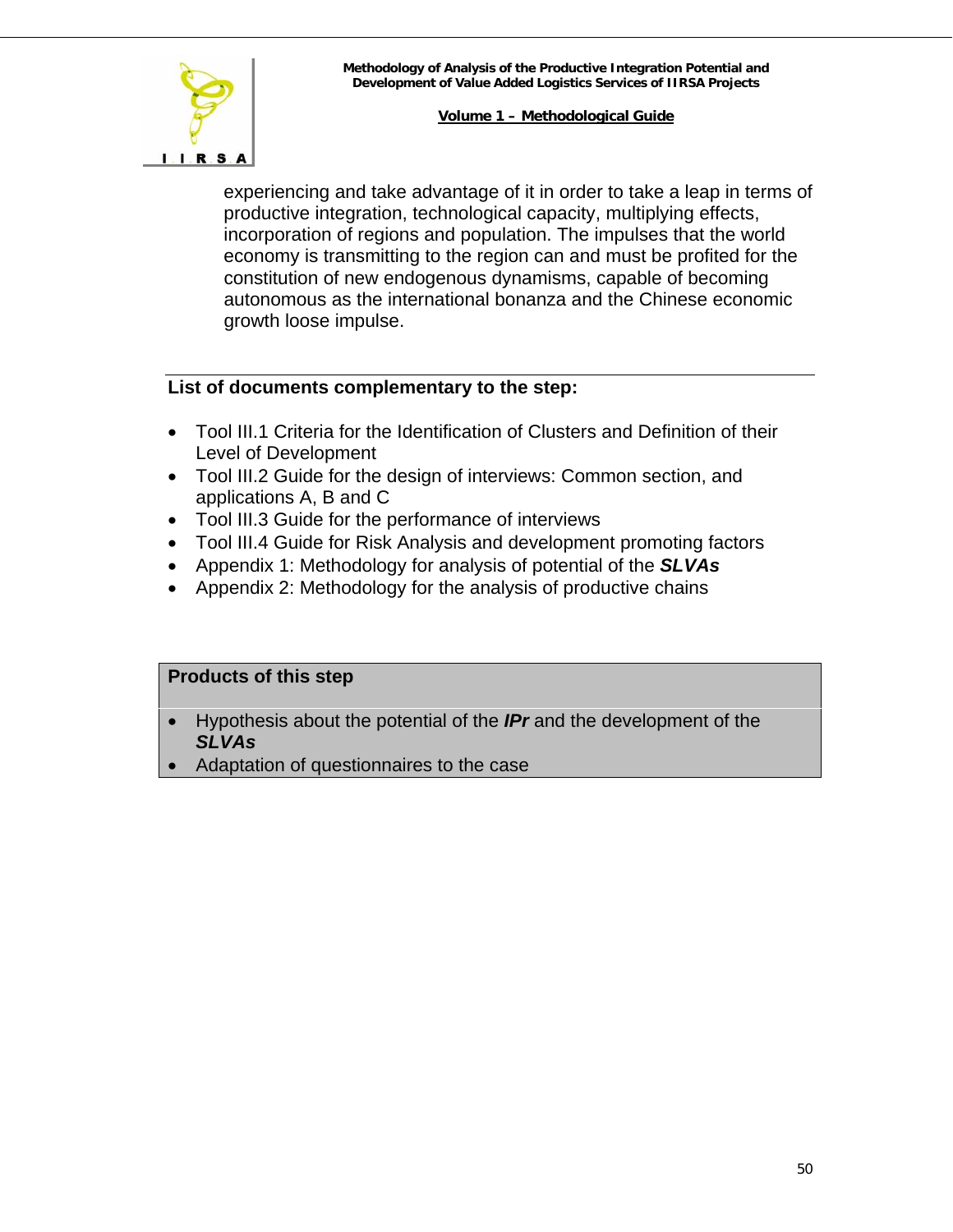experiencing and take advantage of it in order to take a leap in terms of productive integration, technological capacity, multiplying effects, incorporation of regions and population. The impulses that the world economy is transmitting to the region can and must be profited for the constitution of new endogenous dynamisms, capable of becoming autonomous as the international bonanza and the Chinese economic growth loose impulse.

**List of documents complementary to the step:**

- Tool III.1 Criteria for the Identification of Clusters and Definition of their Level of Development
- Tool III.2 Guide for the design of interviews: Common section, and applications A, B and C
- Tool III.3 Guide for the performance of interviews
- Tool III.4 Guide for Risk Analysis and development promoting factors
- Appendix 1: Methodology for analysis of potential of the ***SLVAs***
- Appendix 2: Methodology for the analysis of productive chains

**Products of this step**

- Hypothesis about the potential of the ***IPr*** and the development of the ***SLVAs***
- Adaptation of questionnaires to the case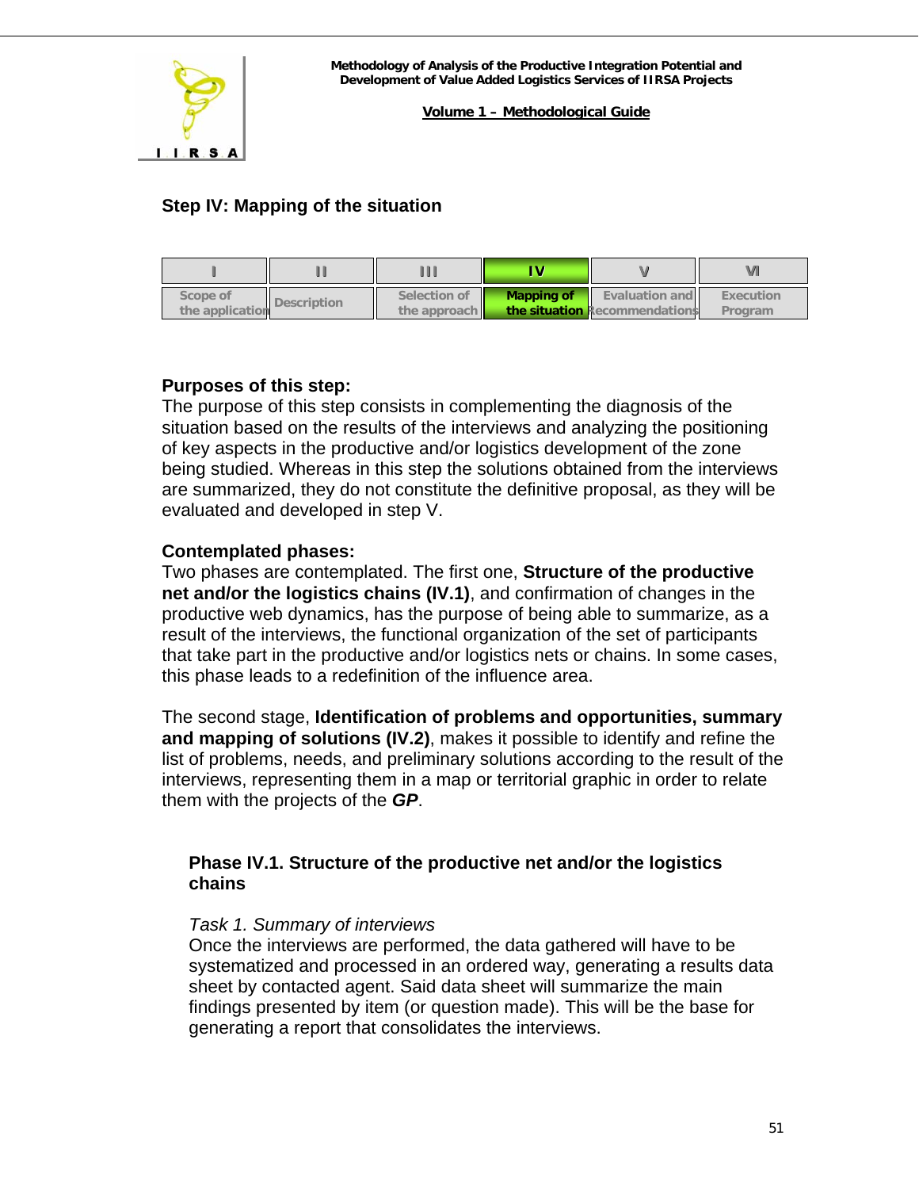## Step IV: Mapping of the situation

| I | II | III | IV | V | VI |
|---|---|---|---|---|---|
| Scope of the application | Description | Selection of the approach | **Mapping of the situation** | Evaluation and Recommendations | Execution Program |

**Purposes of this step:**
The purpose of this step consists in complementing the diagnosis of the situation based on the results of the interviews and analyzing the positioning of key aspects in the productive and/or logistics development of the zone being studied. Whereas in this step the solutions obtained from the interviews are summarized, they do not constitute the definitive proposal, as they will be evaluated and developed in step V.

**Contemplated phases:**
Two phases are contemplated. The first one, **Structure of the productive net and/or the logistics chains (IV.1)**, and confirmation of changes in the productive web dynamics, has the purpose of being able to summarize, as a result of the interviews, the functional organization of the set of participants that take part in the productive and/or logistics nets or chains. In some cases, this phase leads to a redefinition of the influence area.

The second stage, **Identification of problems and opportunities, summary and mapping of solutions (IV.2)**, makes it possible to identify and refine the list of problems, needs, and preliminary solutions according to the result of the interviews, representing them in a map or territorial graphic in order to relate them with the projects of the ***GP***.

### Phase IV.1. Structure of the productive net and/or the logistics chains

*Task 1. Summary of interviews*
Once the interviews are performed, the data gathered will have to be systematized and processed in an ordered way, generating a results data sheet by contacted agent. Said data sheet will summarize the main findings presented by item (or question made). This will be the base for generating a report that consolidates the interviews.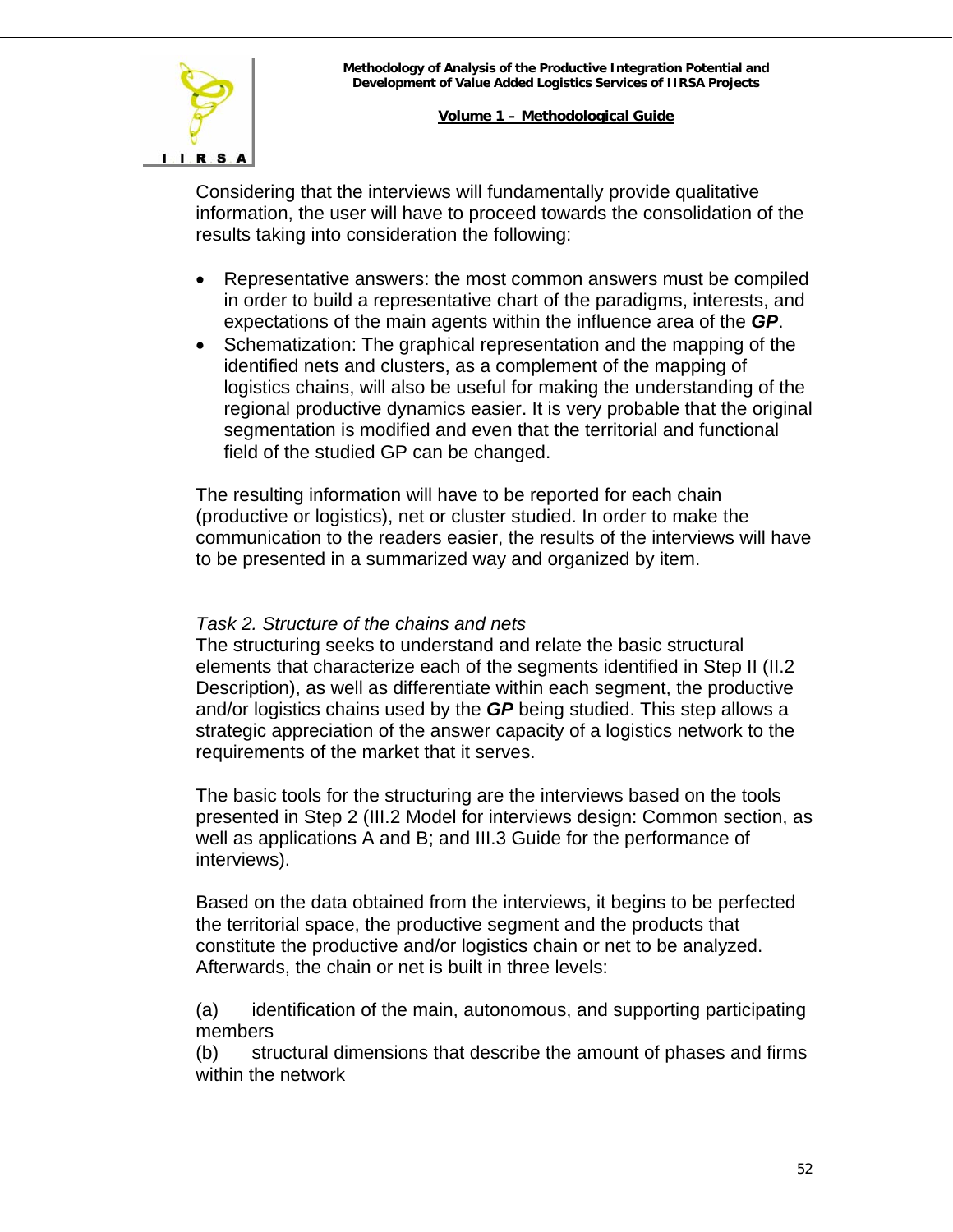Considering that the interviews will fundamentally provide qualitative information, the user will have to proceed towards the consolidation of the results taking into consideration the following:

- Representative answers: the most common answers must be compiled in order to build a representative chart of the paradigms, interests, and expectations of the main agents within the influence area of the ***GP***.
- Schematization: The graphical representation and the mapping of the identified nets and clusters, as a complement of the mapping of logistics chains, will also be useful for making the understanding of the regional productive dynamics easier. It is very probable that the original segmentation is modified and even that the territorial and functional field of the studied GP can be changed.

The resulting information will have to be reported for each chain (productive or logistics), net or cluster studied. In order to make the communication to the readers easier, the results of the interviews will have to be presented in a summarized way and organized by item.

*Task 2. Structure of the chains and nets*

The structuring seeks to understand and relate the basic structural elements that characterize each of the segments identified in Step II (II.2 Description), as well as differentiate within each segment, the productive and/or logistics chains used by the ***GP*** being studied. This step allows a strategic appreciation of the answer capacity of a logistics network to the requirements of the market that it serves.

The basic tools for the structuring are the interviews based on the tools presented in Step 2 (III.2 Model for interviews design: Common section, as well as applications A and B; and III.3 Guide for the performance of interviews).

Based on the data obtained from the interviews, it begins to be perfected the territorial space, the productive segment and the products that constitute the productive and/or logistics chain or net to be analyzed. Afterwards, the chain or net is built in three levels:

(a) identification of the main, autonomous, and supporting participating members

(b) structural dimensions that describe the amount of phases and firms within the network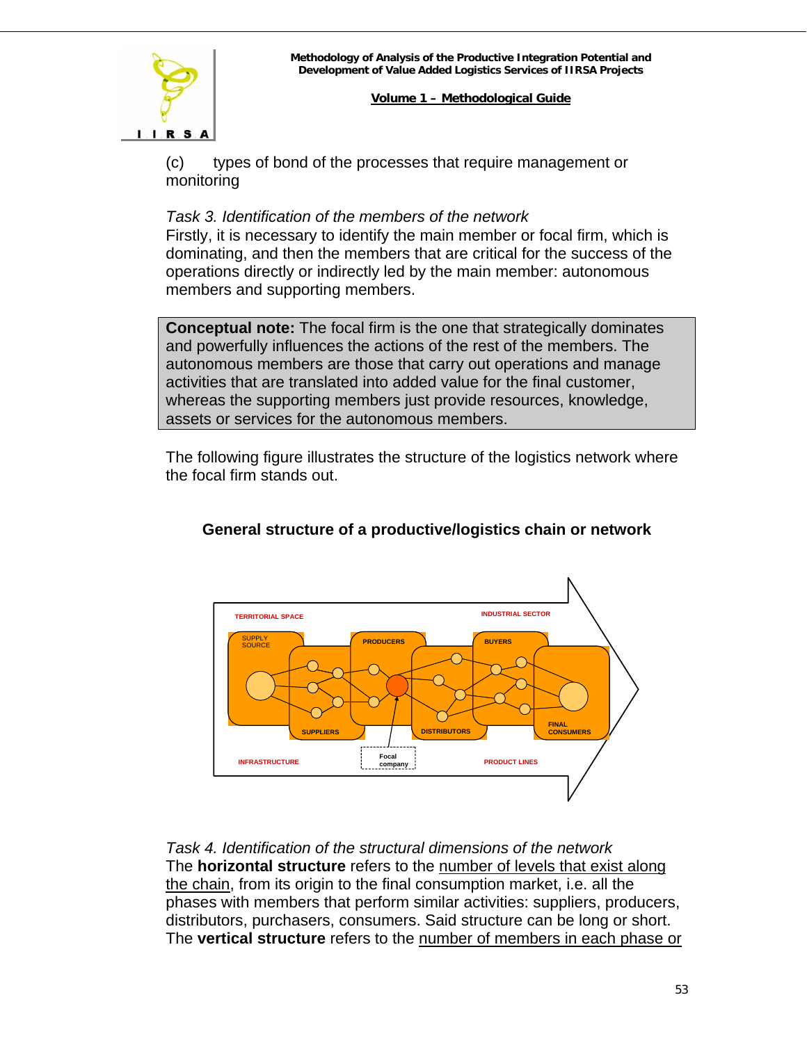(c) types of bond of the processes that require management or monitoring

*Task 3. Identification of the members of the network*

Firstly, it is necessary to identify the main member or focal firm, which is dominating, and then the members that are critical for the success of the operations directly or indirectly led by the main member: autonomous members and supporting members.

> **Conceptual note:** The focal firm is the one that strategically dominates and powerfully influences the actions of the rest of the members. The autonomous members are those that carry out operations and manage activities that are translated into added value for the final customer, whereas the supporting members just provide resources, knowledge, assets or services for the autonomous members.

The following figure illustrates the structure of the logistics network where the focal firm stands out.

**General structure of a productive/logistics chain or network**

TERRITORIAL SPACE — INDUSTRIAL SECTOR — SUPPLY SOURCE — SUPPLIERS — PRODUCERS — DISTRIBUTORS — BUYERS — FINAL CONSUMERS — Focal company — INFRASTRUCTURE — PRODUCT LINES

*Task 4. Identification of the structural dimensions of the network*

The **horizontal structure** refers to the <u>number of levels that exist along the chain</u>, from its origin to the final consumption market, i.e. all the phases with members that perform similar activities: suppliers, producers, distributors, purchasers, consumers. Said structure can be long or short. The **vertical structure** refers to the <u>number of members in each phase or</u>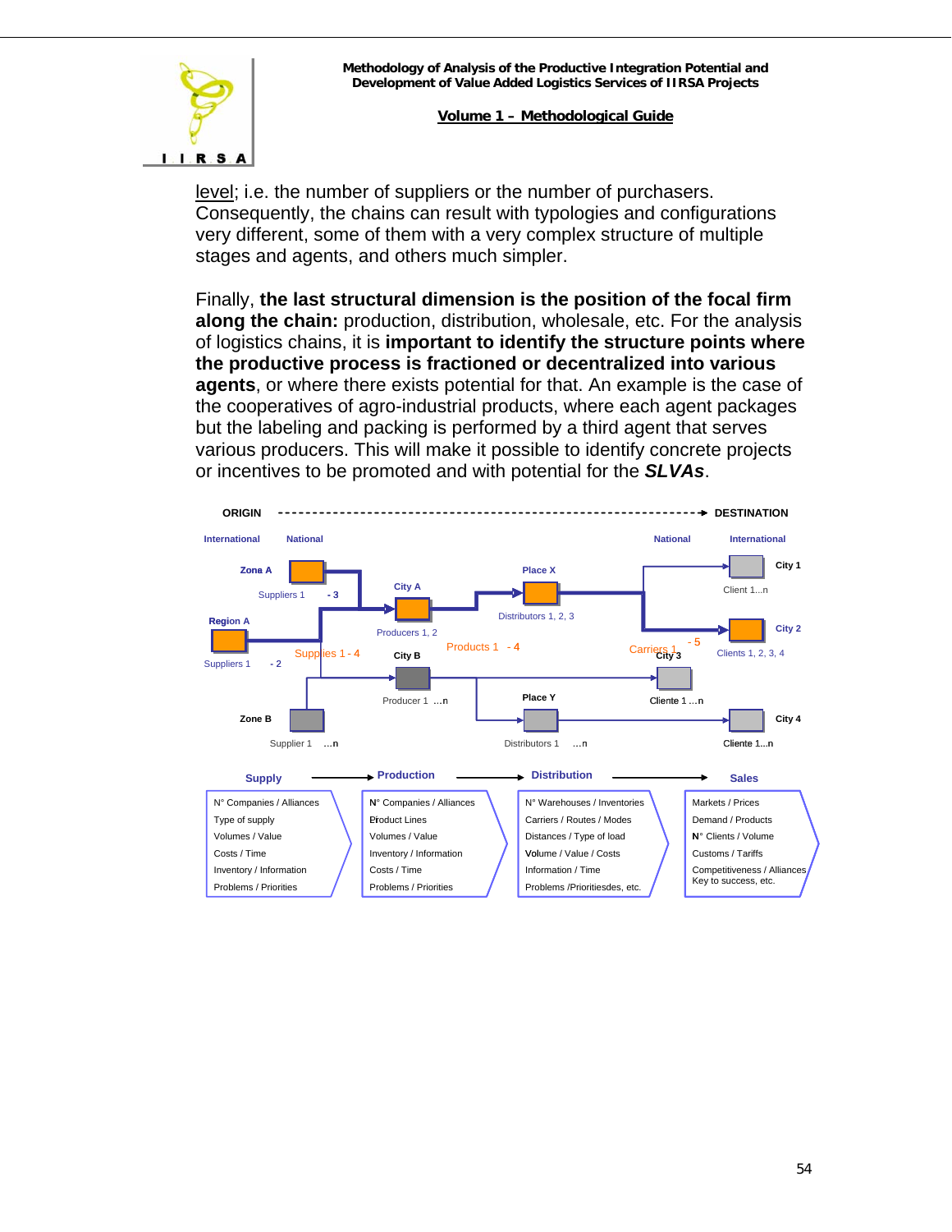level; i.e. the number of suppliers or the number of purchasers. Consequently, the chains can result with typologies and configurations very different, some of them with a very complex structure of multiple stages and agents, and others much simpler.

Finally, **the last structural dimension is the position of the focal firm along the chain:** production, distribution, wholesale, etc. For the analysis of logistics chains, it is **important to identify the structure points where the productive process is fractioned or decentralized into various agents**, or where there exists potential for that. An example is the case of the cooperatives of agro-industrial products, where each agent packages but the labeling and packing is performed by a third agent that serves various producers. This will make it possible to identify concrete projects or incentives to be promoted and with potential for the ***SLVAs***.

ORIGIN ----------------------------------------→ DESTINATION

| International | National | | | National | International |
|---|---|---|---|---|---|
| Zona A – Suppliers 1 - 3 | City A – Producers 1, 2 | Place X – Distributors 1, 2, 3 | | | City 1 – Client 1...n |
| Region A – Suppliers 1 - 2 | Supplies 1 - 4 | Products 1 - 4 | Carriers 1 - 5 | | City 2 – Clients 1, 2, 3, 4 |
| Zone B – Supplier 1 ...n | City B – Producer 1 ...n | Place Y – Distributors 1 ...n | City 3 – Cliente 1 ...n | | City 4 – Cliente 1...n |

Supply → Production → Distribution → Sales

| Supply | Production | Distribution | Sales |
|---|---|---|---|
| N° Companies / Alliances | N° Companies / Alliances | N° Warehouses / Inventories | Markets / Prices |
| Type of supply | Product Lines | Carriers / Routes / Modes | Demand / Products |
| Volumes / Value | Volumes / Value | Distances / Type of load | N° Clients / Volume |
| Costs / Time | Inventory / Information | Volume / Value / Costs | Customs / Tariffs |
| Inventory / Information | Costs / Time | Information / Time | Competitiveness / Alliances |
| Problems / Priorities | Problems / Priorities | Problems /Prioritiesdes, etc. | Key to success, etc. |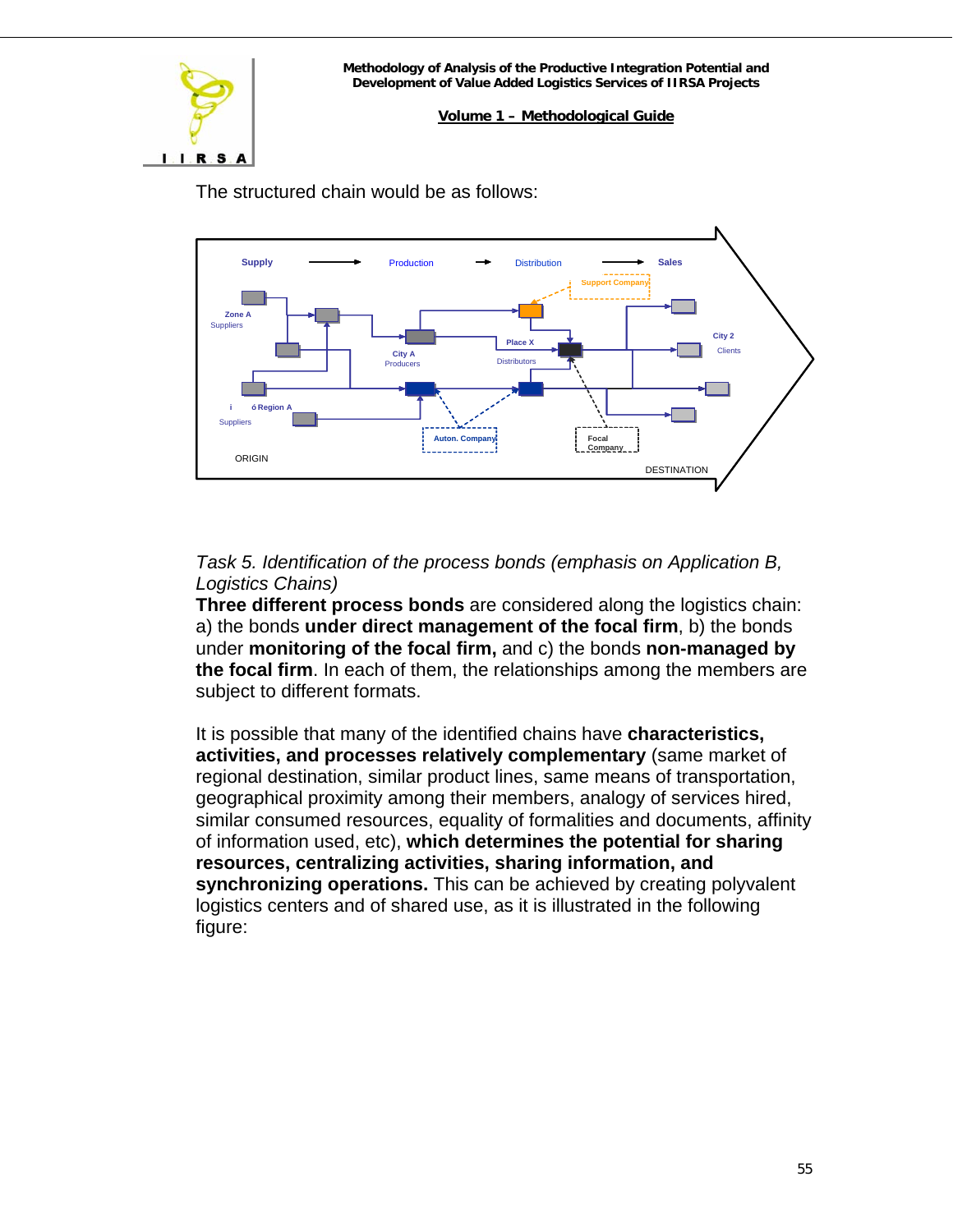The structured chain would be as follows:

*Task 5. Identification of the process bonds (emphasis on Application B, Logistics Chains)*

**Three different process bonds** are considered along the logistics chain: a) the bonds **under direct management of the focal firm**, b) the bonds under **monitoring of the focal firm,** and c) the bonds **non-managed by the focal firm**. In each of them, the relationships among the members are subject to different formats.

It is possible that many of the identified chains have **characteristics, activities, and processes relatively complementary** (same market of regional destination, similar product lines, same means of transportation, geographical proximity among their members, analogy of services hired, similar consumed resources, equality of formalities and documents, affinity of information used, etc), **which determines the potential for sharing resources, centralizing activities, sharing information, and synchronizing operations.** This can be achieved by creating polyvalent logistics centers and of shared use, as it is illustrated in the following figure: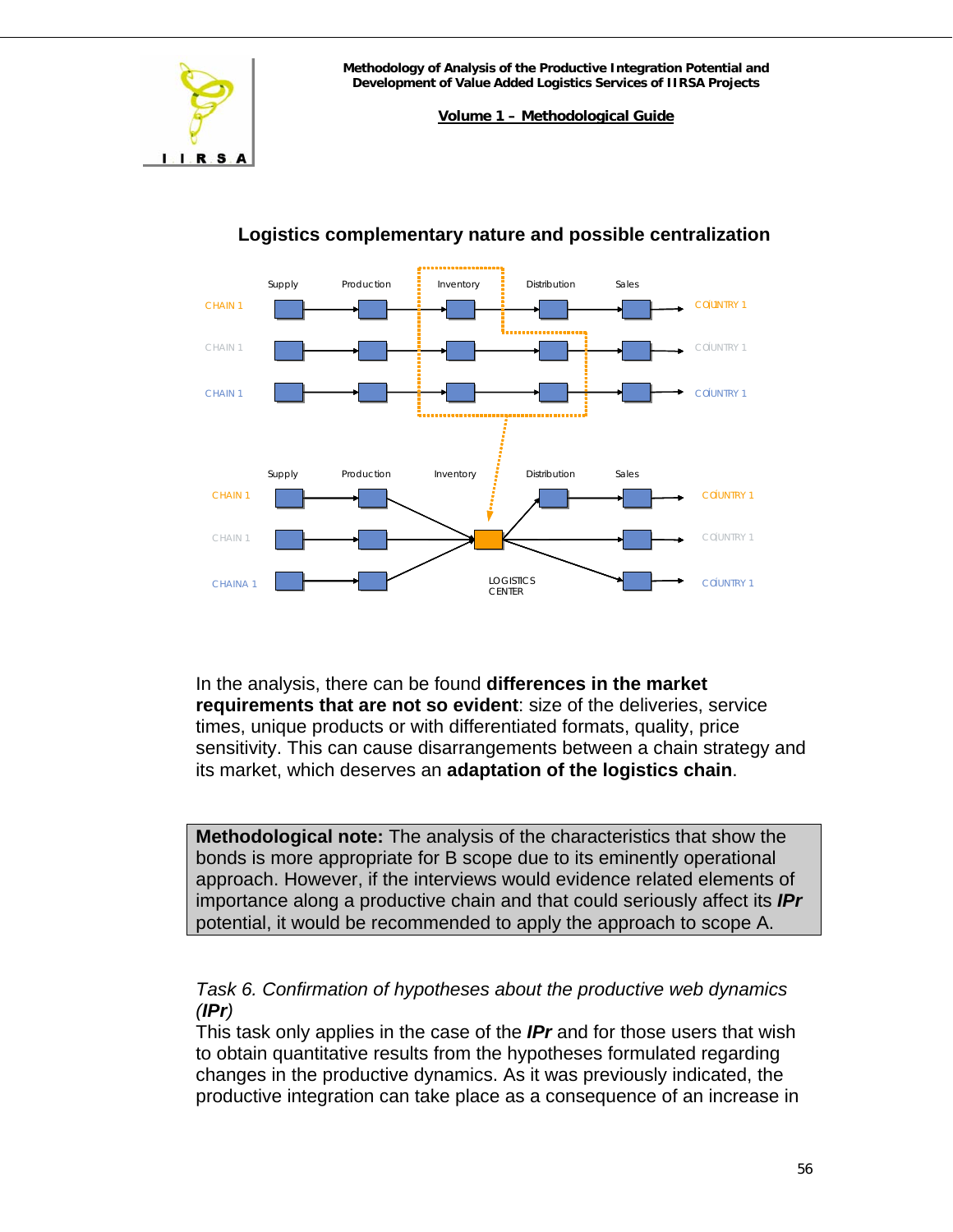**Logistics complementary nature and possible centralization**

In the analysis, there can be found **differences in the market requirements that are not so evident**: size of the deliveries, service times, unique products or with differentiated formats, quality, price sensitivity. This can cause disarrangements between a chain strategy and its market, which deserves an **adaptation of the logistics chain**.

| **Methodological note:** The analysis of the characteristics that show the bonds is more appropriate for B scope due to its eminently operational approach. However, if the interviews would evidence related elements of importance along a productive chain and that could seriously affect its ***IPr*** potential, it would be recommended to apply the approach to scope A. |
|---|

*Task 6. Confirmation of hypotheses about the productive web dynamics (**IPr**)*

This task only applies in the case of the ***IPr*** and for those users that wish to obtain quantitative results from the hypotheses formulated regarding changes in the productive dynamics. As it was previously indicated, the productive integration can take place as a consequence of an increase in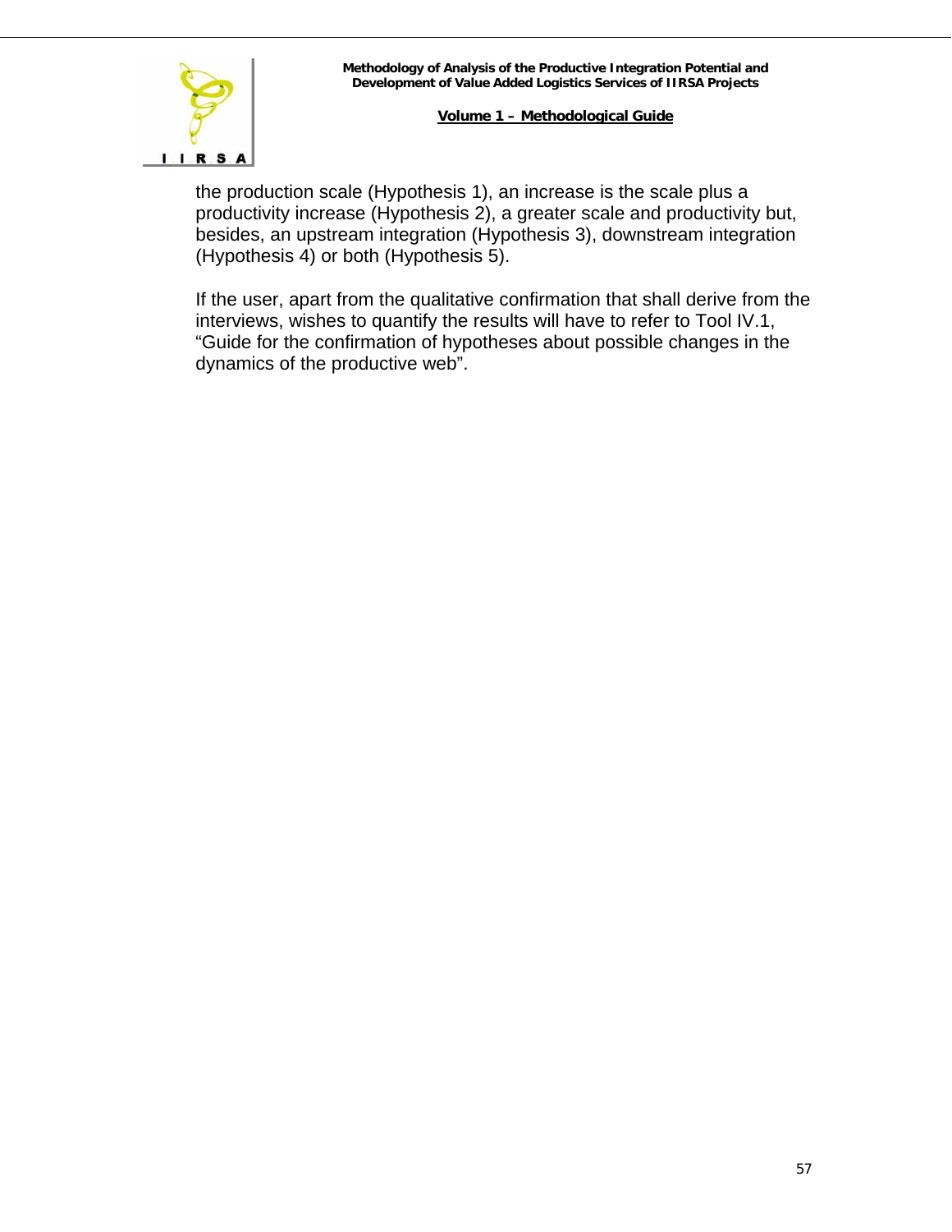the production scale (Hypothesis 1), an increase is the scale plus a productivity increase (Hypothesis 2), a greater scale and productivity but, besides, an upstream integration (Hypothesis 3), downstream integration (Hypothesis 4) or both (Hypothesis 5).

If the user, apart from the qualitative confirmation that shall derive from the interviews, wishes to quantify the results will have to refer to Tool IV.1, “Guide for the confirmation of hypotheses about possible changes in the dynamics of the productive web”.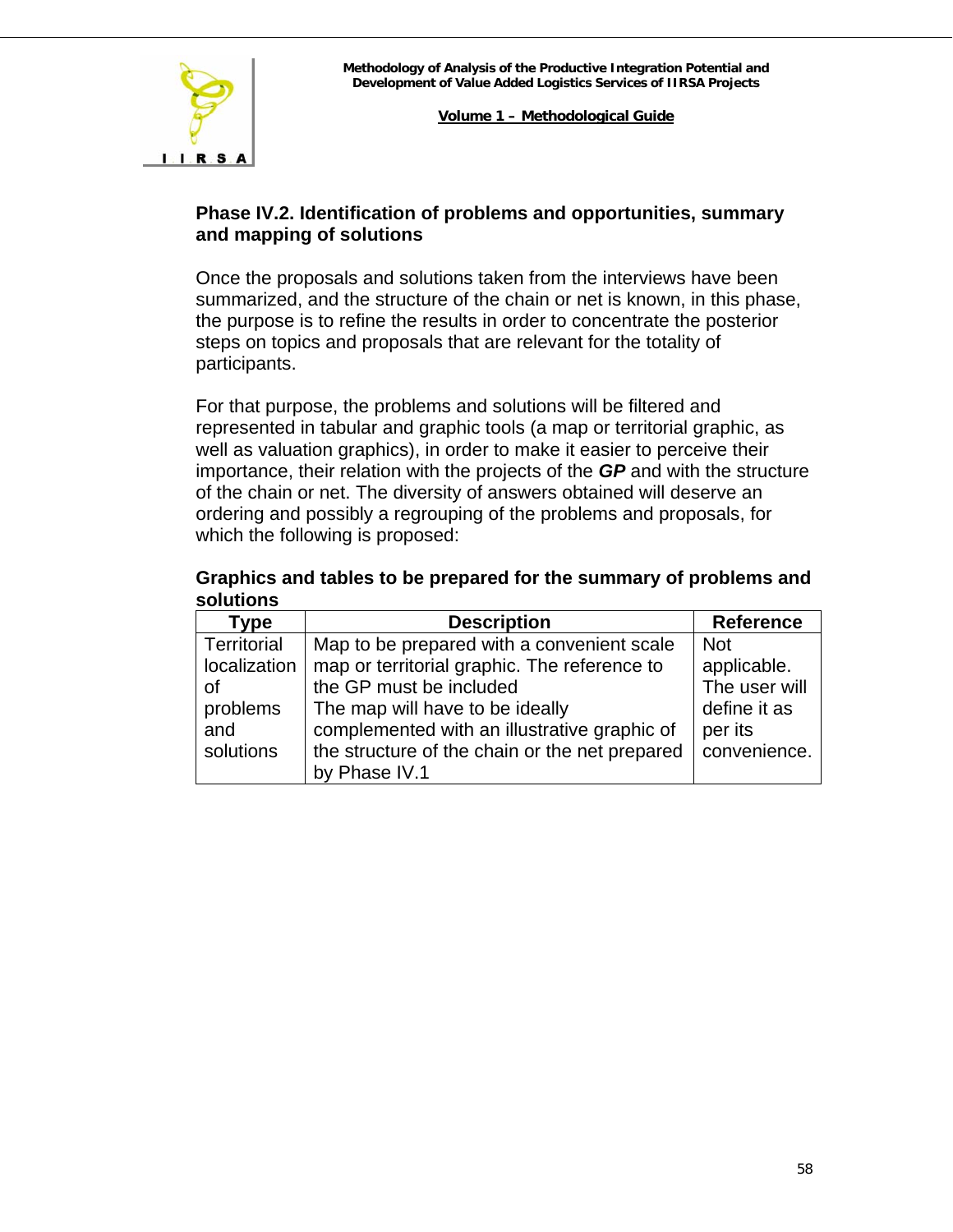### Phase IV.2. Identification of problems and opportunities, summary and mapping of solutions

Once the proposals and solutions taken from the interviews have been summarized, and the structure of the chain or net is known, in this phase, the purpose is to refine the results in order to concentrate the posterior steps on topics and proposals that are relevant for the totality of participants.

For that purpose, the problems and solutions will be filtered and represented in tabular and graphic tools (a map or territorial graphic, as well as valuation graphics), in order to make it easier to perceive their importance, their relation with the projects of the ***GP*** and with the structure of the chain or net. The diversity of answers obtained will deserve an ordering and possibly a regrouping of the problems and proposals, for which the following is proposed:

**Graphics and tables to be prepared for the summary of problems and solutions**

| Type | Description | Reference |
|---|---|---|
| Territorial localization of problems and solutions | Map to be prepared with a convenient scale map or territorial graphic. The reference to the GP must be included<br>The map will have to be ideally complemented with an illustrative graphic of the structure of the chain or the net prepared by Phase IV.1 | Not applicable. The user will define it as per its convenience. |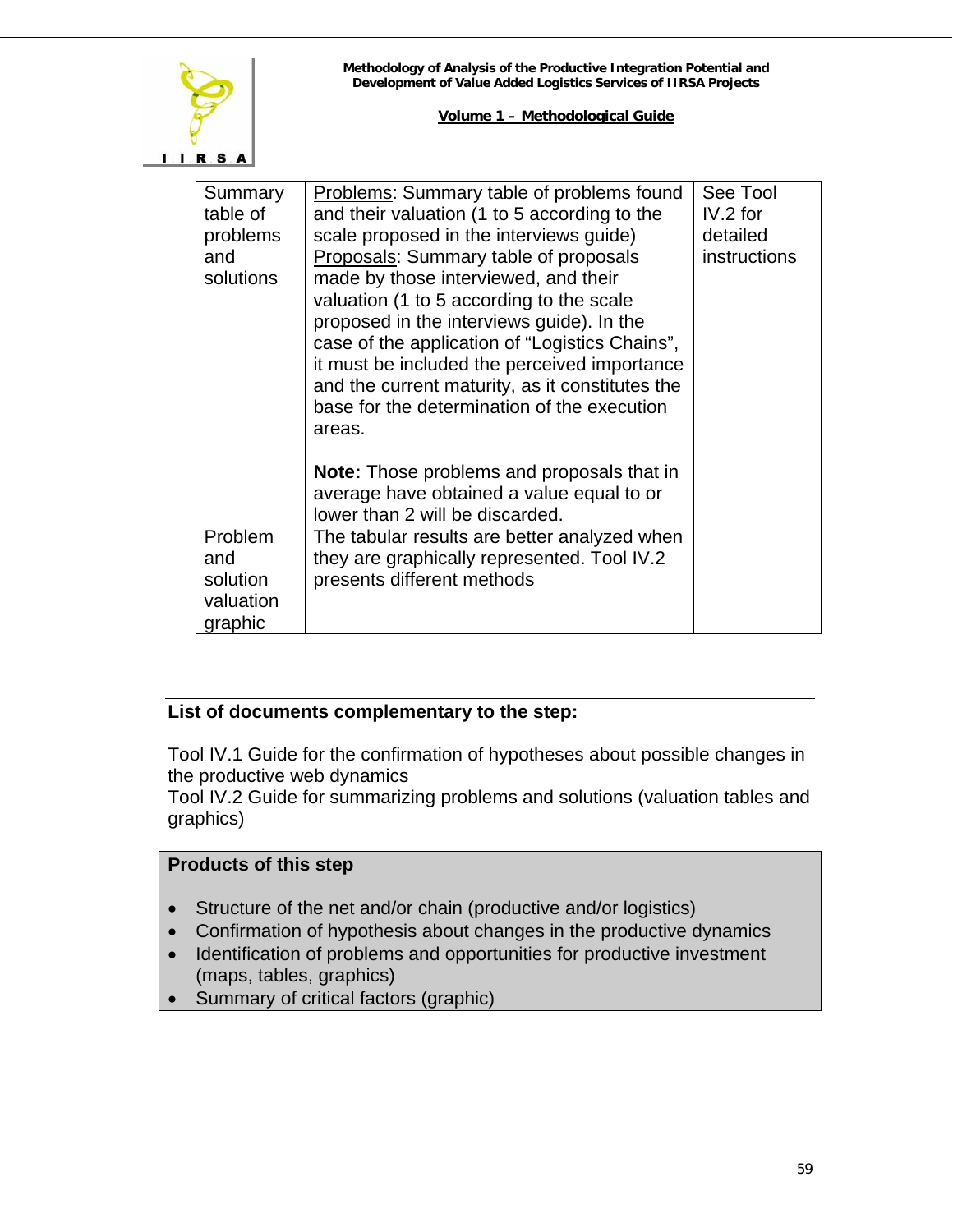| | | |
|---|---|---|
| Summary table of problems and solutions | Problems: Summary table of problems found and their valuation (1 to 5 according to the scale proposed in the interviews guide)<br>Proposals: Summary table of proposals made by those interviewed, and their valuation (1 to 5 according to the scale proposed in the interviews guide). In the case of the application of "Logistics Chains", it must be included the perceived importance and the current maturity, as it constitutes the base for the determination of the execution areas.<br><br>**Note:** Those problems and proposals that in average have obtained a value equal to or lower than 2 will be discarded. | See Tool IV.2 for detailed instructions |
| Problem and solution valuation graphic | The tabular results are better analyzed when they are graphically represented. Tool IV.2 presents different methods | |

**List of documents complementary to the step:**

Tool IV.1 Guide for the confirmation of hypotheses about possible changes in the productive web dynamics
Tool IV.2 Guide for summarizing problems and solutions (valuation tables and graphics)

**Products of this step**

- Structure of the net and/or chain (productive and/or logistics)
- Confirmation of hypothesis about changes in the productive dynamics
- Identification of problems and opportunities for productive investment (maps, tables, graphics)
- Summary of critical factors (graphic)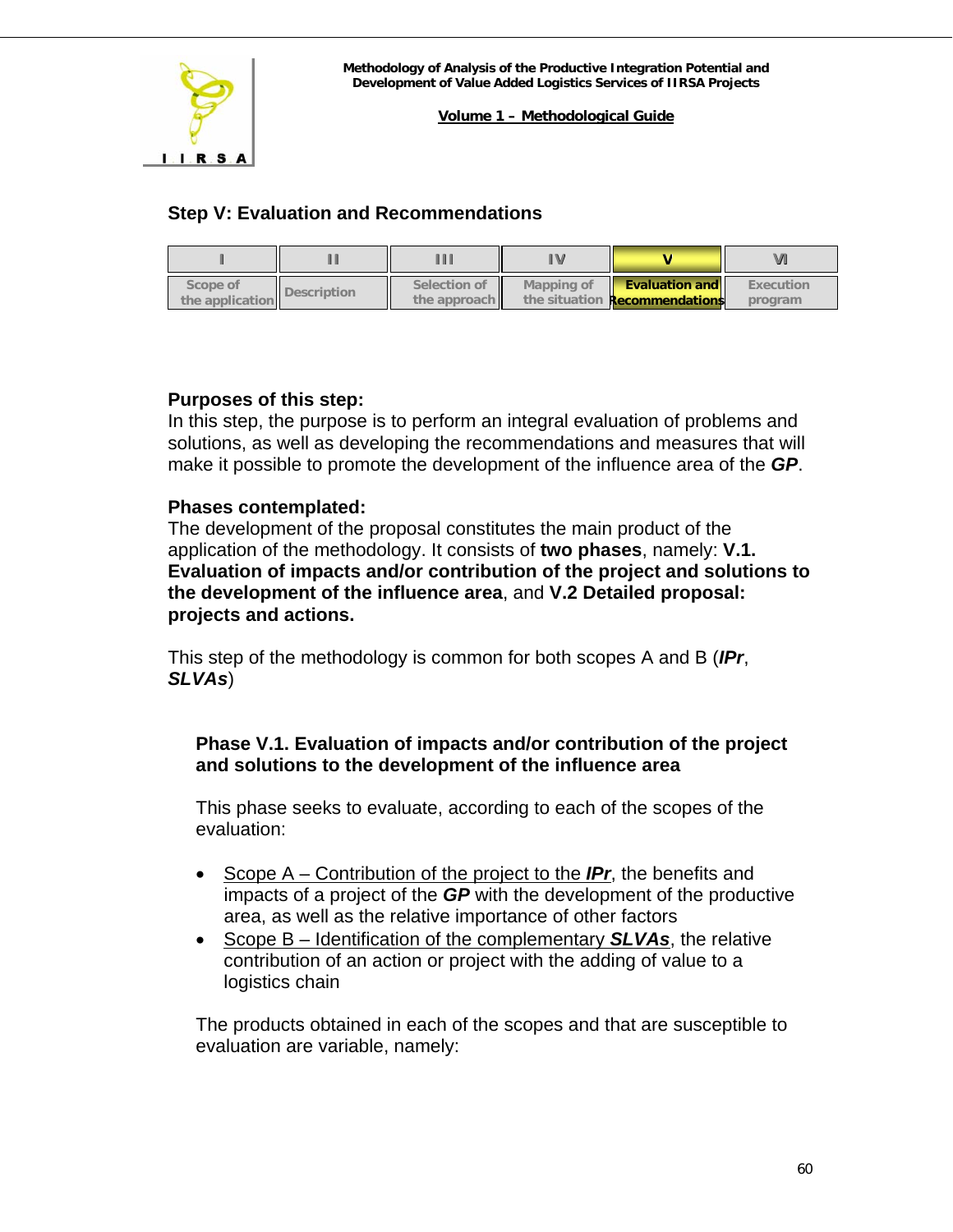## Step V: Evaluation and Recommendations

| I | II | III | IV | V | VI |
|---|---|---|---|---|---|
| Scope of the application | Description | Selection of the approach | Mapping of the situation | Evaluation and Recommendations | Execution program |

**Purposes of this step:**
In this step, the purpose is to perform an integral evaluation of problems and solutions, as well as developing the recommendations and measures that will make it possible to promote the development of the influence area of the ***GP***.

**Phases contemplated:**
The development of the proposal constitutes the main product of the application of the methodology. It consists of **two phases**, namely: **V.1. Evaluation of impacts and/or contribution of the project and solutions to the development of the influence area**, and **V.2 Detailed proposal: projects and actions.**

This step of the methodology is common for both scopes A and B (***IPr***, ***SLVAs***)

### Phase V.1. Evaluation of impacts and/or contribution of the project and solutions to the development of the influence area

This phase seeks to evaluate, according to each of the scopes of the evaluation:

- <u>Scope A – Contribution of the project to the ***IPr***</u>, the benefits and impacts of a project of the ***GP*** with the development of the productive area, as well as the relative importance of other factors
- <u>Scope B – Identification of the complementary ***SLVAs***</u>, the relative contribution of an action or project with the adding of value to a logistics chain

The products obtained in each of the scopes and that are susceptible to evaluation are variable, namely: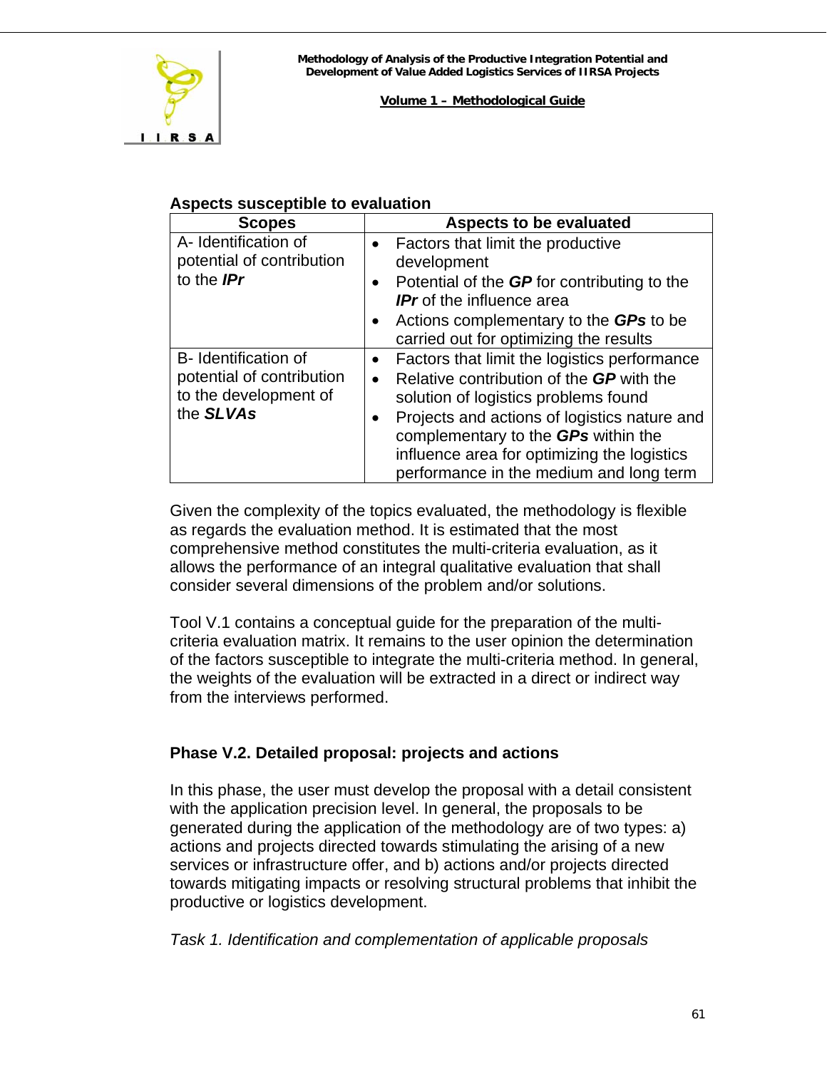**Aspects susceptible to evaluation**

| Scopes | Aspects to be evaluated |
|---|---|
| A- Identification of potential of contribution to the ***IPr*** | • Factors that limit the productive development<br>• Potential of the ***GP*** for contributing to the ***IPr*** of the influence area<br>• Actions complementary to the ***GPs*** to be carried out for optimizing the results |
| B- Identification of potential of contribution to the development of the ***SLVAs*** | • Factors that limit the logistics performance<br>• Relative contribution of the ***GP*** with the solution of logistics problems found<br>• Projects and actions of logistics nature and complementary to the ***GPs*** within the influence area for optimizing the logistics performance in the medium and long term |

Given the complexity of the topics evaluated, the methodology is flexible as regards the evaluation method. It is estimated that the most comprehensive method constitutes the multi-criteria evaluation, as it allows the performance of an integral qualitative evaluation that shall consider several dimensions of the problem and/or solutions.

Tool V.1 contains a conceptual guide for the preparation of the multi-criteria evaluation matrix. It remains to the user opinion the determination of the factors susceptible to integrate the multi-criteria method. In general, the weights of the evaluation will be extracted in a direct or indirect way from the interviews performed.

### Phase V.2. Detailed proposal: projects and actions

In this phase, the user must develop the proposal with a detail consistent with the application precision level. In general, the proposals to be generated during the application of the methodology are of two types: a) actions and projects directed towards stimulating the arising of a new services or infrastructure offer, and b) actions and/or projects directed towards mitigating impacts or resolving structural problems that inhibit the productive or logistics development.

*Task 1. Identification and complementation of applicable proposals*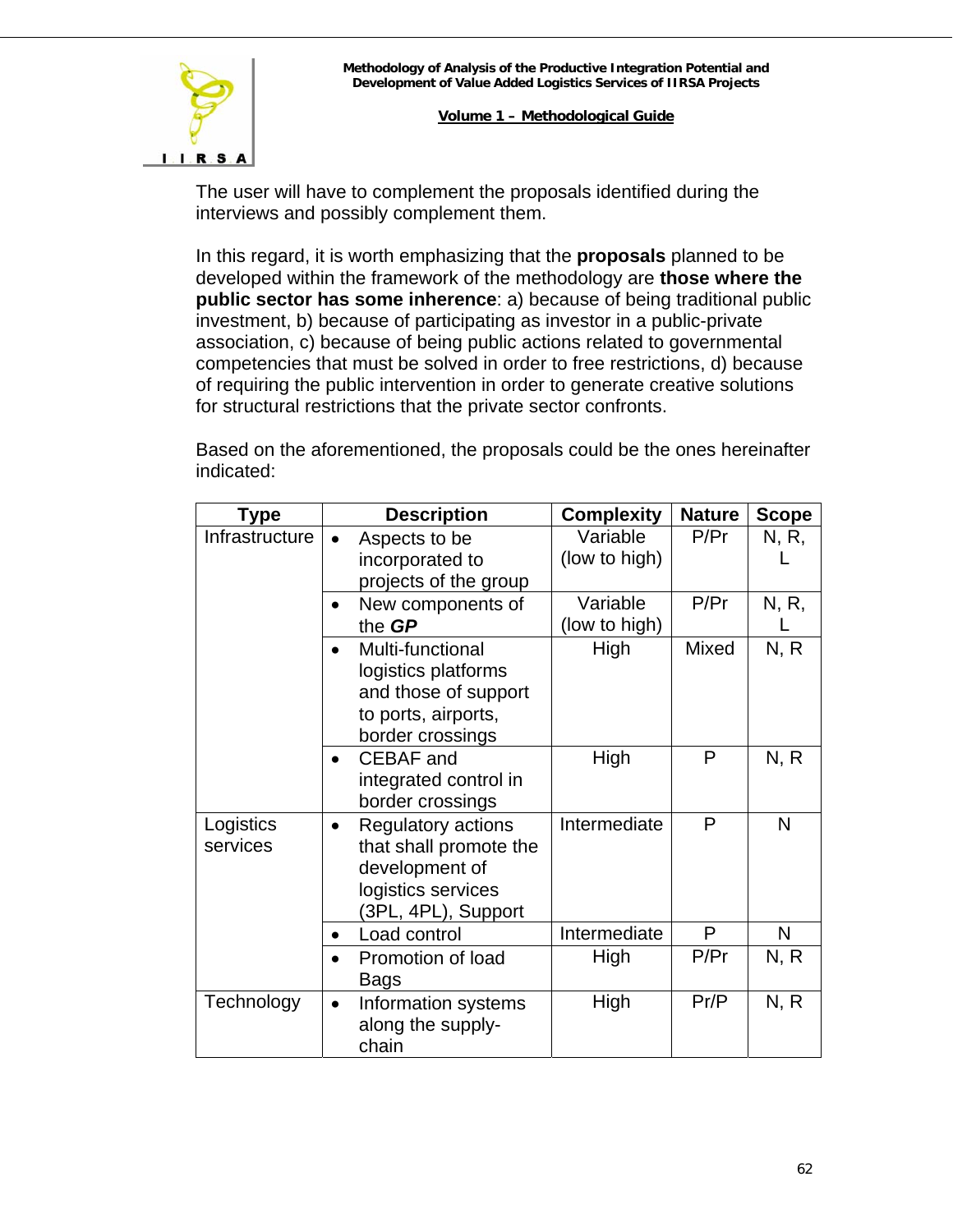The user will have to complement the proposals identified during the interviews and possibly complement them.

In this regard, it is worth emphasizing that the **proposals** planned to be developed within the framework of the methodology are **those where the public sector has some inherence**: a) because of being traditional public investment, b) because of participating as investor in a public-private association, c) because of being public actions related to governmental competencies that must be solved in order to free restrictions, d) because of requiring the public intervention in order to generate creative solutions for structural restrictions that the private sector confronts.

Based on the aforementioned, the proposals could be the ones hereinafter indicated:

| Type | Description | Complexity | Nature | Scope |
|---|---|---|---|---|
| Infrastructure | • Aspects to be incorporated to projects of the group | Variable (low to high) | P/Pr | N, R, L |
| | • New components of the ***GP*** | Variable (low to high) | P/Pr | N, R, L |
| | • Multi-functional logistics platforms and those of support to ports, airports, border crossings | High | Mixed | N, R |
| | • CEBAF and integrated control in border crossings | High | P | N, R |
| Logistics services | • Regulatory actions that shall promote the development of logistics services (3PL, 4PL), Support | Intermediate | P | N |
| | • Load control | Intermediate | P | N |
| | • Promotion of load Bags | High | P/Pr | N, R |
| Technology | • Information systems along the supply-chain | High | Pr/P | N, R |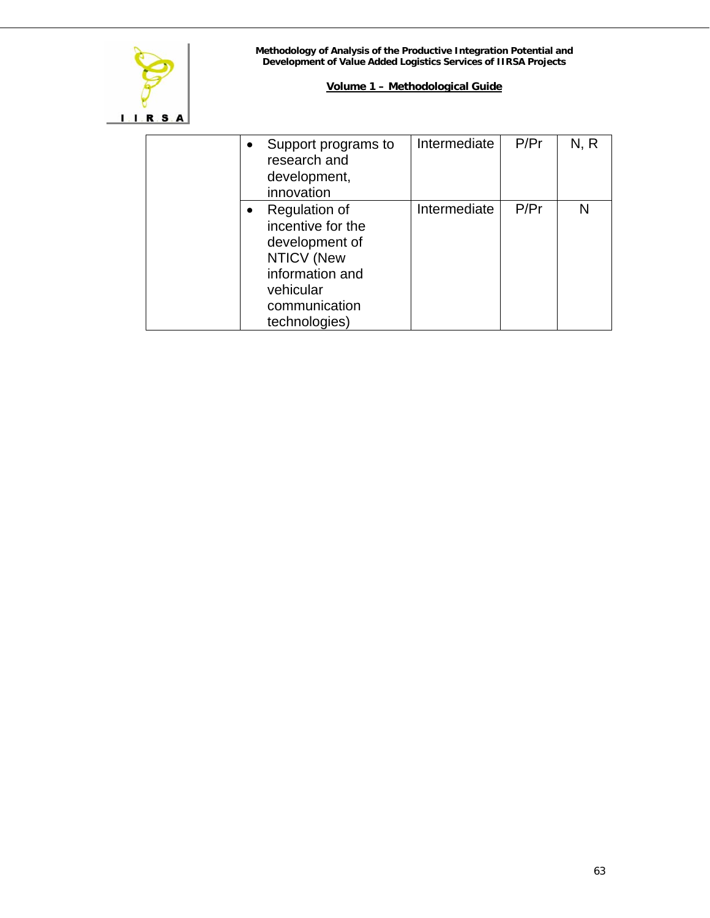| | | | | |
|---|---|---|---|---|
| | • Support programs to research and development, innovation | Intermediate | P/Pr | N, R |
| | • Regulation of incentive for the development of NTICV (New information and vehicular communication technologies) | Intermediate | P/Pr | N |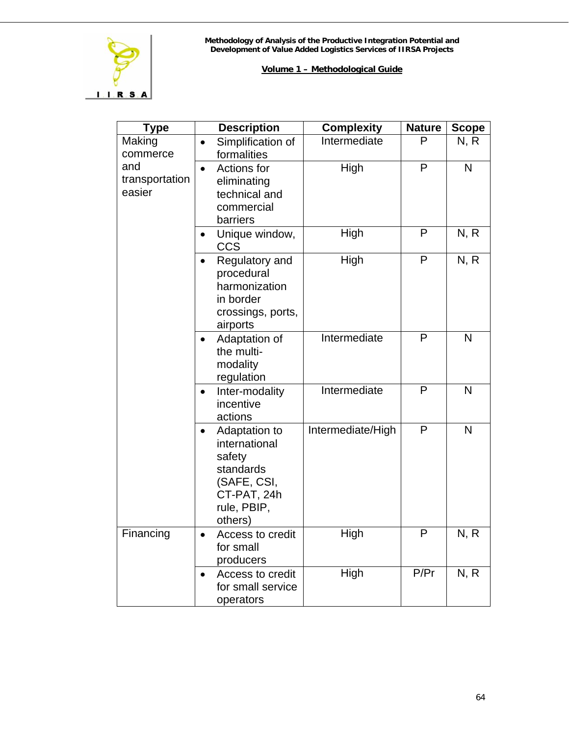| Type | Description | Complexity | Nature | Scope |
|---|---|---|---|---|
| Making commerce and transportation easier | • Simplification of formalities | Intermediate | P | N, R |
| | • Actions for eliminating technical and commercial barriers | High | P | N |
| | • Unique window, CCS | High | P | N, R |
| | • Regulatory and procedural harmonization in border crossings, ports, airports | High | P | N, R |
| | • Adaptation of the multi-modality regulation | Intermediate | P | N |
| | • Inter-modality incentive actions | Intermediate | P | N |
| | • Adaptation to international safety standards (SAFE, CSI, CT-PAT, 24h rule, PBIP, others) | Intermediate/High | P | N |
| Financing | • Access to credit for small producers | High | P | N, R |
| | • Access to credit for small service operators | High | P/Pr | N, R |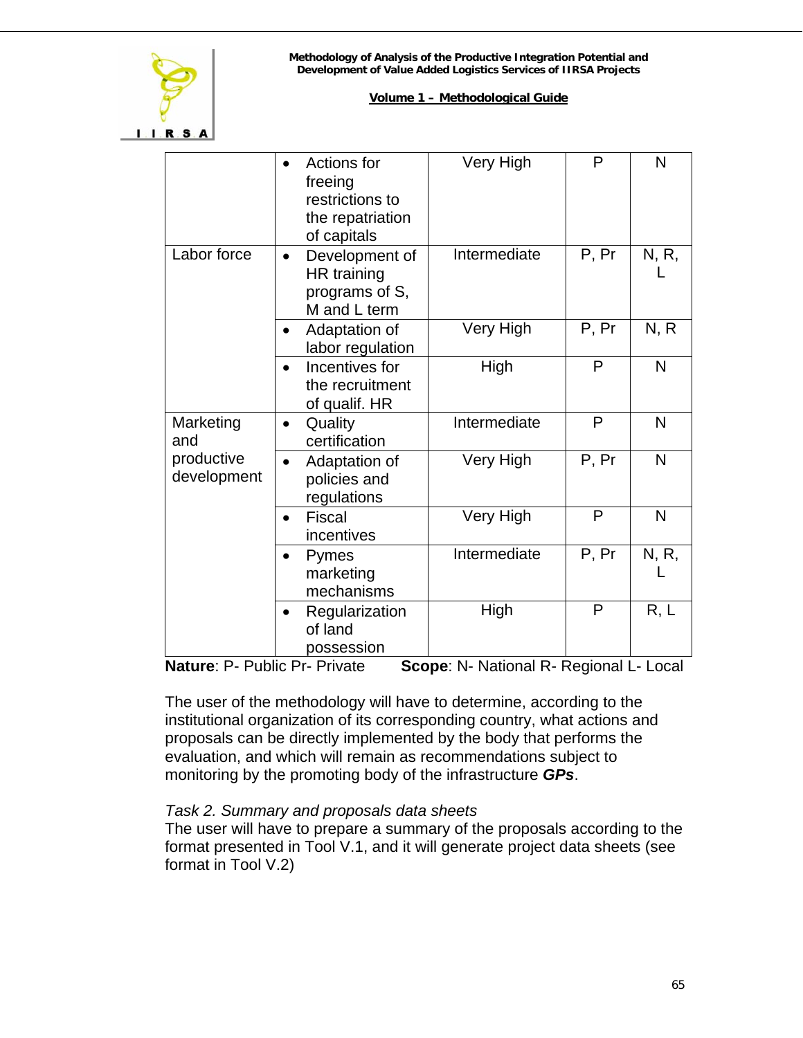| | | | | |
|---|---|---|---|---|
| | • Actions for freeing restrictions to the repatriation of capitals | Very High | P | N |
| Labor force | • Development of HR training programs of S, M and L term | Intermediate | P, Pr | N, R, L |
| | • Adaptation of labor regulation | Very High | P, Pr | N, R |
| | • Incentives for the recruitment of qualif. HR | High | P | N |
| Marketing and productive development | • Quality certification | Intermediate | P | N |
| | • Adaptation of policies and regulations | Very High | P, Pr | N |
| | • Fiscal incentives | Very High | P | N |
| | • Pymes marketing mechanisms | Intermediate | P, Pr | N, R, L |
| | • Regularization of land possession | High | P | R, L |

**Nature**: P- Public Pr- Private **Scope**: N- National R- Regional L- Local

The user of the methodology will have to determine, according to the institutional organization of its corresponding country, what actions and proposals can be directly implemented by the body that performs the evaluation, and which will remain as recommendations subject to monitoring by the promoting body of the infrastructure ***GPs***.

*Task 2. Summary and proposals data sheets*

The user will have to prepare a summary of the proposals according to the format presented in Tool V.1, and it will generate project data sheets (see format in Tool V.2)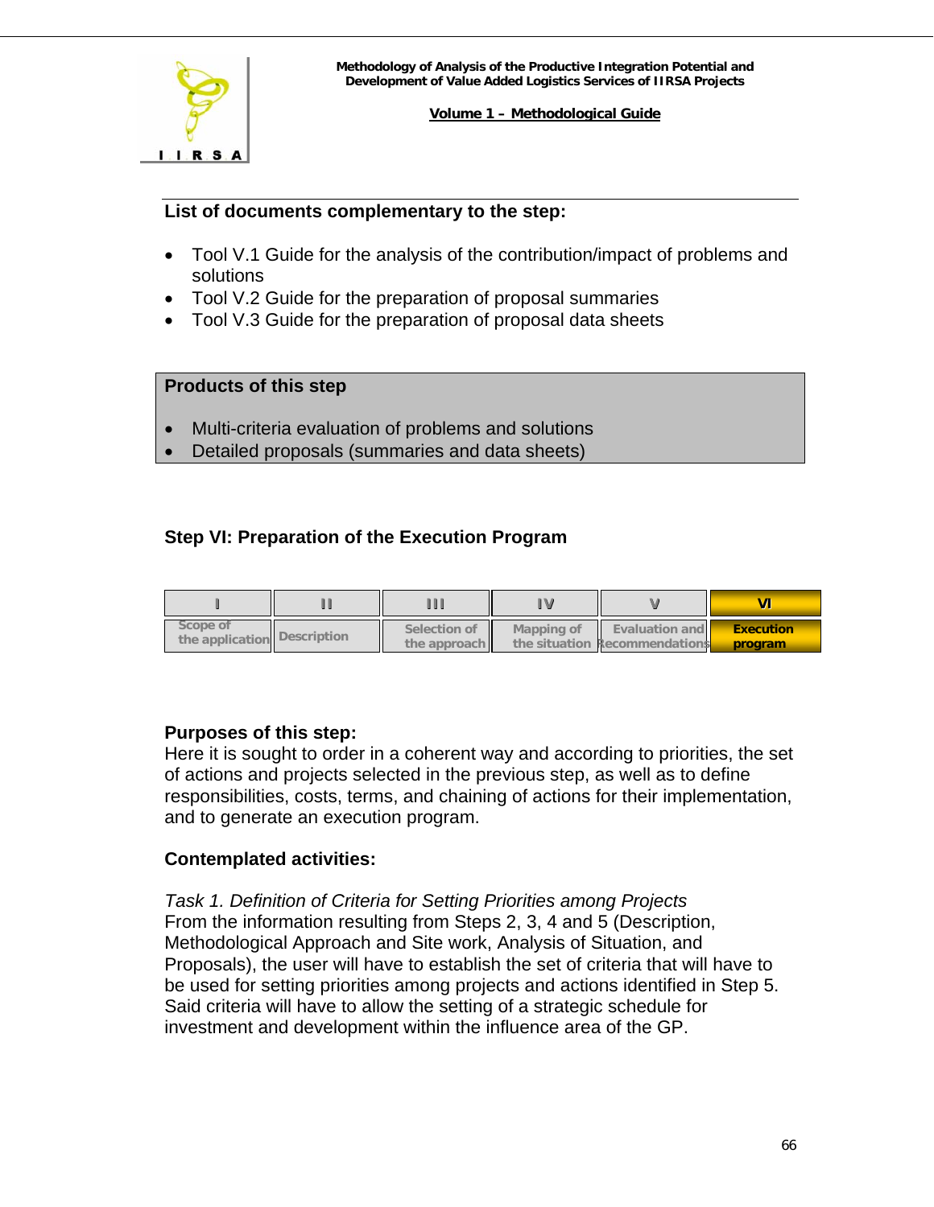**List of documents complementary to the step:**

- Tool V.1 Guide for the analysis of the contribution/impact of problems and solutions
- Tool V.2 Guide for the preparation of proposal summaries
- Tool V.3 Guide for the preparation of proposal data sheets

**Products of this step**

- Multi-criteria evaluation of problems and solutions
- Detailed proposals (summaries and data sheets)

### Step VI: Preparation of the Execution Program

| I | II | III | IV | V | VI |
|---|---|---|---|---|---|
| Scope of the application | Description | Selection of the approach | Mapping of the situation | Evaluation and Recommendations | Execution program |

**Purposes of this step:**
Here it is sought to order in a coherent way and according to priorities, the set of actions and projects selected in the previous step, as well as to define responsibilities, costs, terms, and chaining of actions for their implementation, and to generate an execution program.

**Contemplated activities:**

*Task 1. Definition of Criteria for Setting Priorities among Projects*
From the information resulting from Steps 2, 3, 4 and 5 (Description, Methodological Approach and Site work, Analysis of Situation, and Proposals), the user will have to establish the set of criteria that will have to be used for setting priorities among projects and actions identified in Step 5. Said criteria will have to allow the setting of a strategic schedule for investment and development within the influence area of the GP.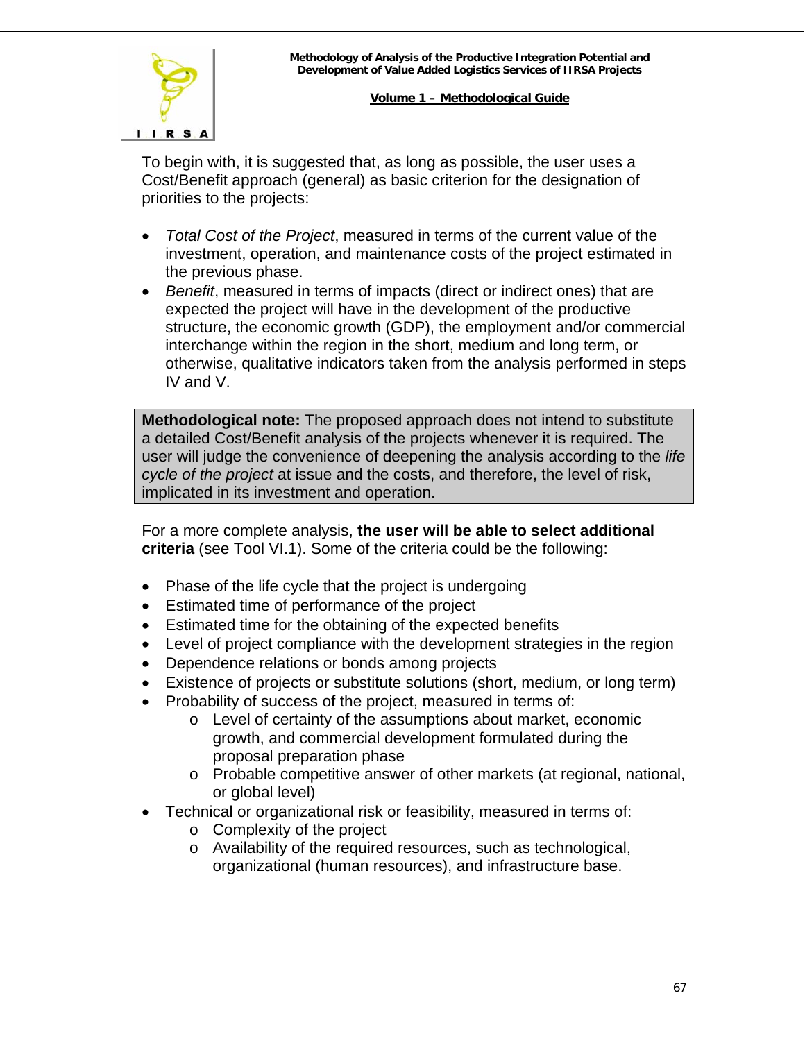To begin with, it is suggested that, as long as possible, the user uses a Cost/Benefit approach (general) as basic criterion for the designation of priorities to the projects:

- *Total Cost of the Project*, measured in terms of the current value of the investment, operation, and maintenance costs of the project estimated in the previous phase.
- *Benefit*, measured in terms of impacts (direct or indirect ones) that are expected the project will have in the development of the productive structure, the economic growth (GDP), the employment and/or commercial interchange within the region in the short, medium and long term, or otherwise, qualitative indicators taken from the analysis performed in steps IV and V.

> **Methodological note:** The proposed approach does not intend to substitute a detailed Cost/Benefit analysis of the projects whenever it is required. The user will judge the convenience of deepening the analysis according to the *life cycle of the project* at issue and the costs, and therefore, the level of risk, implicated in its investment and operation.

For a more complete analysis, **the user will be able to select additional criteria** (see Tool VI.1). Some of the criteria could be the following:

- Phase of the life cycle that the project is undergoing
- Estimated time of performance of the project
- Estimated time for the obtaining of the expected benefits
- Level of project compliance with the development strategies in the region
- Dependence relations or bonds among projects
- Existence of projects or substitute solutions (short, medium, or long term)
- Probability of success of the project, measured in terms of:
  - Level of certainty of the assumptions about market, economic growth, and commercial development formulated during the proposal preparation phase
  - Probable competitive answer of other markets (at regional, national, or global level)
- Technical or organizational risk or feasibility, measured in terms of:
  - Complexity of the project
  - Availability of the required resources, such as technological, organizational (human resources), and infrastructure base.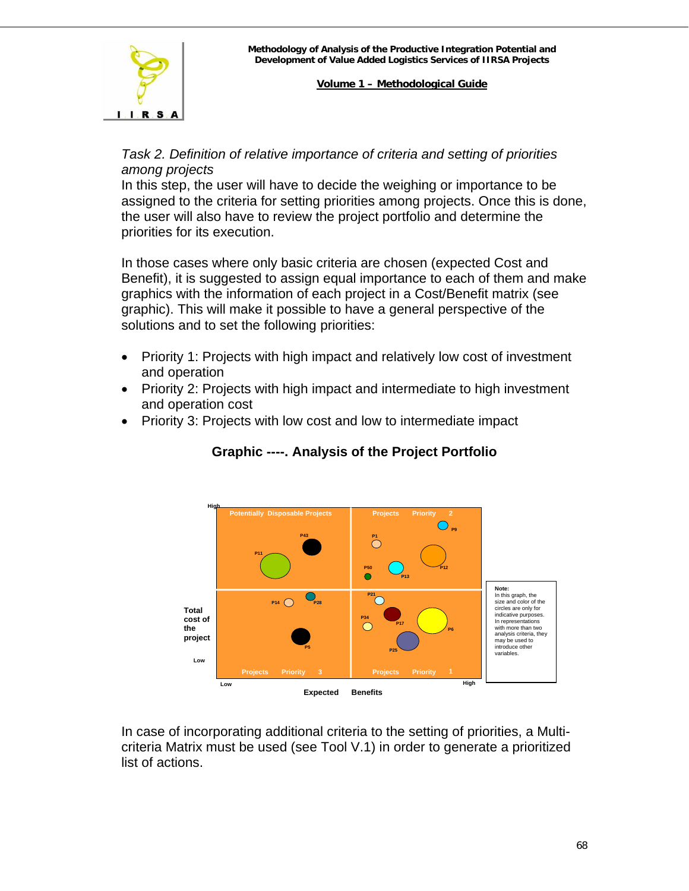*Task 2. Definition of relative importance of criteria and setting of priorities among projects*

In this step, the user will have to decide the weighing or importance to be assigned to the criteria for setting priorities among projects. Once this is done, the user will also have to review the project portfolio and determine the priorities for its execution.

In those cases where only basic criteria are chosen (expected Cost and Benefit), it is suggested to assign equal importance to each of them and make graphics with the information of each project in a Cost/Benefit matrix (see graphic). This will make it possible to have a general perspective of the solutions and to set the following priorities:

- Priority 1: Projects with high impact and relatively low cost of investment and operation
- Priority 2: Projects with high impact and intermediate to high investment and operation cost
- Priority 3: Projects with low cost and low to intermediate impact

**Graphic ----. Analysis of the Project Portfolio**

High

Potentially Disposable Projects | Projects Priority 2

P43, P11 | P1, P9, P12, P50, P13

Total cost of the project

P14, P28, P5 | P21, P34, P17, P6, P25

Low

Projects Priority 3 | Projects Priority 1

Low — Expected Benefits — High

**Note:** In this graph, the size and color of the circles are only for indicative purposes. In representations with more than two analysis criteria, they may be used to introduce other variables.

In case of incorporating additional criteria to the setting of priorities, a Multi-criteria Matrix must be used (see Tool V.1) in order to generate a prioritized list of actions.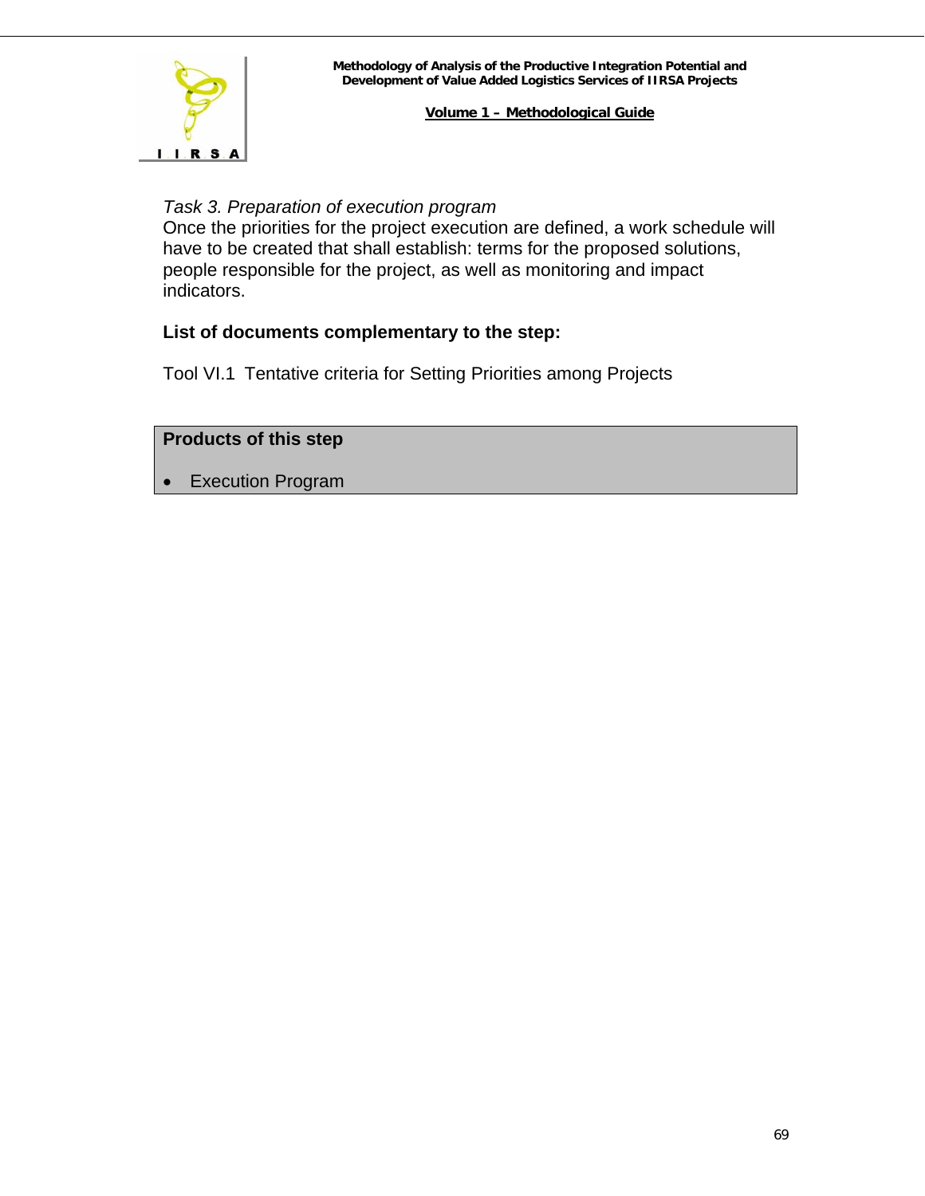*Task 3. Preparation of execution program*

Once the priorities for the project execution are defined, a work schedule will have to be created that shall establish: terms for the proposed solutions, people responsible for the project, as well as monitoring and impact indicators.

**List of documents complementary to the step:**

Tool VI.1 Tentative criteria for Setting Priorities among Projects

**Products of this step**

- Execution Program